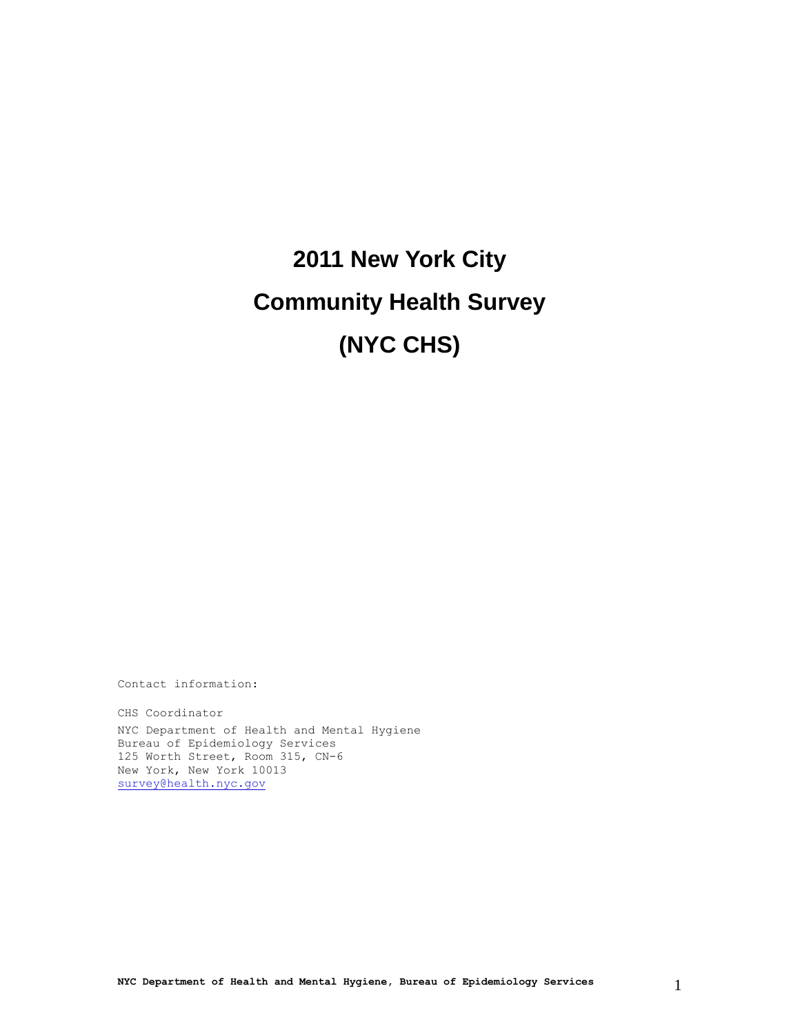# 2011 New York City

# Community Health Survey

# (NYC CHS)

Contact information:

CHS Coordinator

NYC Department of Health and Mental Hygiene
Bureau of Epidemiology Services
125 Worth Street, Room 315, CN-6
New York, New York 10013
survey@health.nyc.gov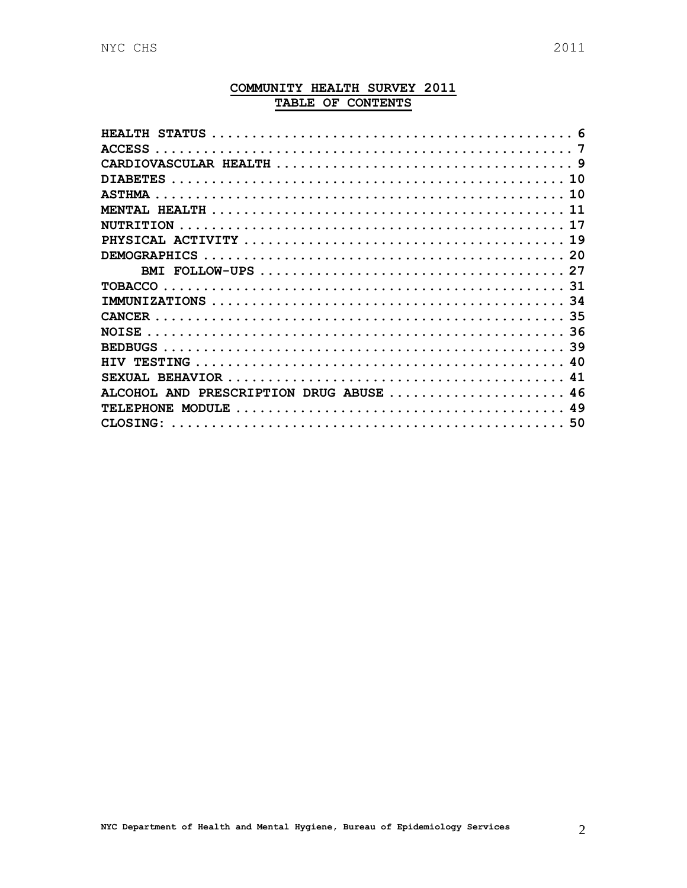# COMMUNITY HEALTH SURVEY 2011

## TABLE OF CONTENTS

| Section | Page |
|---|---|
| **HEALTH STATUS** | 6 |
| **ACCESS** | 7 |
| **CARDIOVASCULAR HEALTH** | 9 |
| **DIABETES** | 10 |
| **ASTHMA** | 10 |
| **MENTAL HEALTH** | 11 |
| **NUTRITION** | 17 |
| **PHYSICAL ACTIVITY** | 19 |
| **DEMOGRAPHICS** | 20 |
| &nbsp;&nbsp;&nbsp;&nbsp;**BMI FOLLOW-UPS** | 27 |
| **TOBACCO** | 31 |
| **IMMUNIZATIONS** | 34 |
| **CANCER** | 35 |
| **NOISE** | 36 |
| **BEDBUGS** | 39 |
| **HIV TESTING** | 40 |
| **SEXUAL BEHAVIOR** | 41 |
| **ALCOHOL AND PRESCRIPTION DRUG ABUSE** | 46 |
| **TELEPHONE MODULE** | 49 |
| **CLOSING:** | 50 |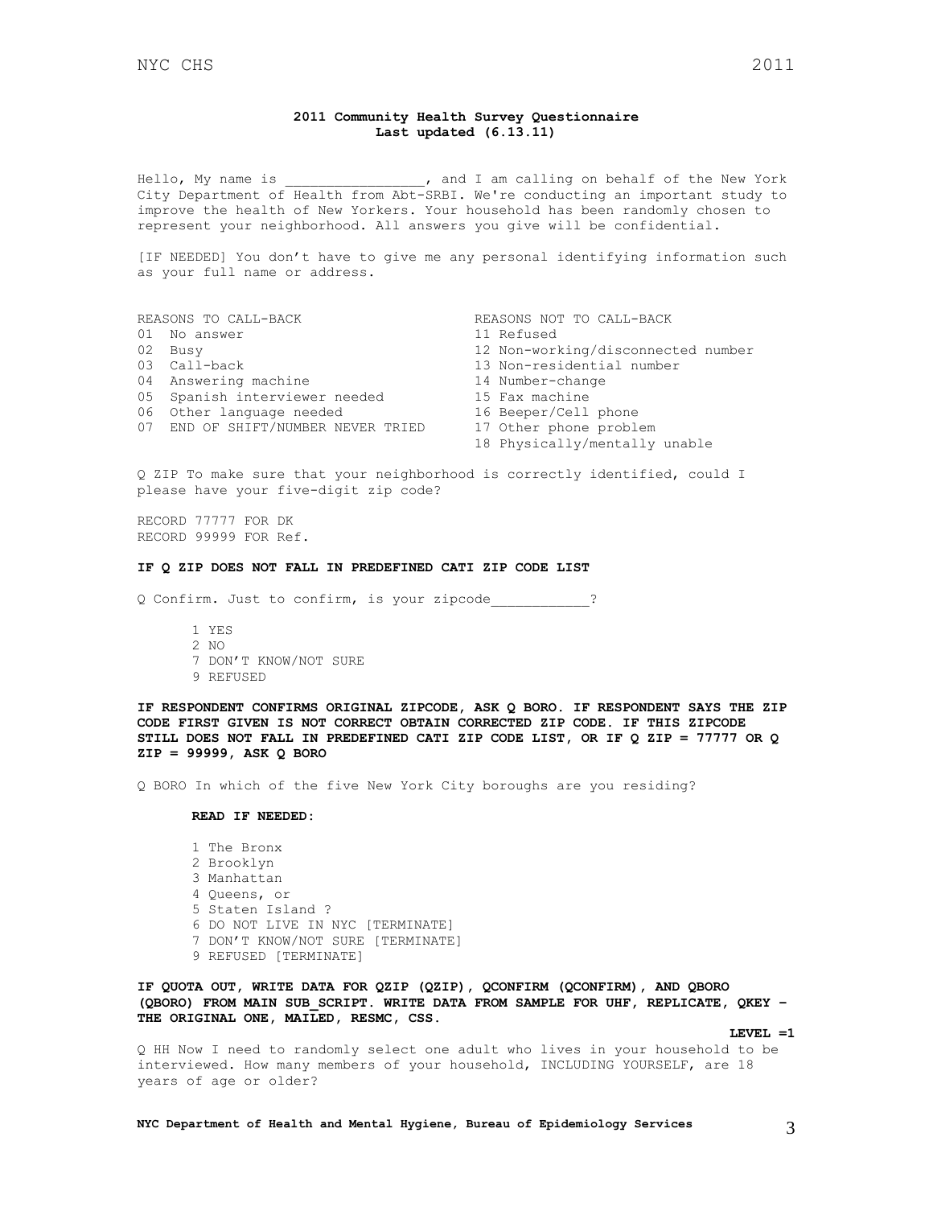**2011 Community Health Survey Questionnaire**
**Last updated (6.13.11)**

Hello, My name is _________________, and I am calling on behalf of the New York City Department of Health from Abt-SRBI. We're conducting an important study to improve the health of New Yorkers. Your household has been randomly chosen to represent your neighborhood. All answers you give will be confidential.

[IF NEEDED] You don't have to give me any personal identifying information such as your full name or address.

| REASONS TO CALL-BACK | REASONS NOT TO CALL-BACK |
|---|---|
| 01 No answer | 11 Refused |
| 02 Busy | 12 Non-working/disconnected number |
| 03 Call-back | 13 Non-residential number |
| 04 Answering machine | 14 Number-change |
| 05 Spanish interviewer needed | 15 Fax machine |
| 06 Other language needed | 16 Beeper/Cell phone |
| 07 END OF SHIFT/NUMBER NEVER TRIED | 17 Other phone problem |
| | 18 Physically/mentally unable |

Q ZIP To make sure that your neighborhood is correctly identified, could I please have your five-digit zip code?

RECORD 77777 FOR DK
RECORD 99999 FOR Ref.

**IF Q ZIP DOES NOT FALL IN PREDEFINED CATI ZIP CODE LIST**

Q Confirm. Just to confirm, is your zipcode____________?

1 YES
2 NO
7 DON'T KNOW/NOT SURE
9 REFUSED

**IF RESPONDENT CONFIRMS ORIGINAL ZIPCODE, ASK Q BORO. IF RESPONDENT SAYS THE ZIP CODE FIRST GIVEN IS NOT CORRECT OBTAIN CORRECTED ZIP CODE. IF THIS ZIPCODE STILL DOES NOT FALL IN PREDEFINED CATI ZIP CODE LIST, OR IF Q ZIP = 77777 OR Q ZIP = 99999, ASK Q BORO**

Q BORO In which of the five New York City boroughs are you residing?

**READ IF NEEDED:**

1 The Bronx
2 Brooklyn
3 Manhattan
4 Queens, or
5 Staten Island ?
6 DO NOT LIVE IN NYC [TERMINATE]
7 DON'T KNOW/NOT SURE [TERMINATE]
9 REFUSED [TERMINATE]

**IF QUOTA OUT, WRITE DATA FOR QZIP (QZIP), QCONFIRM (QCONFIRM), AND QBORO (QBORO) FROM MAIN SUB_SCRIPT. WRITE DATA FROM SAMPLE FOR UHF, REPLICATE, QKEY – THE ORIGINAL ONE, MAILED, RESMC, CSS.**

**LEVEL =1**

Q HH Now I need to randomly select one adult who lives in your household to be interviewed. How many members of your household, INCLUDING YOURSELF, are 18 years of age or older?

**NYC Department of Health and Mental Hygiene, Bureau of Epidemiology Services**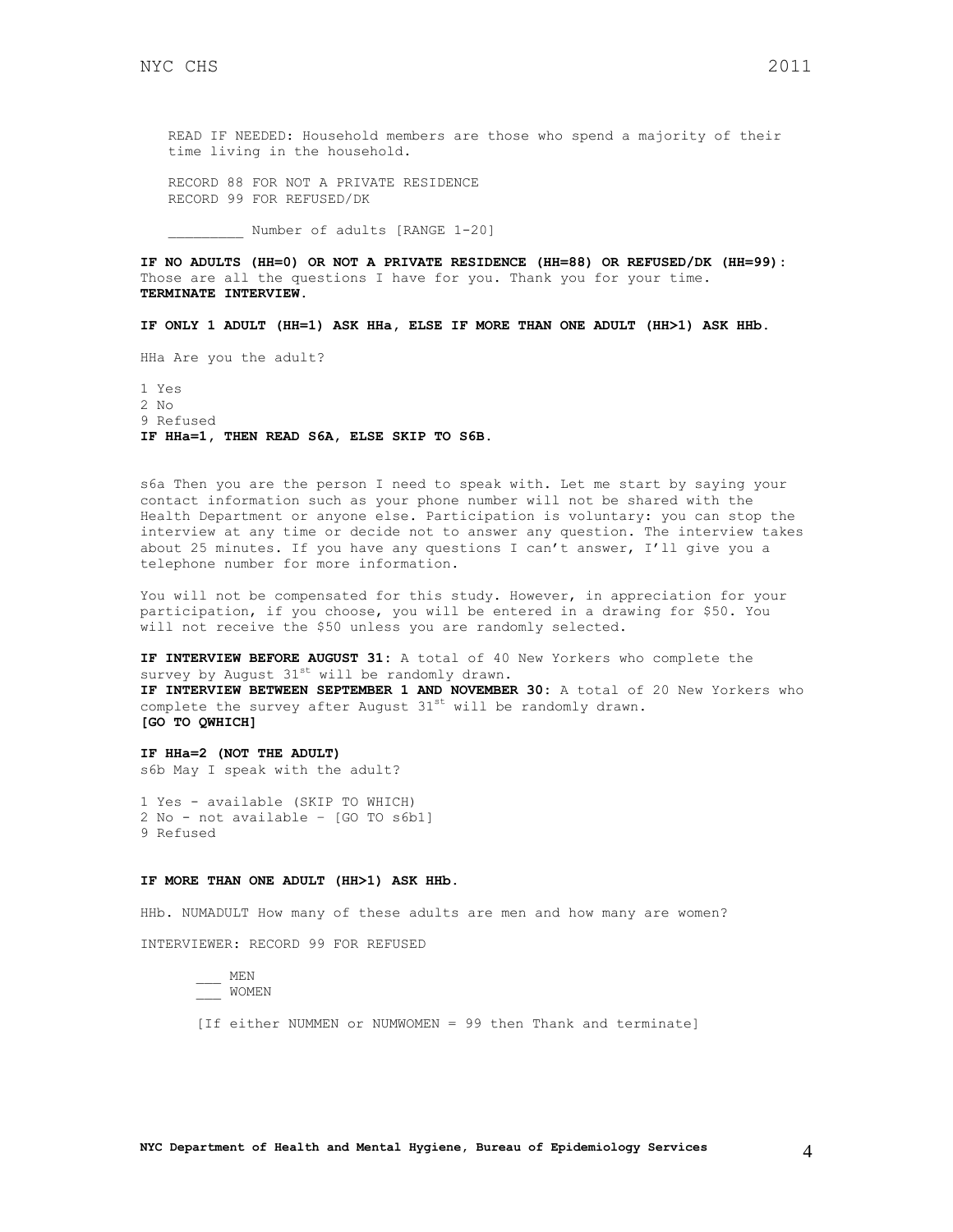READ IF NEEDED: Household members are those who spend a majority of their time living in the household.

RECORD 88 FOR NOT A PRIVATE RESIDENCE
RECORD 99 FOR REFUSED/DK

_________ Number of adults [RANGE 1-20]

**IF NO ADULTS (HH=0) OR NOT A PRIVATE RESIDENCE (HH=88) OR REFUSED/DK (HH=99):** Those are all the questions I have for you. Thank you for your time. **TERMINATE INTERVIEW.**

**IF ONLY 1 ADULT (HH=1) ASK HHa, ELSE IF MORE THAN ONE ADULT (HH>1) ASK HHb.**

HHa Are you the adult?

1 Yes
2 No
9 Refused
**IF HHa=1, THEN READ S6A, ELSE SKIP TO S6B.**

s6a Then you are the person I need to speak with. Let me start by saying your contact information such as your phone number will not be shared with the Health Department or anyone else. Participation is voluntary: you can stop the interview at any time or decide not to answer any question. The interview takes about 25 minutes. If you have any questions I can't answer, I'll give you a telephone number for more information.

You will not be compensated for this study. However, in appreciation for your participation, if you choose, you will be entered in a drawing for $50. You will not receive the $50 unless you are randomly selected.

**IF INTERVIEW BEFORE AUGUST 31:** A total of 40 New Yorkers who complete the survey by August 31st will be randomly drawn.
**IF INTERVIEW BETWEEN SEPTEMBER 1 AND NOVEMBER 30:** A total of 20 New Yorkers who complete the survey after August 31st will be randomly drawn.
**[GO TO QWHICH]**

**IF HHa=2 (NOT THE ADULT)**
s6b May I speak with the adult?

1 Yes - available (SKIP TO WHICH)
2 No - not available – [GO TO s6b1]
9 Refused

**IF MORE THAN ONE ADULT (HH>1) ASK HHb.**

HHb. NUMADULT How many of these adults are men and how many are women?

INTERVIEWER: RECORD 99 FOR REFUSED

___ MEN
___ WOMEN

[If either NUMMEN or NUMWOMEN = 99 then Thank and terminate]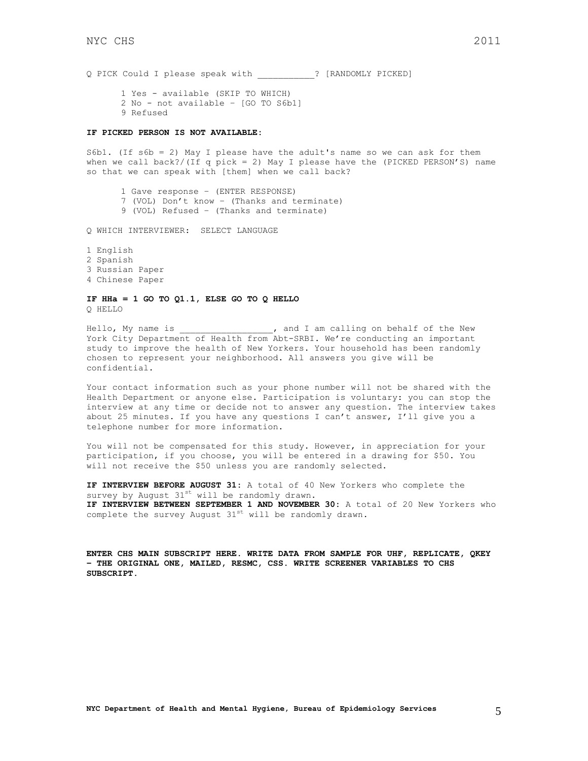Q PICK Could I please speak with ___________? [RANDOMLY PICKED]

1 Yes - available (SKIP TO WHICH)
2 No - not available – [GO TO S6b1]
9 Refused

**IF PICKED PERSON IS NOT AVAILABLE:**

S6b1. (If s6b = 2) May I please have the adult's name so we can ask for them when we call back?/(If q pick = 2) May I please have the (PICKED PERSON'S) name so that we can speak with [them] when we call back?

1 Gave response – (ENTER RESPONSE)
7 (VOL) Don't know – (Thanks and terminate)
9 (VOL) Refused – (Thanks and terminate)

Q WHICH INTERVIEWER: SELECT LANGUAGE

1 English
2 Spanish
3 Russian Paper
4 Chinese Paper

**IF HHa = 1 GO TO Q1.1, ELSE GO TO Q HELLO**

Q HELLO

Hello, My name is __________________, and I am calling on behalf of the New York City Department of Health from Abt-SRBI. We're conducting an important study to improve the health of New Yorkers. Your household has been randomly chosen to represent your neighborhood. All answers you give will be confidential.

Your contact information such as your phone number will not be shared with the Health Department or anyone else. Participation is voluntary: you can stop the interview at any time or decide not to answer any question. The interview takes about 25 minutes. If you have any questions I can't answer, I'll give you a telephone number for more information.

You will not be compensated for this study. However, in appreciation for your participation, if you choose, you will be entered in a drawing for $50. You will not receive the $50 unless you are randomly selected.

**IF INTERVIEW BEFORE AUGUST 31:** A total of 40 New Yorkers who complete the survey by August 31st will be randomly drawn.
**IF INTERVIEW BETWEEN SEPTEMBER 1 AND NOVEMBER 30:** A total of 20 New Yorkers who complete the survey August 31st will be randomly drawn.

**ENTER CHS MAIN SUBSCRIPT HERE. WRITE DATA FROM SAMPLE FOR UHF, REPLICATE, QKEY – THE ORIGINAL ONE, MAILED, RESMC, CSS. WRITE SCREENER VARIABLES TO CHS SUBSCRIPT.**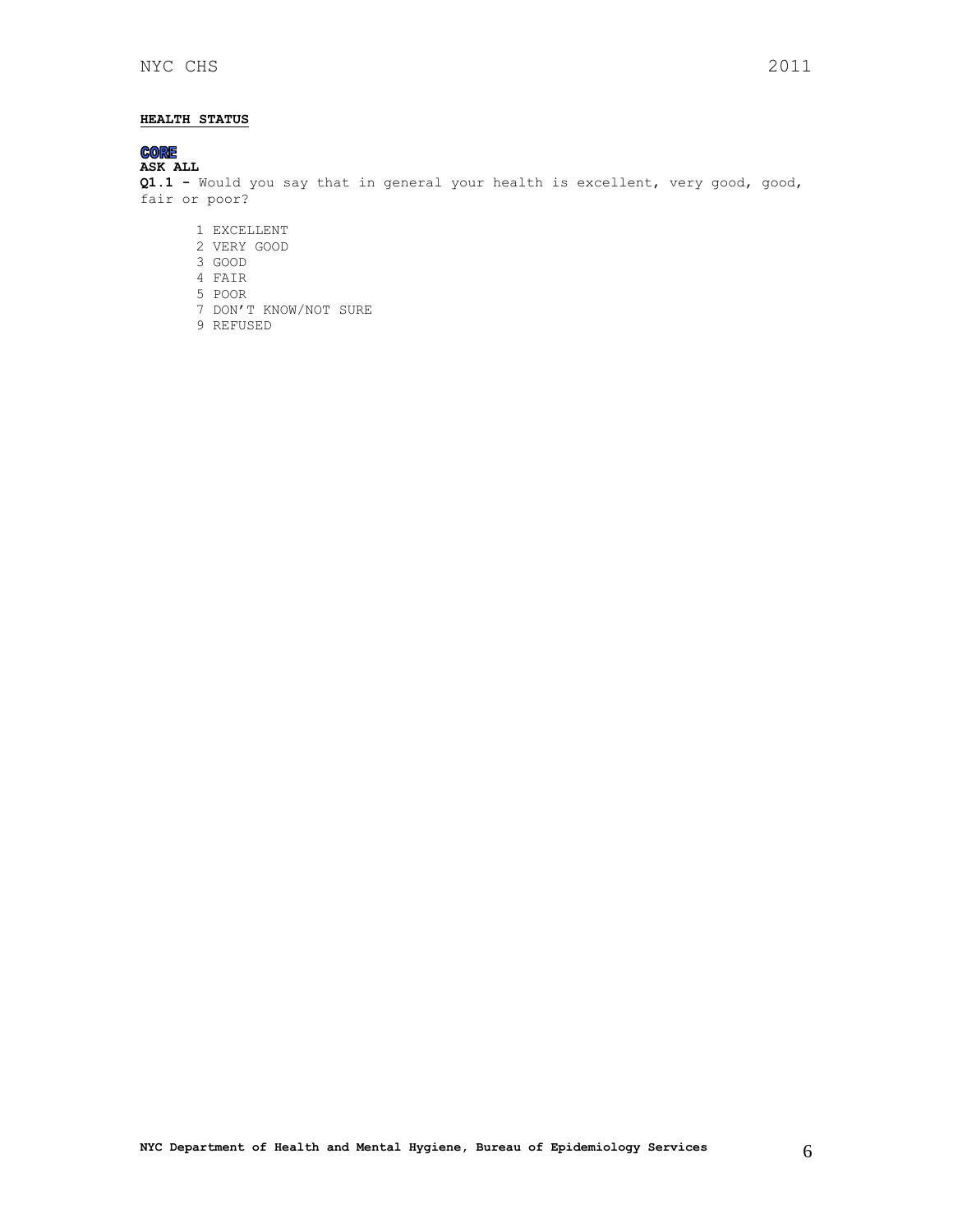## HEALTH STATUS

**CORE**

**ASK ALL**

**Q1.1 -** Would you say that in general your health is excellent, very good, good, fair or poor?

1 EXCELLENT
2 VERY GOOD
3 GOOD
4 FAIR
5 POOR
7 DON'T KNOW/NOT SURE
9 REFUSED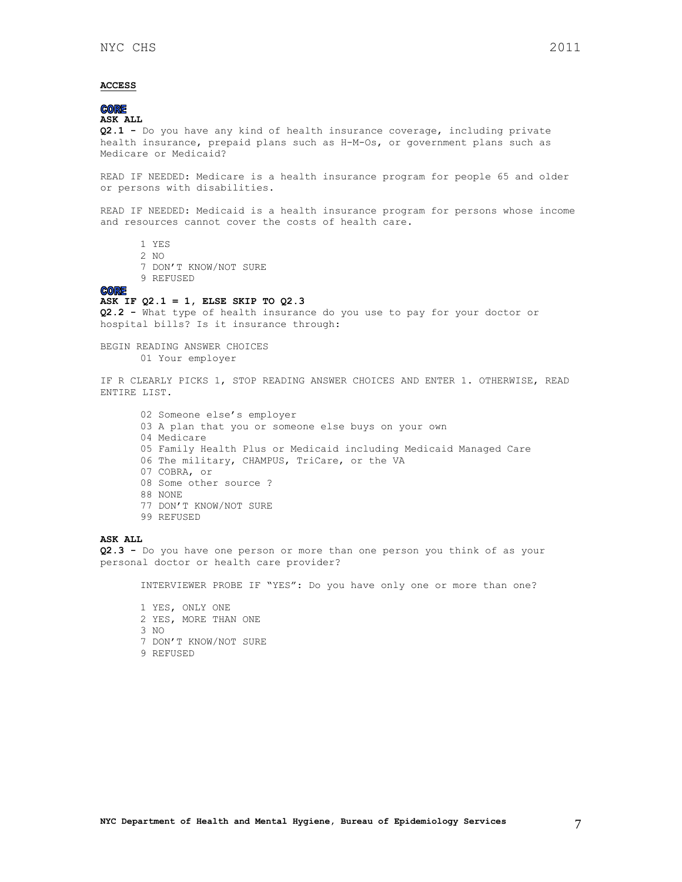## ACCESS

**CORE**
**ASK ALL**
**Q2.1 -** Do you have any kind of health insurance coverage, including private health insurance, prepaid plans such as H-M-Os, or government plans such as Medicare or Medicaid?

READ IF NEEDED: Medicare is a health insurance program for people 65 and older or persons with disabilities.

READ IF NEEDED: Medicaid is a health insurance program for persons whose income and resources cannot cover the costs of health care.

1 YES
2 NO
7 DON'T KNOW/NOT SURE
9 REFUSED

**CORE**
**ASK IF Q2.1 = 1, ELSE SKIP TO Q2.3**
**Q2.2 -** What type of health insurance do you use to pay for your doctor or hospital bills? Is it insurance through:

BEGIN READING ANSWER CHOICES
01 Your employer

IF R CLEARLY PICKS 1, STOP READING ANSWER CHOICES AND ENTER 1. OTHERWISE, READ ENTIRE LIST.

02 Someone else's employer
03 A plan that you or someone else buys on your own
04 Medicare
05 Family Health Plus or Medicaid including Medicaid Managed Care
06 The military, CHAMPUS, TriCare, or the VA
07 COBRA, or
08 Some other source ?
88 NONE
77 DON'T KNOW/NOT SURE
99 REFUSED

**ASK ALL**
**Q2.3 -** Do you have one person or more than one person you think of as your personal doctor or health care provider?

INTERVIEWER PROBE IF "YES": Do you have only one or more than one?

1 YES, ONLY ONE
2 YES, MORE THAN ONE
3 NO
7 DON'T KNOW/NOT SURE
9 REFUSED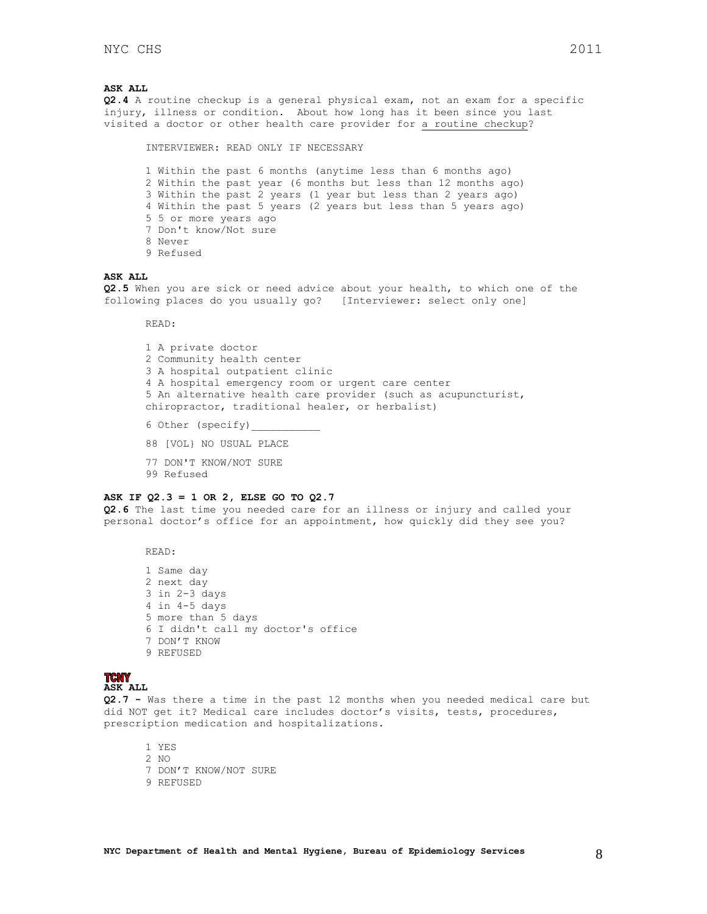**ASK ALL**

**Q2.4** A routine checkup is a general physical exam, not an exam for a specific injury, illness or condition. About how long has it been since you last visited a doctor or other health care provider for a routine checkup?

INTERVIEWER: READ ONLY IF NECESSARY

1 Within the past 6 months (anytime less than 6 months ago)
2 Within the past year (6 months but less than 12 months ago)
3 Within the past 2 years (1 year but less than 2 years ago)
4 Within the past 5 years (2 years but less than 5 years ago)
5 5 or more years ago
7 Don't know/Not sure
8 Never
9 Refused

**ASK ALL**

**Q2.5** When you are sick or need advice about your health, to which one of the following places do you usually go? [Interviewer: select only one]

READ:

1 A private doctor
2 Community health center
3 A hospital outpatient clinic
4 A hospital emergency room or urgent care center
5 An alternative health care provider (such as acupuncturist, chiropractor, traditional healer, or herbalist)
6 Other (specify)___________
88 [VOL} NO USUAL PLACE
77 DON'T KNOW/NOT SURE
99 Refused

**ASK IF Q2.3 = 1 OR 2, ELSE GO TO Q2.7**

**Q2.6** The last time you needed care for an illness or injury and called your personal doctor's office for an appointment, how quickly did they see you?

READ:

1 Same day
2 next day
3 in 2-3 days
4 in 4-5 days
5 more than 5 days
6 I didn't call my doctor's office
7 DON'T KNOW
9 REFUSED

**TCNY**

**ASK ALL**

**Q2.7 -** Was there a time in the past 12 months when you needed medical care but did NOT get it? Medical care includes doctor's visits, tests, procedures, prescription medication and hospitalizations.

1 YES
2 NO
7 DON'T KNOW/NOT SURE
9 REFUSED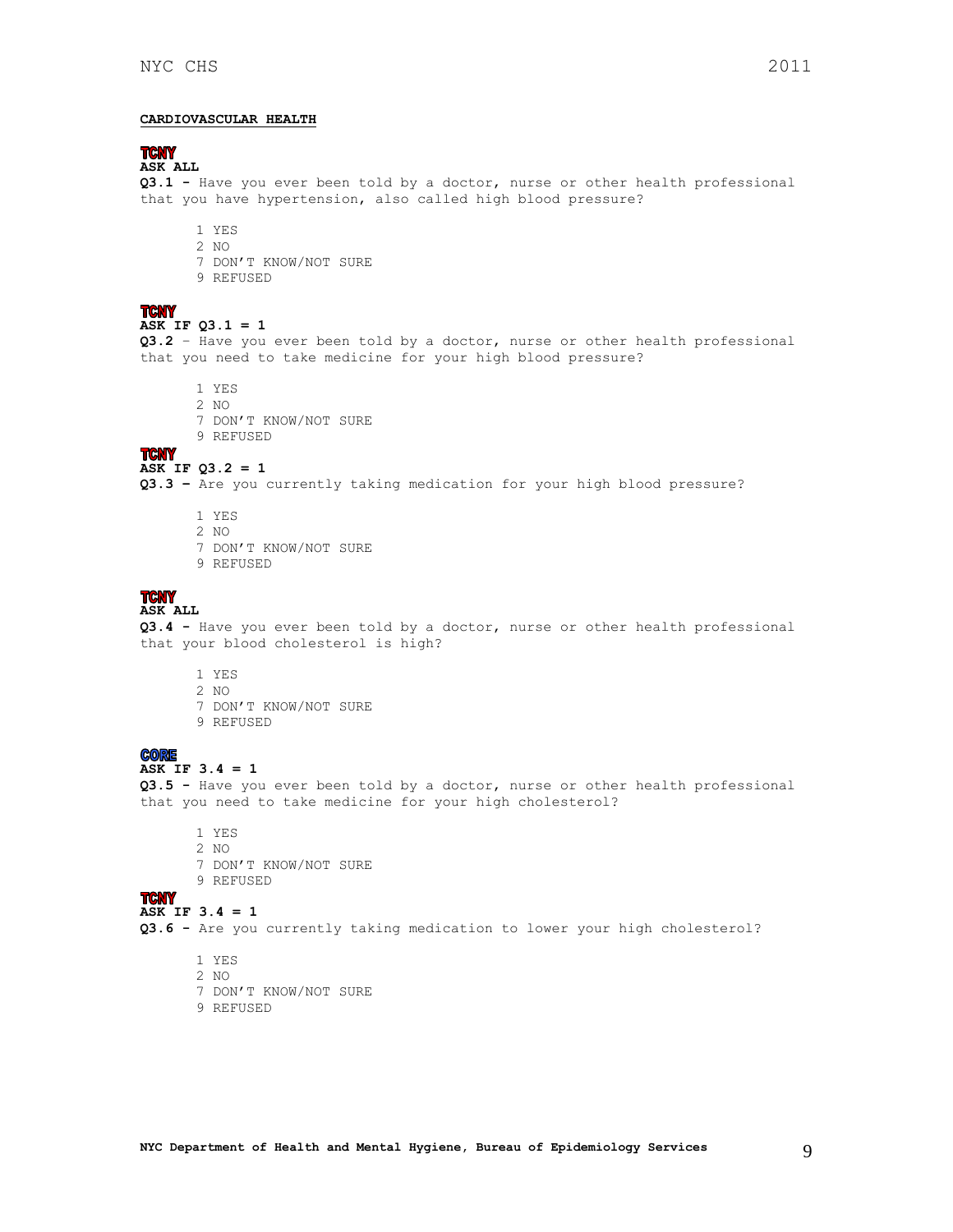**CARDIOVASCULAR HEALTH**

**TCNY**
**ASK ALL**
**Q3.1 -** Have you ever been told by a doctor, nurse or other health professional that you have hypertension, also called high blood pressure?

1 YES
2 NO
7 DON'T KNOW/NOT SURE
9 REFUSED

**TCNY**
**ASK IF Q3.1 = 1**
**Q3.2** – Have you ever been told by a doctor, nurse or other health professional that you need to take medicine for your high blood pressure?

1 YES
2 NO
7 DON'T KNOW/NOT SURE
9 REFUSED

**TCNY**
**ASK IF Q3.2 = 1**
**Q3.3 –** Are you currently taking medication for your high blood pressure?

1 YES
2 NO
7 DON'T KNOW/NOT SURE
9 REFUSED

**TCNY**
**ASK ALL**
**Q3.4 -** Have you ever been told by a doctor, nurse or other health professional that your blood cholesterol is high?

1 YES
2 NO
7 DON'T KNOW/NOT SURE
9 REFUSED

**CORE**
**ASK IF 3.4 = 1**
**Q3.5 -** Have you ever been told by a doctor, nurse or other health professional that you need to take medicine for your high cholesterol?

1 YES
2 NO
7 DON'T KNOW/NOT SURE
9 REFUSED

**TCNY**
**ASK IF 3.4 = 1**
**Q3.6 -** Are you currently taking medication to lower your high cholesterol?

1 YES
2 NO
7 DON'T KNOW/NOT SURE
9 REFUSED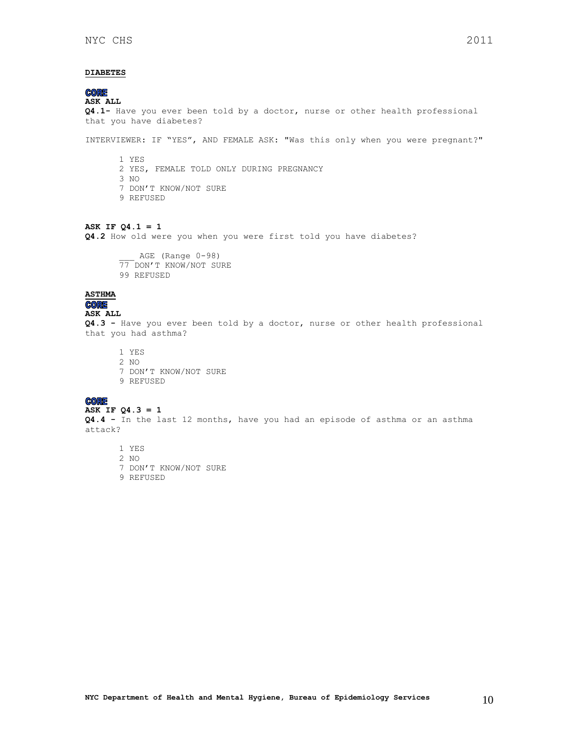**DIABETES**

**CORE**

**ASK ALL**

**Q4.1-** Have you ever been told by a doctor, nurse or other health professional that you have diabetes?

INTERVIEWER: IF "YES", AND FEMALE ASK: "Was this only when you were pregnant?"

1 YES
2 YES, FEMALE TOLD ONLY DURING PREGNANCY
3 NO
7 DON'T KNOW/NOT SURE
9 REFUSED

**ASK IF Q4.1 = 1**

**Q4.2** How old were you when you were first told you have diabetes?

___ AGE (Range 0-98)
77 DON'T KNOW/NOT SURE
99 REFUSED

**ASTHMA**

**CORE**

**ASK ALL**

**Q4.3 -** Have you ever been told by a doctor, nurse or other health professional that you had asthma?

1 YES
2 NO
7 DON'T KNOW/NOT SURE
9 REFUSED

**CORE**

**ASK IF Q4.3 = 1**

**Q4.4 -** In the last 12 months, have you had an episode of asthma or an asthma attack?

1 YES
2 NO
7 DON'T KNOW/NOT SURE
9 REFUSED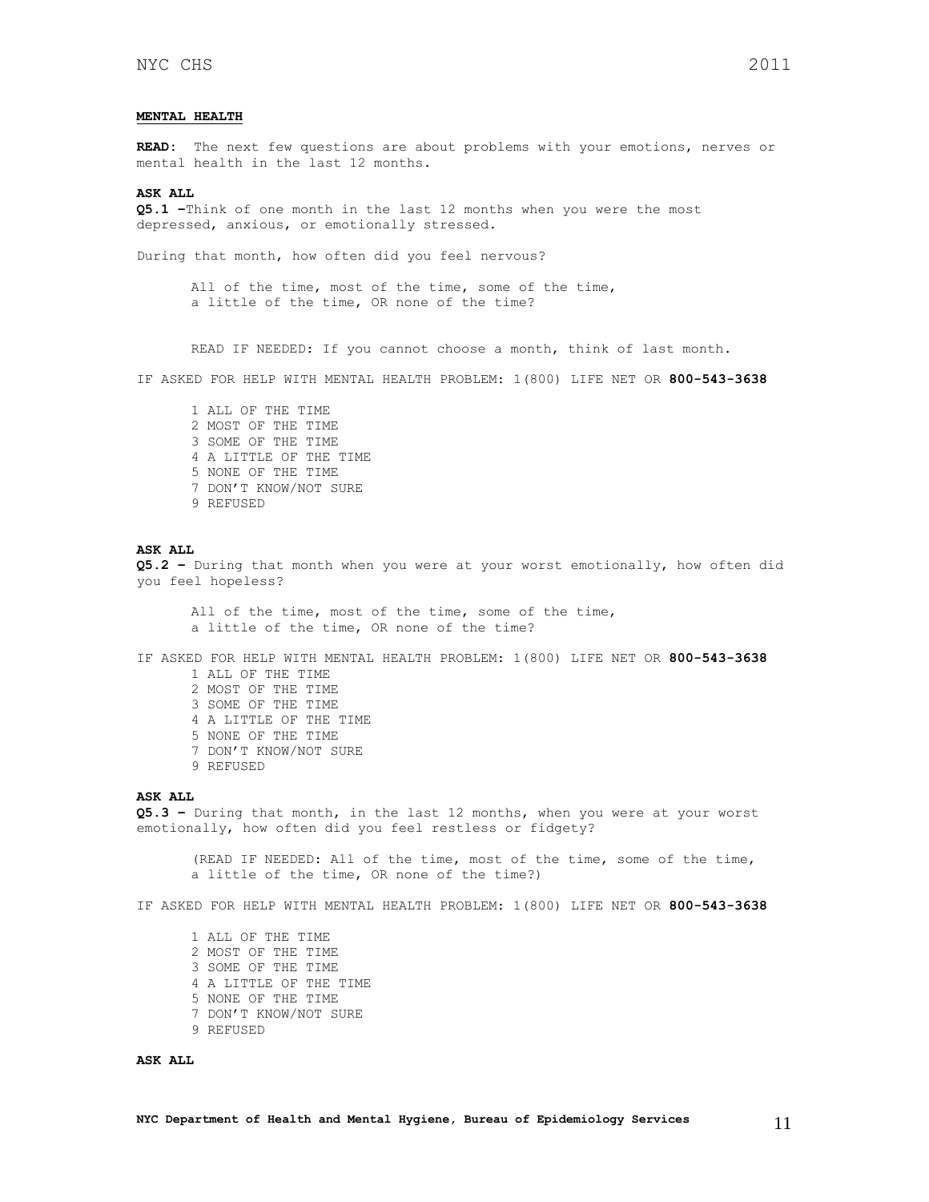## MENTAL HEALTH

**READ:** The next few questions are about problems with your emotions, nerves or mental health in the last 12 months.

**ASK ALL**

**Q5.1 –**Think of one month in the last 12 months when you were the most depressed, anxious, or emotionally stressed.

During that month, how often did you feel nervous?

All of the time, most of the time, some of the time, a little of the time, OR none of the time?

READ IF NEEDED: If you cannot choose a month, think of last month.

IF ASKED FOR HELP WITH MENTAL HEALTH PROBLEM: 1(800) LIFE NET OR **800-543-3638**

1 ALL OF THE TIME
2 MOST OF THE TIME
3 SOME OF THE TIME
4 A LITTLE OF THE TIME
5 NONE OF THE TIME
7 DON'T KNOW/NOT SURE
9 REFUSED

**ASK ALL**

**Q5.2 –** During that month when you were at your worst emotionally, how often did you feel hopeless?

All of the time, most of the time, some of the time, a little of the time, OR none of the time?

IF ASKED FOR HELP WITH MENTAL HEALTH PROBLEM: 1(800) LIFE NET OR **800-543-3638**

1 ALL OF THE TIME
2 MOST OF THE TIME
3 SOME OF THE TIME
4 A LITTLE OF THE TIME
5 NONE OF THE TIME
7 DON'T KNOW/NOT SURE
9 REFUSED

**ASK ALL**

**Q5.3 –** During that month, in the last 12 months, when you were at your worst emotionally, how often did you feel restless or fidgety?

(READ IF NEEDED: All of the time, most of the time, some of the time, a little of the time, OR none of the time?)

IF ASKED FOR HELP WITH MENTAL HEALTH PROBLEM: 1(800) LIFE NET OR **800-543-3638**

1 ALL OF THE TIME
2 MOST OF THE TIME
3 SOME OF THE TIME
4 A LITTLE OF THE TIME
5 NONE OF THE TIME
7 DON'T KNOW/NOT SURE
9 REFUSED

**ASK ALL**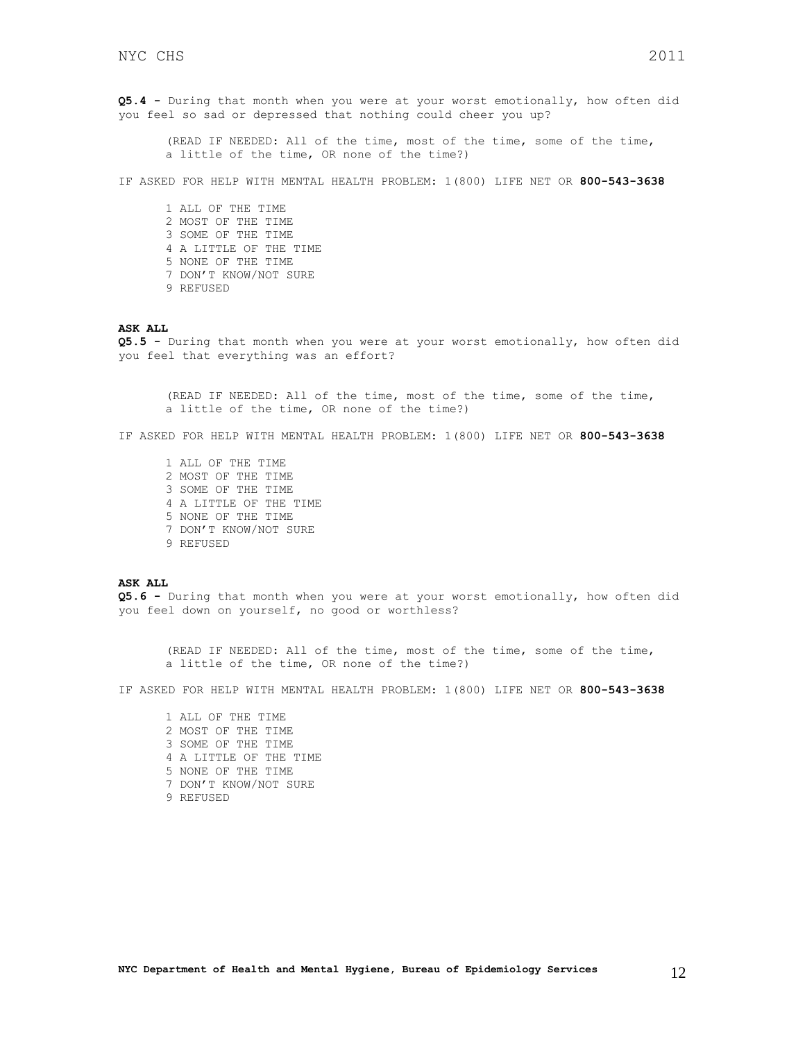**Q5.4 -** During that month when you were at your worst emotionally, how often did you feel so sad or depressed that nothing could cheer you up?

(READ IF NEEDED: All of the time, most of the time, some of the time, a little of the time, OR none of the time?)

IF ASKED FOR HELP WITH MENTAL HEALTH PROBLEM: 1(800) LIFE NET OR **800-543-3638**

1 ALL OF THE TIME
2 MOST OF THE TIME
3 SOME OF THE TIME
4 A LITTLE OF THE TIME
5 NONE OF THE TIME
7 DON'T KNOW/NOT SURE
9 REFUSED

**ASK ALL**

**Q5.5 -** During that month when you were at your worst emotionally, how often did you feel that everything was an effort?

(READ IF NEEDED: All of the time, most of the time, some of the time, a little of the time, OR none of the time?)

IF ASKED FOR HELP WITH MENTAL HEALTH PROBLEM: 1(800) LIFE NET OR **800-543-3638**

1 ALL OF THE TIME
2 MOST OF THE TIME
3 SOME OF THE TIME
4 A LITTLE OF THE TIME
5 NONE OF THE TIME
7 DON'T KNOW/NOT SURE
9 REFUSED

**ASK ALL**

**Q5.6 -** During that month when you were at your worst emotionally, how often did you feel down on yourself, no good or worthless?

(READ IF NEEDED: All of the time, most of the time, some of the time, a little of the time, OR none of the time?)

IF ASKED FOR HELP WITH MENTAL HEALTH PROBLEM: 1(800) LIFE NET OR **800-543-3638**

1 ALL OF THE TIME
2 MOST OF THE TIME
3 SOME OF THE TIME
4 A LITTLE OF THE TIME
5 NONE OF THE TIME
7 DON'T KNOW/NOT SURE
9 REFUSED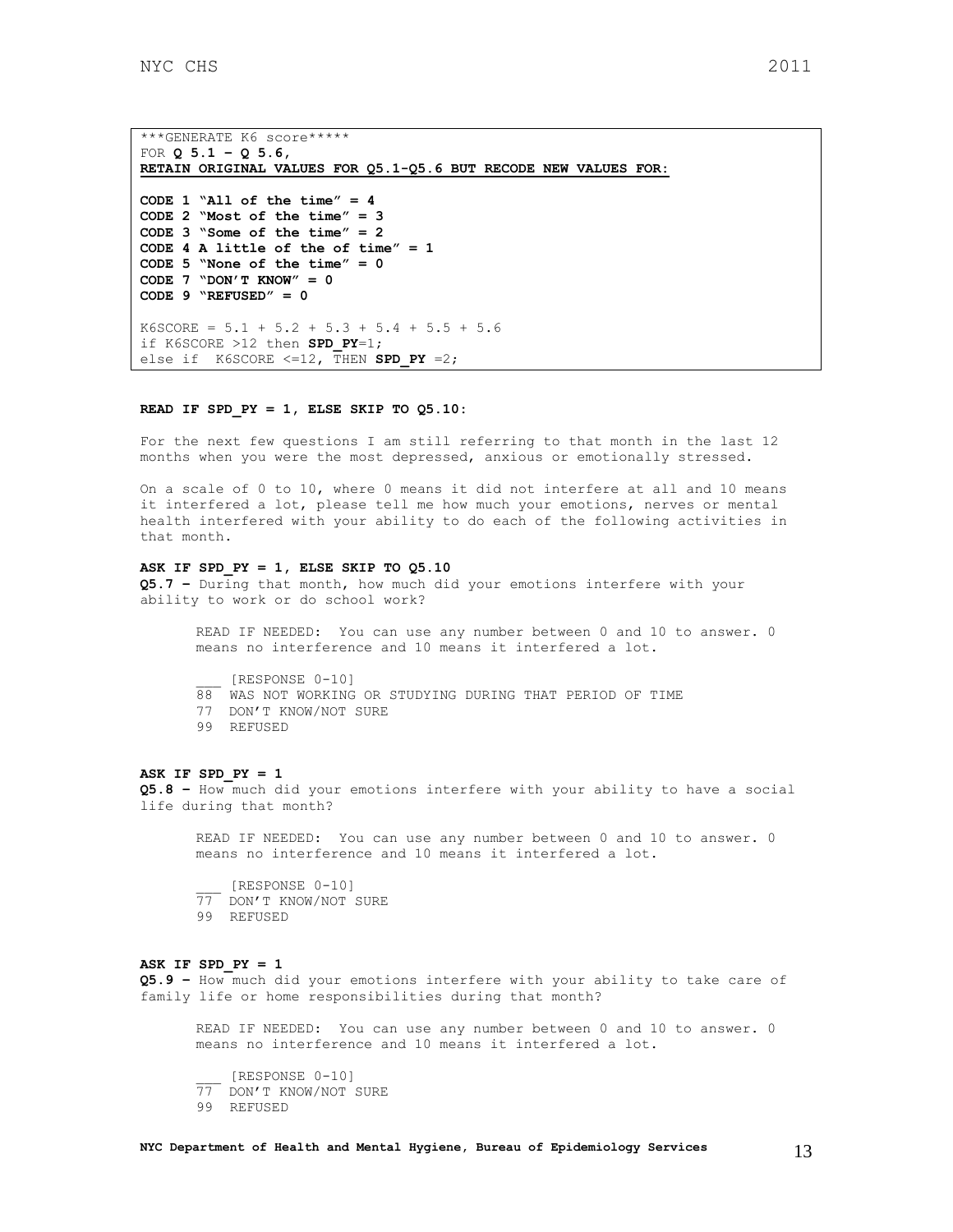```
***GENERATE K6 score*****
FOR Q 5.1 – Q 5.6,
RETAIN ORIGINAL VALUES FOR Q5.1-Q5.6 BUT RECODE NEW VALUES FOR:

CODE 1 "All of the time" = 4
CODE 2 "Most of the time" = 3
CODE 3 "Some of the time" = 2
CODE 4 A little of the of time" = 1
CODE 5 "None of the time" = 0
CODE 7 "DON'T KNOW" = 0
CODE 9 "REFUSED" = 0

K6SCORE = 5.1 + 5.2 + 5.3 + 5.4 + 5.5 + 5.6
if K6SCORE >12 then SPD_PY=1;
else if  K6SCORE <=12, THEN SPD_PY =2;
```

**READ IF SPD_PY = 1, ELSE SKIP TO Q5.10:**

For the next few questions I am still referring to that month in the last 12 months when you were the most depressed, anxious or emotionally stressed.

On a scale of 0 to 10, where 0 means it did not interfere at all and 10 means it interfered a lot, please tell me how much your emotions, nerves or mental health interfered with your ability to do each of the following activities in that month.

**ASK IF SPD_PY = 1, ELSE SKIP TO Q5.10**

**Q5.7 –** During that month, how much did your emotions interfere with your ability to work or do school work?

READ IF NEEDED: You can use any number between 0 and 10 to answer. 0 means no interference and 10 means it interfered a lot.

- ___ [RESPONSE 0-10]
- 88 WAS NOT WORKING OR STUDYING DURING THAT PERIOD OF TIME
- 77 DON'T KNOW/NOT SURE
- 99 REFUSED

**ASK IF SPD_PY = 1**

**Q5.8 –** How much did your emotions interfere with your ability to have a social life during that month?

READ IF NEEDED: You can use any number between 0 and 10 to answer. 0 means no interference and 10 means it interfered a lot.

- ___ [RESPONSE 0-10]
- 77 DON'T KNOW/NOT SURE
- 99 REFUSED

**ASK IF SPD_PY = 1**

**Q5.9 –** How much did your emotions interfere with your ability to take care of family life or home responsibilities during that month?

READ IF NEEDED: You can use any number between 0 and 10 to answer. 0 means no interference and 10 means it interfered a lot.

- ___ [RESPONSE 0-10]
- 77 DON'T KNOW/NOT SURE
- 99 REFUSED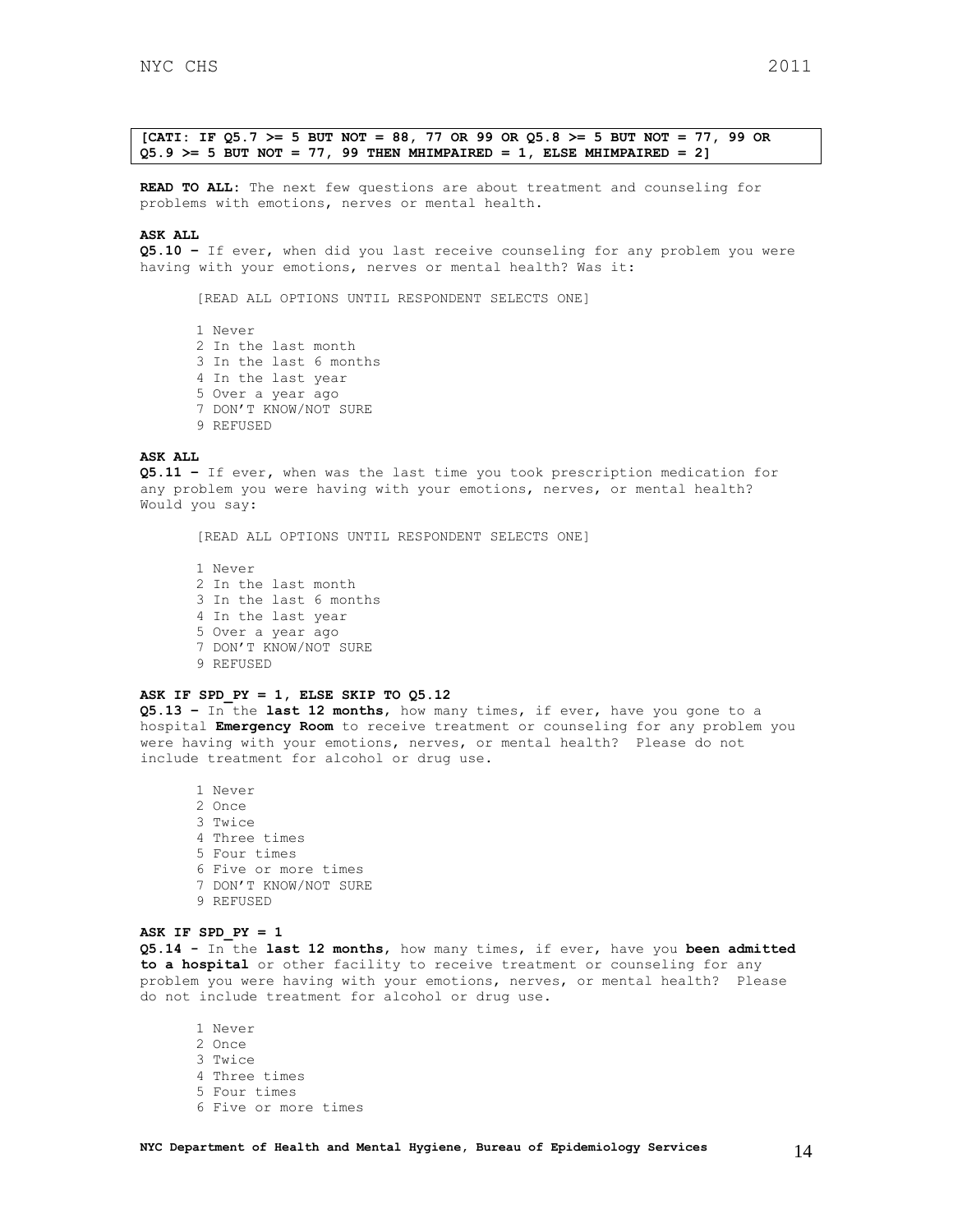**[CATI: IF Q5.7 >= 5 BUT NOT = 88, 77 OR 99 OR Q5.8 >= 5 BUT NOT = 77, 99 OR Q5.9 >= 5 BUT NOT = 77, 99 THEN MHIMPAIRED = 1, ELSE MHIMPAIRED = 2]**

**READ TO ALL:** The next few questions are about treatment and counseling for problems with emotions, nerves or mental health.

**ASK ALL**
**Q5.10 –** If ever, when did you last receive counseling for any problem you were having with your emotions, nerves or mental health? Was it:

[READ ALL OPTIONS UNTIL RESPONDENT SELECTS ONE]

1 Never
2 In the last month
3 In the last 6 months
4 In the last year
5 Over a year ago
7 DON'T KNOW/NOT SURE
9 REFUSED

**ASK ALL**
**Q5.11 –** If ever, when was the last time you took prescription medication for any problem you were having with your emotions, nerves, or mental health? Would you say:

[READ ALL OPTIONS UNTIL RESPONDENT SELECTS ONE]

1 Never
2 In the last month
3 In the last 6 months
4 In the last year
5 Over a year ago
7 DON'T KNOW/NOT SURE
9 REFUSED

**ASK IF SPD_PY = 1, ELSE SKIP TO Q5.12**
**Q5.13 –** In the **last 12 months**, how many times, if ever, have you gone to a hospital **Emergency Room** to receive treatment or counseling for any problem you were having with your emotions, nerves, or mental health? Please do not include treatment for alcohol or drug use.

1 Never
2 Once
3 Twice
4 Three times
5 Four times
6 Five or more times
7 DON'T KNOW/NOT SURE
9 REFUSED

**ASK IF SPD_PY = 1**
**Q5.14 -** In the **last 12 months**, how many times, if ever, have you **been admitted to a hospital** or other facility to receive treatment or counseling for any problem you were having with your emotions, nerves, or mental health? Please do not include treatment for alcohol or drug use.

1 Never
2 Once
3 Twice
4 Three times
5 Four times
6 Five or more times

**NYC Department of Health and Mental Hygiene, Bureau of Epidemiology Services**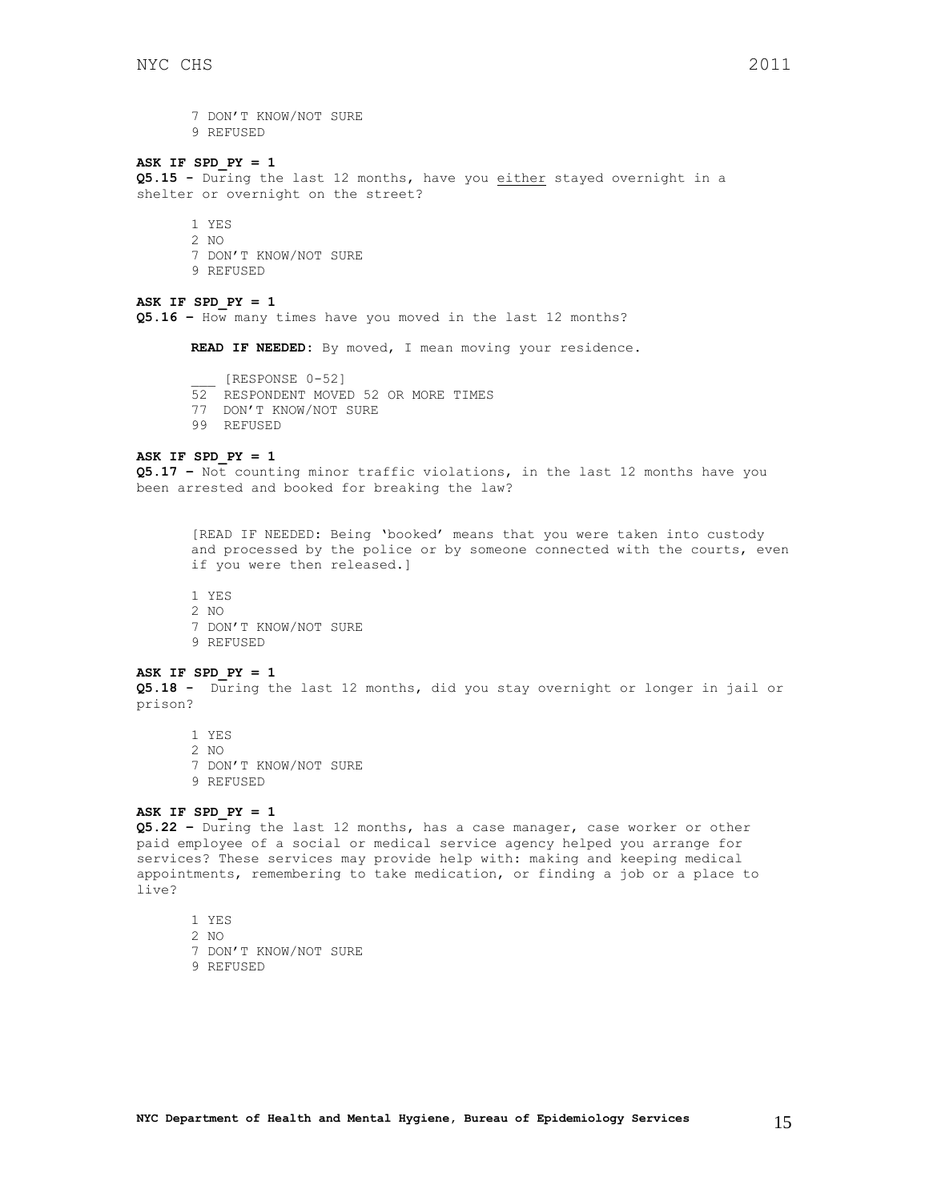7 DON'T KNOW/NOT SURE
9 REFUSED

**ASK IF SPD_PY = 1**
**Q5.15 -** During the last 12 months, have you <u>either</u> stayed overnight in a shelter or overnight on the street?

1 YES
2 NO
7 DON'T KNOW/NOT SURE
9 REFUSED

**ASK IF SPD_PY = 1**
**Q5.16 –** How many times have you moved in the last 12 months?

**READ IF NEEDED:** By moved, I mean moving your residence.

___ [RESPONSE 0-52]
52 RESPONDENT MOVED 52 OR MORE TIMES
77 DON'T KNOW/NOT SURE
99 REFUSED

**ASK IF SPD_PY = 1**
**Q5.17 –** Not counting minor traffic violations, in the last 12 months have you been arrested and booked for breaking the law?

[READ IF NEEDED: Being 'booked' means that you were taken into custody and processed by the police or by someone connected with the courts, even if you were then released.]

1 YES
2 NO
7 DON'T KNOW/NOT SURE
9 REFUSED

**ASK IF SPD_PY = 1**
**Q5.18 -** During the last 12 months, did you stay overnight or longer in jail or prison?

1 YES
2 NO
7 DON'T KNOW/NOT SURE
9 REFUSED

**ASK IF SPD_PY = 1**
**Q5.22 –** During the last 12 months, has a case manager, case worker or other paid employee of a social or medical service agency helped you arrange for services? These services may provide help with: making and keeping medical appointments, remembering to take medication, or finding a job or a place to live?

1 YES
2 NO
7 DON'T KNOW/NOT SURE
9 REFUSED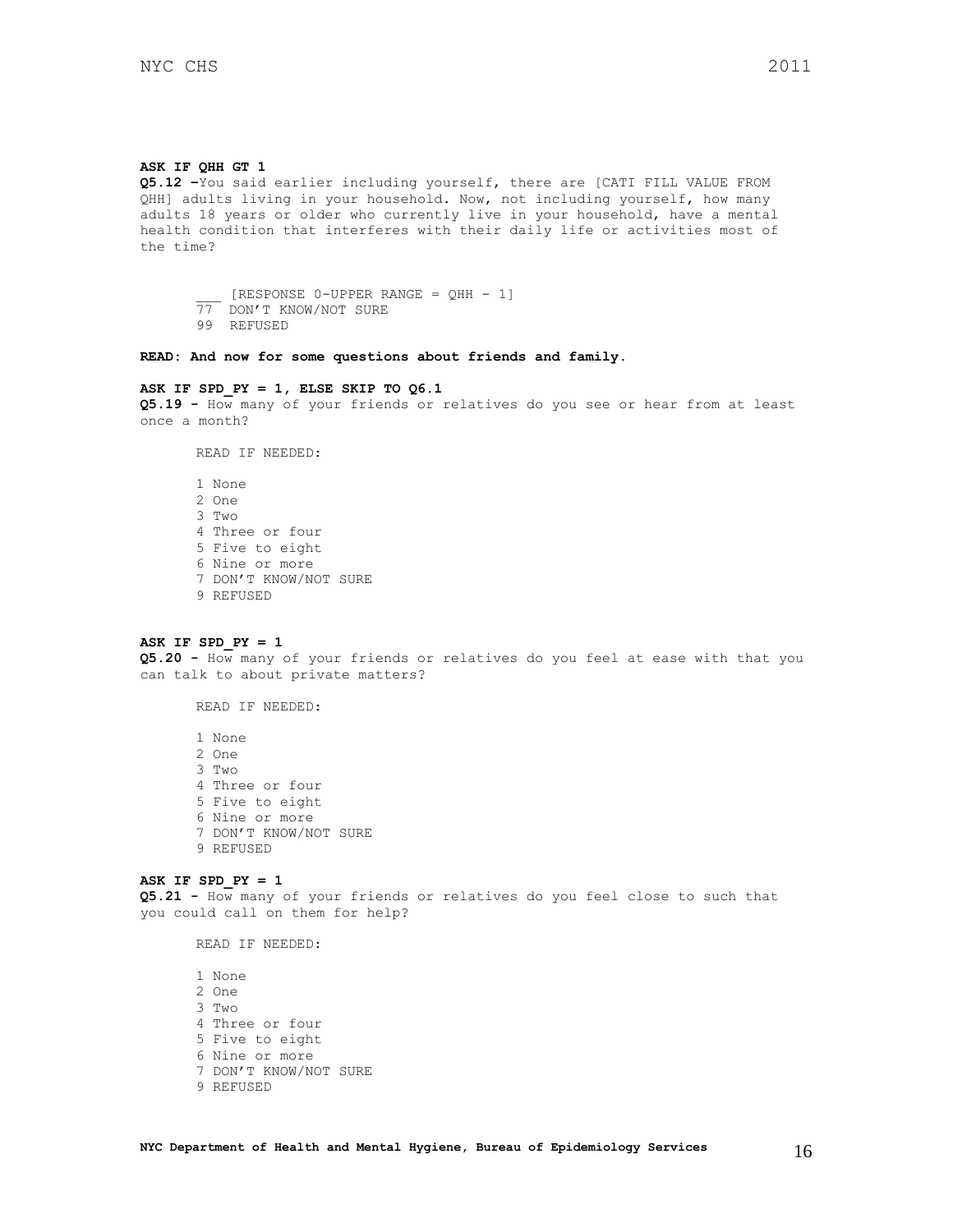**ASK IF QHH GT 1**

**Q5.12 –**You said earlier including yourself, there are [CATI FILL VALUE FROM QHH] adults living in your household. Now, not including yourself, how many adults 18 years or older who currently live in your household, have a mental health condition that interferes with their daily life or activities most of the time?

___ [RESPONSE 0-UPPER RANGE = QHH - 1]
77 DON'T KNOW/NOT SURE
99 REFUSED

**READ: And now for some questions about friends and family.**

**ASK IF SPD_PY = 1, ELSE SKIP TO Q6.1**

**Q5.19 -** How many of your friends or relatives do you see or hear from at least once a month?

READ IF NEEDED:

1 None
2 One
3 Two
4 Three or four
5 Five to eight
6 Nine or more
7 DON'T KNOW/NOT SURE
9 REFUSED

**ASK IF SPD_PY = 1**

**Q5.20 -** How many of your friends or relatives do you feel at ease with that you can talk to about private matters?

READ IF NEEDED:

1 None
2 One
3 Two
4 Three or four
5 Five to eight
6 Nine or more
7 DON'T KNOW/NOT SURE
9 REFUSED

**ASK IF SPD_PY = 1**

**Q5.21 -** How many of your friends or relatives do you feel close to such that you could call on them for help?

READ IF NEEDED:

1 None
2 One
3 Two
4 Three or four
5 Five to eight
6 Nine or more
7 DON'T KNOW/NOT SURE
9 REFUSED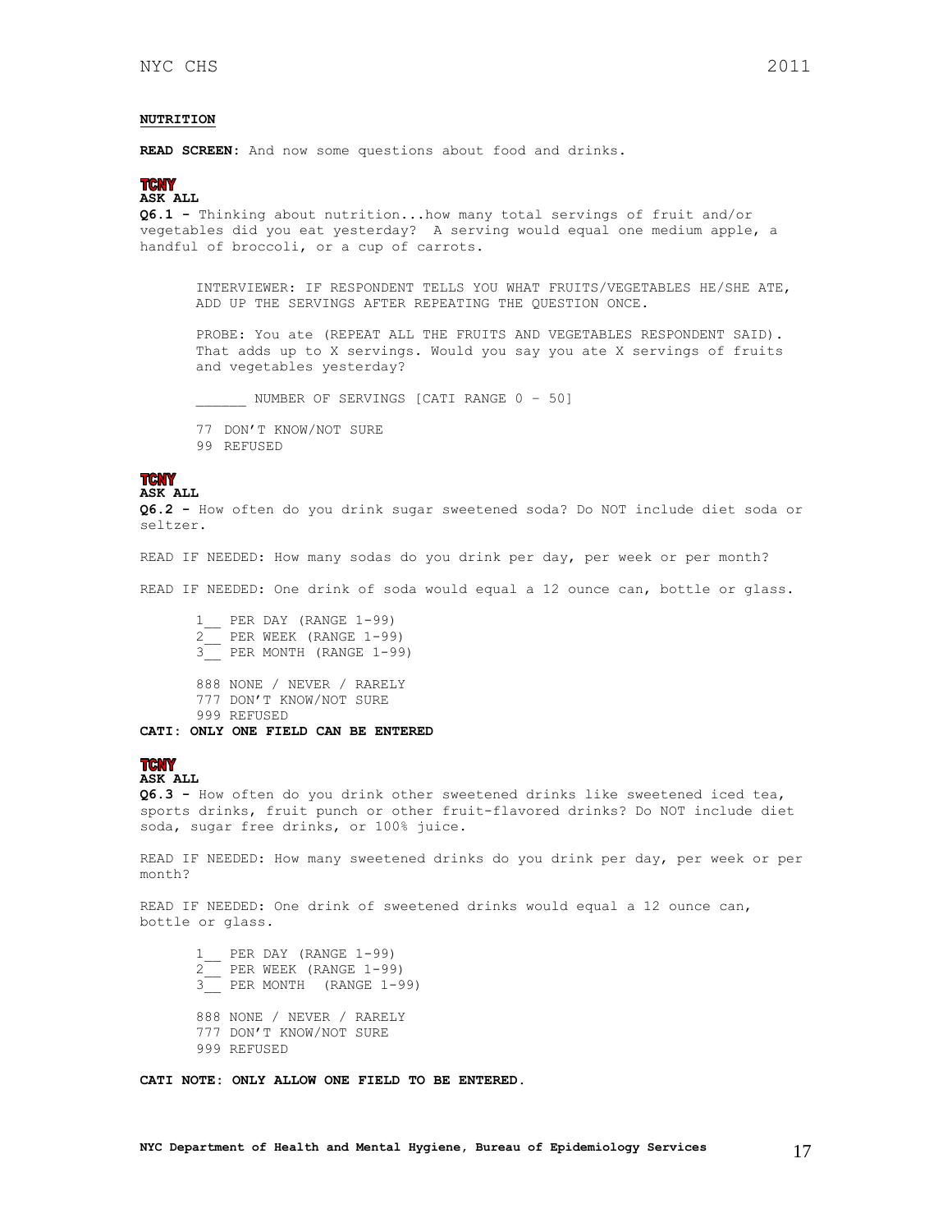**NUTRITION**

**READ SCREEN**: And now some questions about food and drinks.

**TCNY**
**ASK ALL**
**Q6.1 -** Thinking about nutrition...how many total servings of fruit and/or vegetables did you eat yesterday? A serving would equal one medium apple, a handful of broccoli, or a cup of carrots.

INTERVIEWER: IF RESPONDENT TELLS YOU WHAT FRUITS/VEGETABLES HE/SHE ATE, ADD UP THE SERVINGS AFTER REPEATING THE QUESTION ONCE.

PROBE: You ate (REPEAT ALL THE FRUITS AND VEGETABLES RESPONDENT SAID). That adds up to X servings. Would you say you ate X servings of fruits and vegetables yesterday?

______ NUMBER OF SERVINGS [CATI RANGE 0 – 50]

77 DON'T KNOW/NOT SURE
99 REFUSED

**TCNY**
**ASK ALL**
**Q6.2 -** How often do you drink sugar sweetened soda? Do NOT include diet soda or seltzer.

READ IF NEEDED: How many sodas do you drink per day, per week or per month?

READ IF NEEDED: One drink of soda would equal a 12 ounce can, bottle or glass.

1__ PER DAY (RANGE 1-99)
2__ PER WEEK (RANGE 1-99)
3__ PER MONTH (RANGE 1-99)

888 NONE / NEVER / RARELY
777 DON'T KNOW/NOT SURE
999 REFUSED

**CATI: ONLY ONE FIELD CAN BE ENTERED**

**TCNY**
**ASK ALL**
**Q6.3 -** How often do you drink other sweetened drinks like sweetened iced tea, sports drinks, fruit punch or other fruit-flavored drinks? Do NOT include diet soda, sugar free drinks, or 100% juice.

READ IF NEEDED: How many sweetened drinks do you drink per day, per week or per month?

READ IF NEEDED: One drink of sweetened drinks would equal a 12 ounce can, bottle or glass.

1__ PER DAY (RANGE 1-99)
2__ PER WEEK (RANGE 1-99)
3__ PER MONTH (RANGE 1-99)

888 NONE / NEVER / RARELY
777 DON'T KNOW/NOT SURE
999 REFUSED

**CATI NOTE: ONLY ALLOW ONE FIELD TO BE ENTERED.**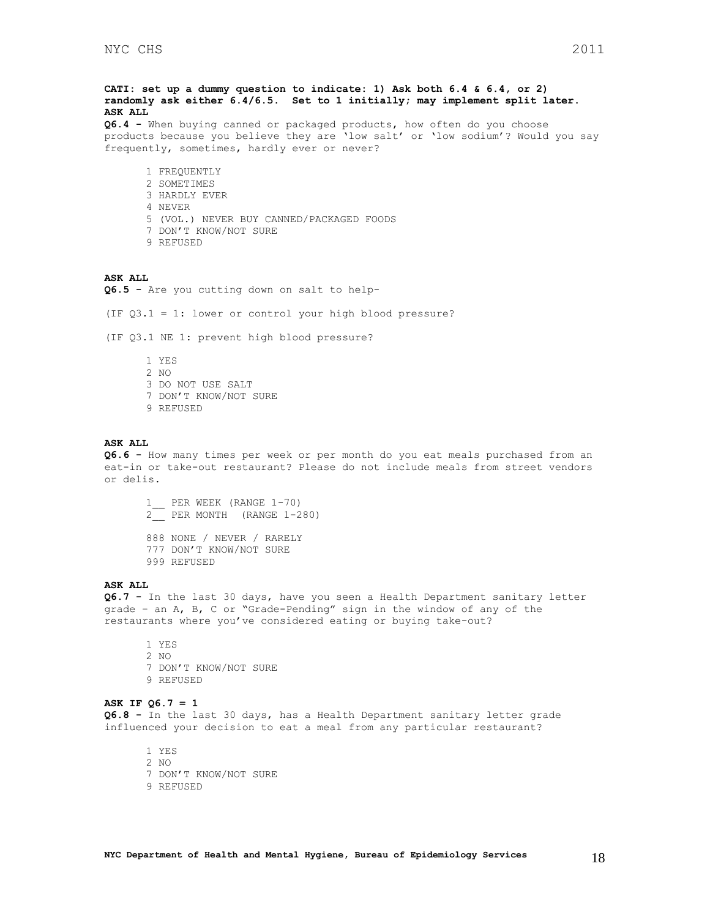**CATI: set up a dummy question to indicate: 1) Ask both 6.4 & 6.4, or 2) randomly ask either 6.4/6.5. Set to 1 initially; may implement split later.**
**ASK ALL**
**Q6.4 -** When buying canned or packaged products, how often do you choose products because you believe they are 'low salt' or 'low sodium'? Would you say frequently, sometimes, hardly ever or never?

1 FREQUENTLY
2 SOMETIMES
3 HARDLY EVER
4 NEVER
5 (VOL.) NEVER BUY CANNED/PACKAGED FOODS
7 DON'T KNOW/NOT SURE
9 REFUSED

**ASK ALL**
**Q6.5 -** Are you cutting down on salt to help-

(IF Q3.1 = 1: lower or control your high blood pressure?

(IF Q3.1 NE 1: prevent high blood pressure?

1 YES
2 NO
3 DO NOT USE SALT
7 DON'T KNOW/NOT SURE
9 REFUSED

**ASK ALL**
**Q6.6 -** How many times per week or per month do you eat meals purchased from an eat-in or take-out restaurant? Please do not include meals from street vendors or delis.

1__ PER WEEK (RANGE 1-70)
2__ PER MONTH (RANGE 1-280)

888 NONE / NEVER / RARELY
777 DON'T KNOW/NOT SURE
999 REFUSED

**ASK ALL**
**Q6.7 -** In the last 30 days, have you seen a Health Department sanitary letter grade – an A, B, C or "Grade-Pending" sign in the window of any of the restaurants where you've considered eating or buying take-out?

1 YES
2 NO
7 DON'T KNOW/NOT SURE
9 REFUSED

**ASK IF Q6.7 = 1**
**Q6.8 -** In the last 30 days, has a Health Department sanitary letter grade influenced your decision to eat a meal from any particular restaurant?

1 YES
2 NO
7 DON'T KNOW/NOT SURE
9 REFUSED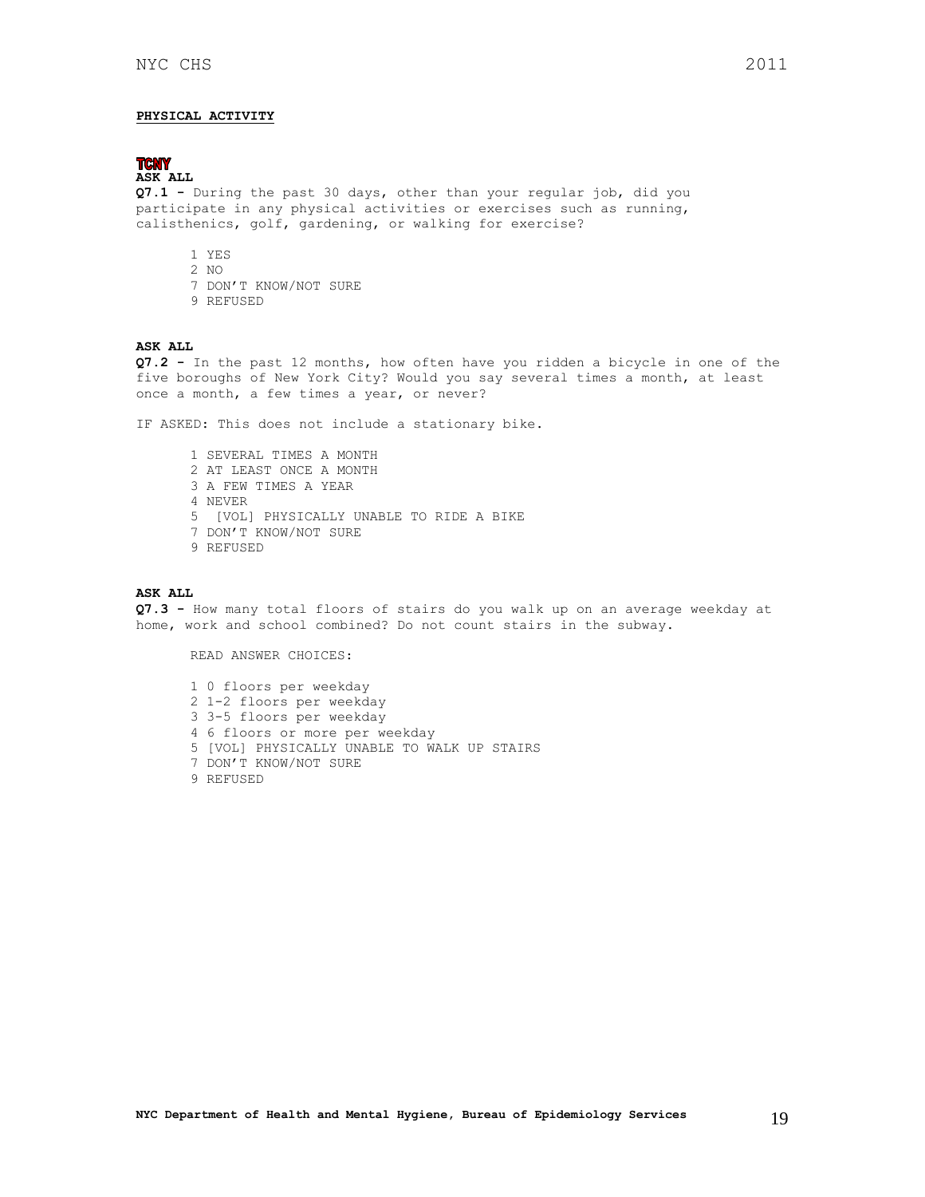**PHYSICAL ACTIVITY**

**TCNY**

**ASK ALL**

**Q7.1 -** During the past 30 days, other than your regular job, did you participate in any physical activities or exercises such as running, calisthenics, golf, gardening, or walking for exercise?

1 YES
2 NO
7 DON'T KNOW/NOT SURE
9 REFUSED

**ASK ALL**

**Q7.2 -** In the past 12 months, how often have you ridden a bicycle in one of the five boroughs of New York City? Would you say several times a month, at least once a month, a few times a year, or never?

IF ASKED: This does not include a stationary bike.

1 SEVERAL TIMES A MONTH
2 AT LEAST ONCE A MONTH
3 A FEW TIMES A YEAR
4 NEVER
5 [VOL] PHYSICALLY UNABLE TO RIDE A BIKE
7 DON'T KNOW/NOT SURE
9 REFUSED

**ASK ALL**

**Q7.3 -** How many total floors of stairs do you walk up on an average weekday at home, work and school combined? Do not count stairs in the subway.

READ ANSWER CHOICES:

1 0 floors per weekday
2 1-2 floors per weekday
3 3-5 floors per weekday
4 6 floors or more per weekday
5 [VOL] PHYSICALLY UNABLE TO WALK UP STAIRS
7 DON'T KNOW/NOT SURE
9 REFUSED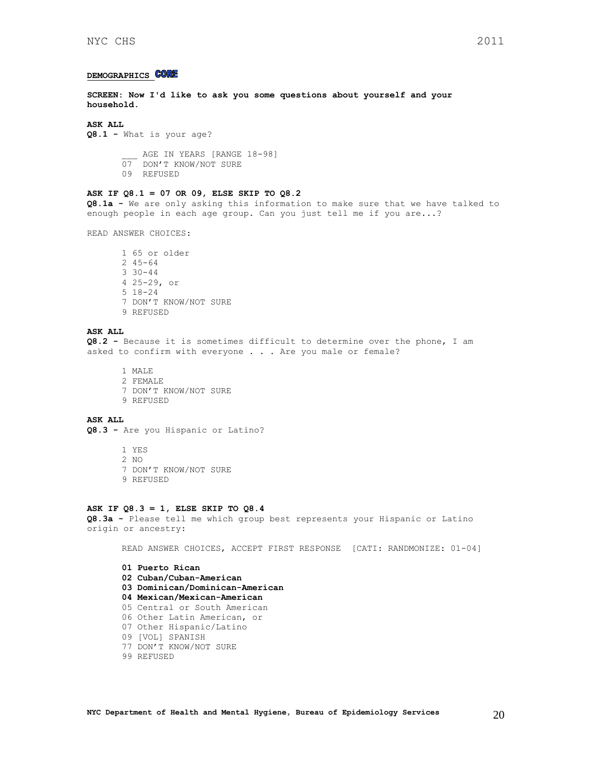## DEMOGRAPHICS CORE

**SCREEN: Now I'd like to ask you some questions about yourself and your household.**

**ASK ALL**

**Q8.1 -** What is your age?

___ AGE IN YEARS [RANGE 18-98]
07 DON'T KNOW/NOT SURE
09 REFUSED

**ASK IF Q8.1 = 07 OR 09, ELSE SKIP TO Q8.2**

**Q8.1a -** We are only asking this information to make sure that we have talked to enough people in each age group. Can you just tell me if you are...?

READ ANSWER CHOICES:

1 65 or older
2 45-64
3 30-44
4 25-29, or
5 18-24
7 DON'T KNOW/NOT SURE
9 REFUSED

**ASK ALL**

**Q8.2 -** Because it is sometimes difficult to determine over the phone, I am asked to confirm with everyone . . . Are you male or female?

1 MALE
2 FEMALE
7 DON'T KNOW/NOT SURE
9 REFUSED

**ASK ALL**

**Q8.3 -** Are you Hispanic or Latino?

1 YES
2 NO
7 DON'T KNOW/NOT SURE
9 REFUSED

**ASK IF Q8.3 = 1, ELSE SKIP TO Q8.4**

**Q8.3a -** Please tell me which group best represents your Hispanic or Latino origin or ancestry:

READ ANSWER CHOICES, ACCEPT FIRST RESPONSE [CATI: RANDMONIZE: 01-04]

**01 Puerto Rican**
**02 Cuban/Cuban-American**
**03 Dominican/Dominican-American**
**04 Mexican/Mexican-American**
05 Central or South American
06 Other Latin American, or
07 Other Hispanic/Latino
09 [VOL] SPANISH
77 DON'T KNOW/NOT SURE
99 REFUSED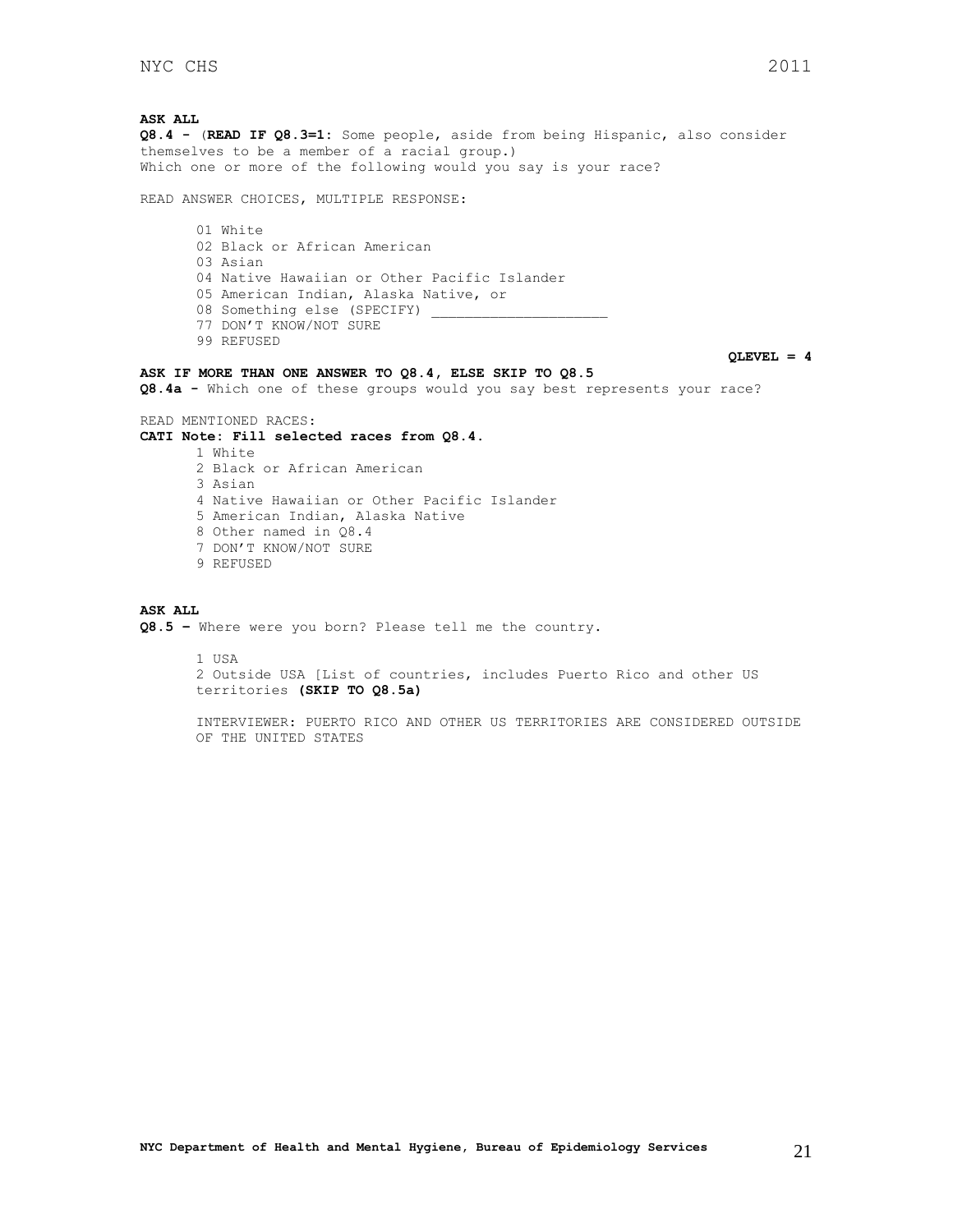**ASK ALL**
**Q8.4 -** (**READ IF Q8.3=1:** Some people, aside from being Hispanic, also consider themselves to be a member of a racial group.)
Which one or more of the following would you say is your race?

READ ANSWER CHOICES, MULTIPLE RESPONSE:

01 White
02 Black or African American
03 Asian
04 Native Hawaiian or Other Pacific Islander
05 American Indian, Alaska Native, or
08 Something else (SPECIFY) ____________________
77 DON'T KNOW/NOT SURE
99 REFUSED

**QLEVEL = 4**

**ASK IF MORE THAN ONE ANSWER TO Q8.4, ELSE SKIP TO Q8.5**
**Q8.4a -** Which one of these groups would you say best represents your race?

READ MENTIONED RACES:
**CATI Note: Fill selected races from Q8.4.**

1 White
2 Black or African American
3 Asian
4 Native Hawaiian or Other Pacific Islander
5 American Indian, Alaska Native
8 Other named in Q8.4
7 DON'T KNOW/NOT SURE
9 REFUSED

**ASK ALL**
**Q8.5 –** Where were you born? Please tell me the country.

1 USA
2 Outside USA [List of countries, includes Puerto Rico and other US territories **(SKIP TO Q8.5a)**

INTERVIEWER: PUERTO RICO AND OTHER US TERRITORIES ARE CONSIDERED OUTSIDE OF THE UNITED STATES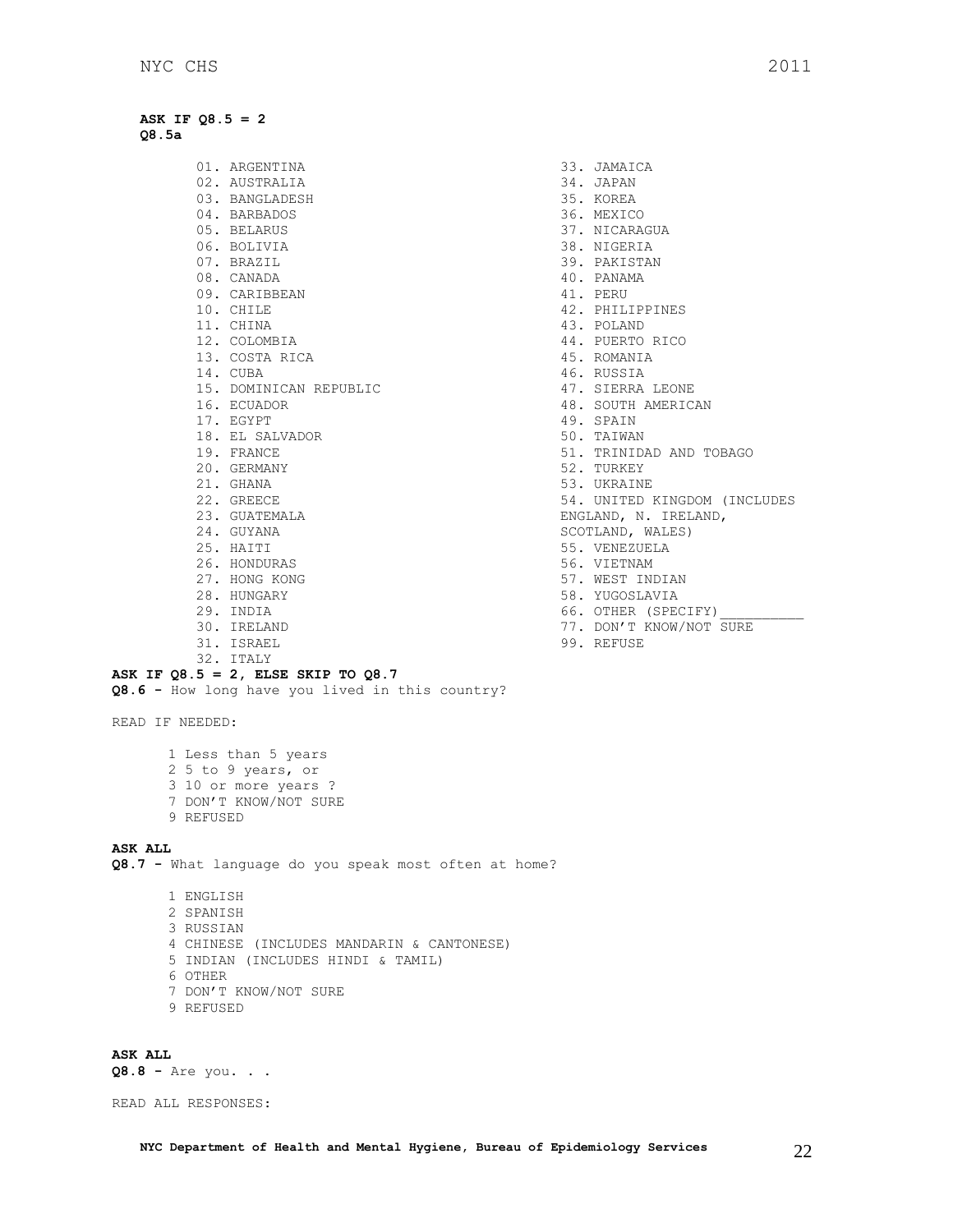**ASK IF Q8.5 = 2**
**Q8.5a**

01. ARGENTINA
02. AUSTRALIA
03. BANGLADESH
04. BARBADOS
05. BELARUS
06. BOLIVIA
07. BRAZIL
08. CANADA
09. CARIBBEAN
10. CHILE
11. CHINA
12. COLOMBIA
13. COSTA RICA
14. CUBA
15. DOMINICAN REPUBLIC
16. ECUADOR
17. EGYPT
18. EL SALVADOR
19. FRANCE
20. GERMANY
21. GHANA
22. GREECE
23. GUATEMALA
24. GUYANA
25. HAITI
26. HONDURAS
27. HONG KONG
28. HUNGARY
29. INDIA
30. IRELAND
31. ISRAEL
32. ITALY
33. JAMAICA
34. JAPAN
35. KOREA
36. MEXICO
37. NICARAGUA
38. NIGERIA
39. PAKISTAN
40. PANAMA
41. PERU
42. PHILIPPINES
43. POLAND
44. PUERTO RICO
45. ROMANIA
46. RUSSIA
47. SIERRA LEONE
48. SOUTH AMERICAN
49. SPAIN
50. TAIWAN
51. TRINIDAD AND TOBAGO
52. TURKEY
53. UKRAINE
54. UNITED KINGDOM (INCLUDES ENGLAND, N. IRELAND, SCOTLAND, WALES)
55. VENEZUELA
56. VIETNAM
57. WEST INDIAN
58. YUGOSLAVIA
66. OTHER (SPECIFY)__________
77. DON'T KNOW/NOT SURE
99. REFUSE

**ASK IF Q8.5 = 2, ELSE SKIP TO Q8.7**
**Q8.6 -** How long have you lived in this country?

READ IF NEEDED:

1 Less than 5 years
2 5 to 9 years, or
3 10 or more years ?
7 DON'T KNOW/NOT SURE
9 REFUSED

**ASK ALL**
**Q8.7 -** What language do you speak most often at home?

1 ENGLISH
2 SPANISH
3 RUSSIAN
4 CHINESE (INCLUDES MANDARIN & CANTONESE)
5 INDIAN (INCLUDES HINDI & TAMIL)
6 OTHER
7 DON'T KNOW/NOT SURE
9 REFUSED

**ASK ALL**
**Q8.8 -** Are you. . .

READ ALL RESPONSES: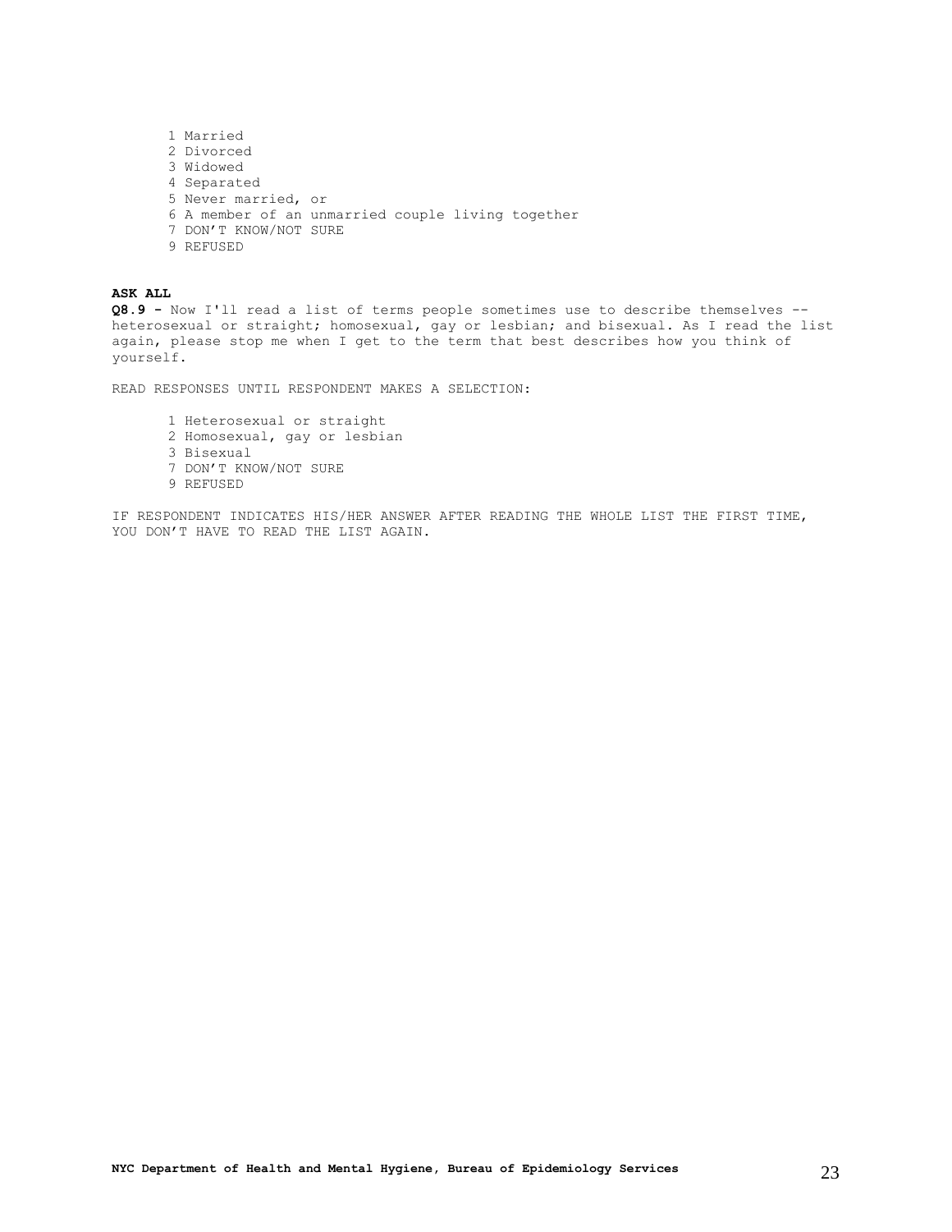1 Married
2 Divorced
3 Widowed
4 Separated
5 Never married, or
6 A member of an unmarried couple living together
7 DON'T KNOW/NOT SURE
9 REFUSED

**ASK ALL**

**Q8.9 -** Now I'll read a list of terms people sometimes use to describe themselves -- heterosexual or straight; homosexual, gay or lesbian; and bisexual. As I read the list again, please stop me when I get to the term that best describes how you think of yourself.

READ RESPONSES UNTIL RESPONDENT MAKES A SELECTION:

1 Heterosexual or straight
2 Homosexual, gay or lesbian
3 Bisexual
7 DON'T KNOW/NOT SURE
9 REFUSED

IF RESPONDENT INDICATES HIS/HER ANSWER AFTER READING THE WHOLE LIST THE FIRST TIME, YOU DON'T HAVE TO READ THE LIST AGAIN.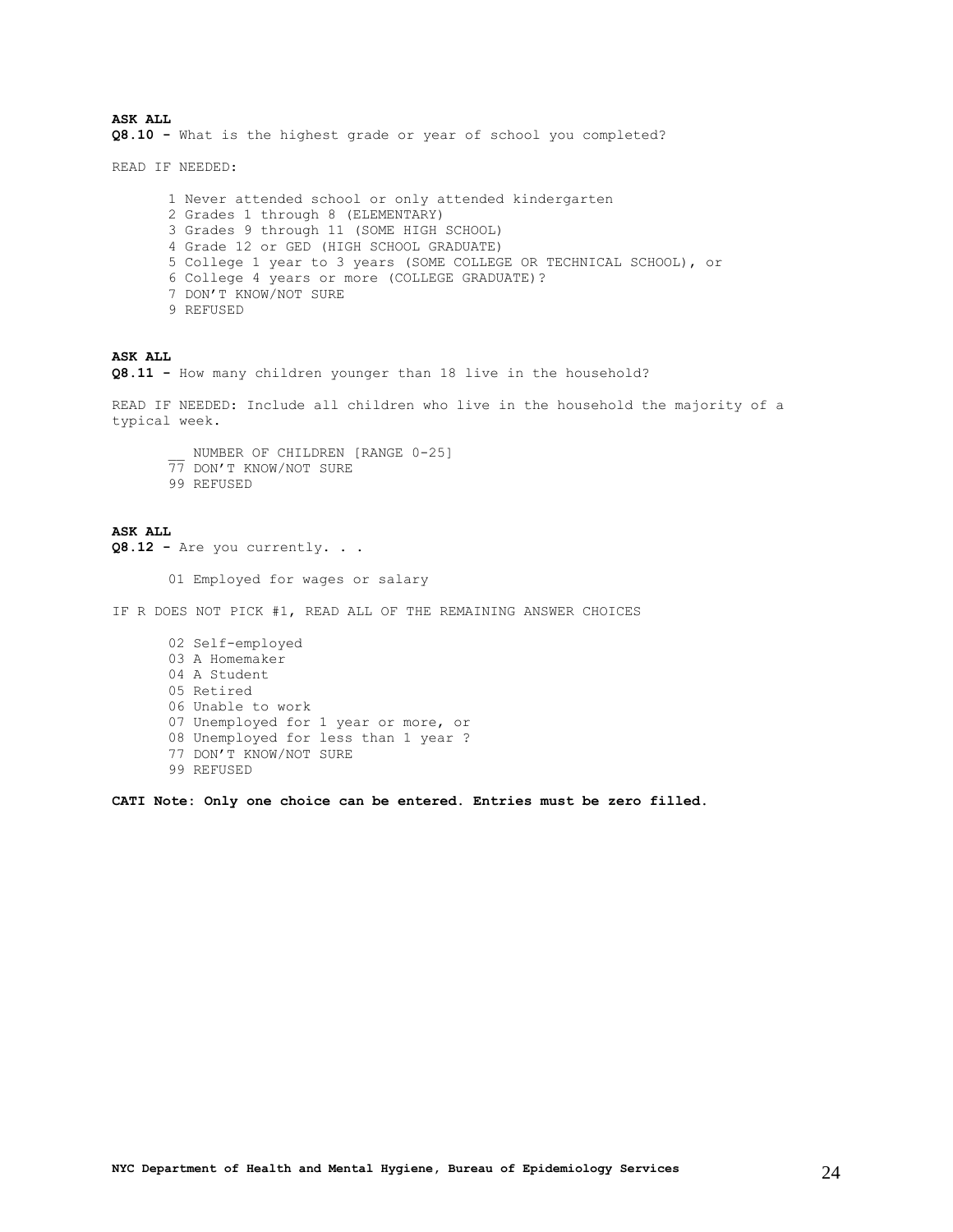**ASK ALL**

**Q8.10 -** What is the highest grade or year of school you completed?

READ IF NEEDED:

1 Never attended school or only attended kindergarten
2 Grades 1 through 8 (ELEMENTARY)
3 Grades 9 through 11 (SOME HIGH SCHOOL)
4 Grade 12 or GED (HIGH SCHOOL GRADUATE)
5 College 1 year to 3 years (SOME COLLEGE OR TECHNICAL SCHOOL), or
6 College 4 years or more (COLLEGE GRADUATE)?
7 DON'T KNOW/NOT SURE
9 REFUSED

**ASK ALL**

**Q8.11 -** How many children younger than 18 live in the household?

READ IF NEEDED: Include all children who live in the household the majority of a typical week.

__ NUMBER OF CHILDREN [RANGE 0-25]
77 DON'T KNOW/NOT SURE
99 REFUSED

**ASK ALL**

**Q8.12 -** Are you currently. . .

01 Employed for wages or salary

IF R DOES NOT PICK #1, READ ALL OF THE REMAINING ANSWER CHOICES

02 Self-employed
03 A Homemaker
04 A Student
05 Retired
06 Unable to work
07 Unemployed for 1 year or more, or
08 Unemployed for less than 1 year ?
77 DON'T KNOW/NOT SURE
99 REFUSED

**CATI Note: Only one choice can be entered. Entries must be zero filled.**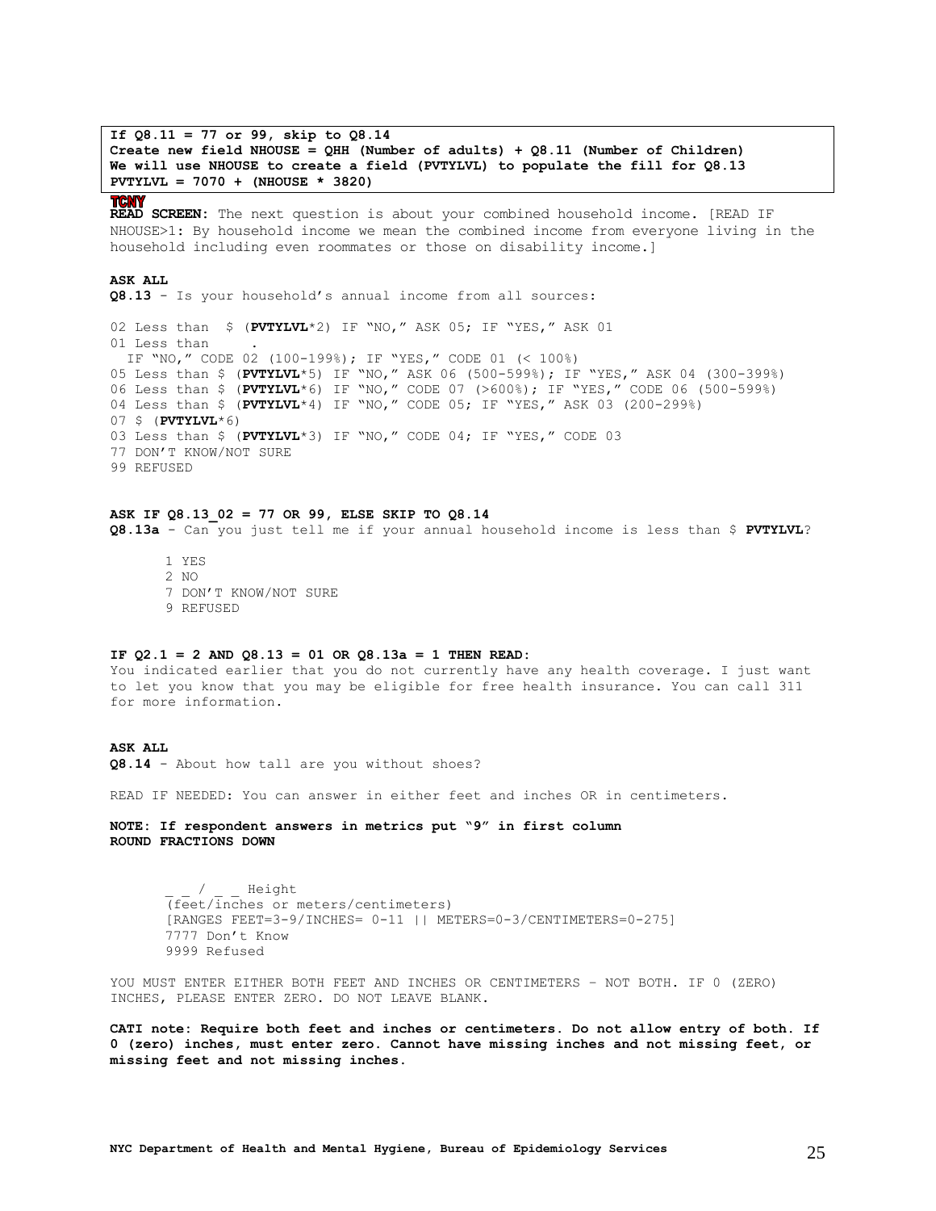**If Q8.11 = 77 or 99, skip to Q8.14**
**Create new field NHOUSE = QHH (Number of adults) + Q8.11 (Number of Children)**
**We will use NHOUSE to create a field (PVTYLVL) to populate the fill for Q8.13**
**PVTYLVL = 7070 + (NHOUSE * 3820)**

**TCNY**
**READ SCREEN:** The next question is about your combined household income. [READ IF NHOUSE>1: By household income we mean the combined income from everyone living in the household including even roommates or those on disability income.]

**ASK ALL**
**Q8.13** – Is your household's annual income from all sources:

02 Less than $ (**PVTYLVL***2) IF "NO," ASK 05; IF "YES," ASK 01
01 Less than .
  IF "NO," CODE 02 (100-199%); IF "YES," CODE 01 (< 100%)
05 Less than $ (**PVTYLVL***5) IF "NO," ASK 06 (500-599%); IF "YES," ASK 04 (300-399%)
06 Less than $ (**PVTYLVL***6) IF "NO," CODE 07 (>600%); IF "YES," CODE 06 (500-599%)
04 Less than $ (**PVTYLVL***4) IF "NO," CODE 05; IF "YES," ASK 03 (200-299%)
07 $ (**PVTYLVL***6)
03 Less than $ (**PVTYLVL***3) IF "NO," CODE 04; IF "YES," CODE 03
77 DON'T KNOW/NOT SURE
99 REFUSED

**ASK IF Q8.13_02 = 77 OR 99, ELSE SKIP TO Q8.14**
**Q8.13a** – Can you just tell me if your annual household income is less than $ **PVTYLVL**?

1 YES
2 NO
7 DON'T KNOW/NOT SURE
9 REFUSED

**IF Q2.1 = 2 AND Q8.13 = 01 OR Q8.13a = 1 THEN READ:**
You indicated earlier that you do not currently have any health coverage. I just want to let you know that you may be eligible for free health insurance. You can call 311 for more information.

**ASK ALL**
**Q8.14** – About how tall are you without shoes?

READ IF NEEDED: You can answer in either feet and inches OR in centimeters.

**NOTE: If respondent answers in metrics put "9" in first column**
**ROUND FRACTIONS DOWN**

_ _ / _ _ Height
(feet/inches or meters/centimeters)
[RANGES FEET=3-9/INCHES= 0-11 || METERS=0-3/CENTIMETERS=0-275]
7777 Don't Know
9999 Refused

YOU MUST ENTER EITHER BOTH FEET AND INCHES OR CENTIMETERS – NOT BOTH. IF 0 (ZERO) INCHES, PLEASE ENTER ZERO. DO NOT LEAVE BLANK.

**CATI note: Require both feet and inches or centimeters. Do not allow entry of both. If 0 (zero) inches, must enter zero. Cannot have missing inches and not missing feet, or missing feet and not missing inches.**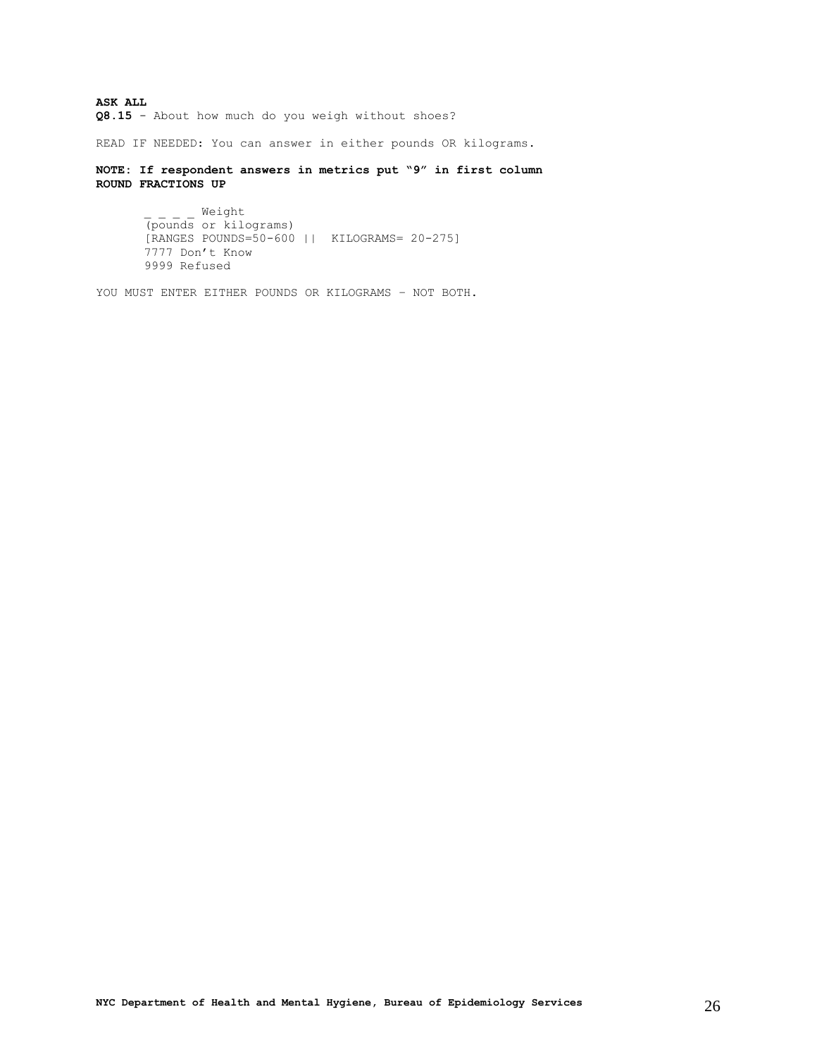**ASK ALL**
**Q8.15** - About how much do you weigh without shoes?

READ IF NEEDED: You can answer in either pounds OR kilograms.

**NOTE: If respondent answers in metrics put "9" in first column**
**ROUND FRACTIONS UP**

_ _ _ _ Weight
(pounds or kilograms)
[RANGES POUNDS=50-600 || KILOGRAMS= 20-275]
7777 Don't Know
9999 Refused

YOU MUST ENTER EITHER POUNDS OR KILOGRAMS – NOT BOTH.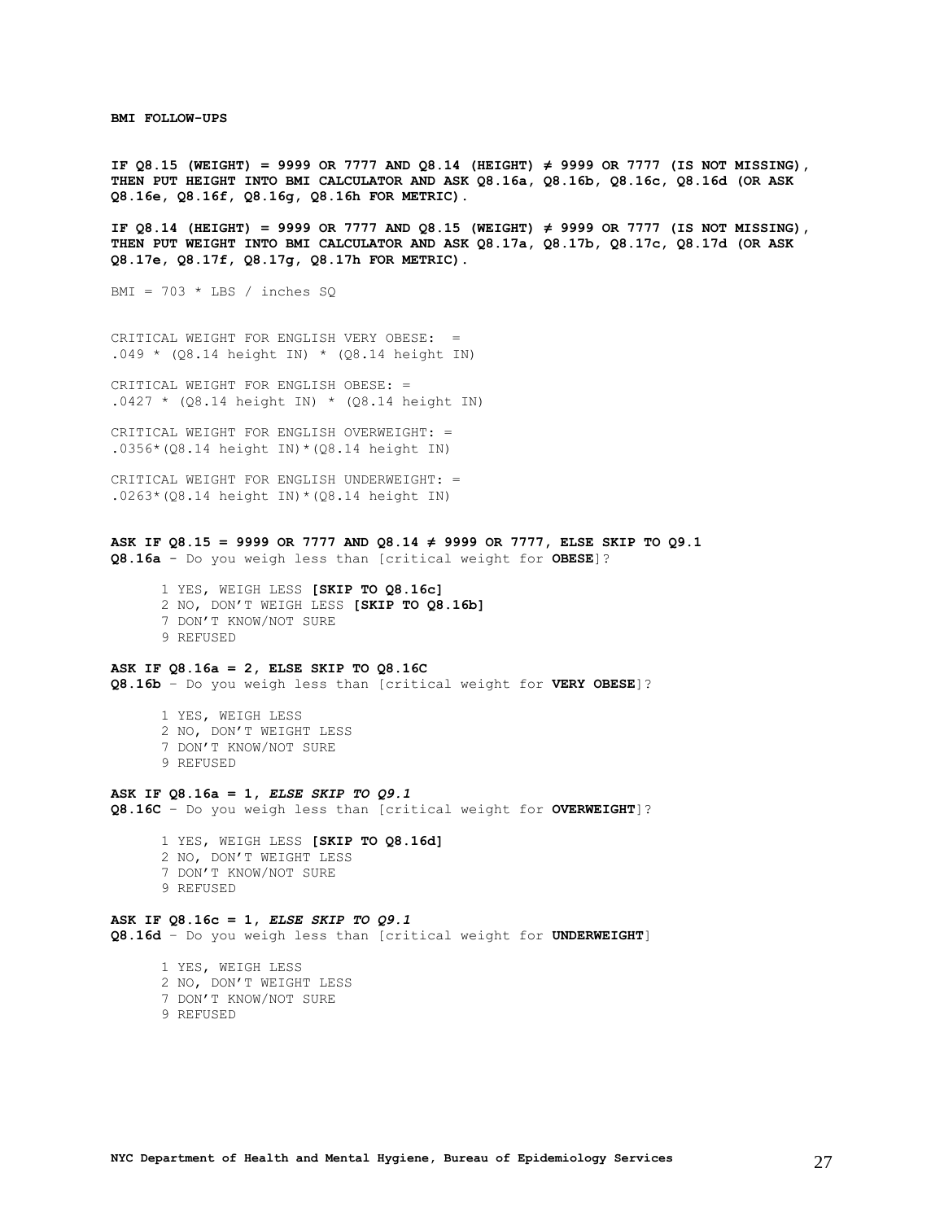**BMI FOLLOW-UPS**

**IF Q8.15 (WEIGHT) = 9999 OR 7777 AND Q8.14 (HEIGHT) ≠ 9999 OR 7777 (IS NOT MISSING), THEN PUT HEIGHT INTO BMI CALCULATOR AND ASK Q8.16a, Q8.16b, Q8.16c, Q8.16d (OR ASK Q8.16e, Q8.16f, Q8.16g, Q8.16h FOR METRIC).**

**IF Q8.14 (HEIGHT) = 9999 OR 7777 AND Q8.15 (WEIGHT) ≠ 9999 OR 7777 (IS NOT MISSING), THEN PUT WEIGHT INTO BMI CALCULATOR AND ASK Q8.17a, Q8.17b, Q8.17c, Q8.17d (OR ASK Q8.17e, Q8.17f, Q8.17g, Q8.17h FOR METRIC).**

BMI = 703 * LBS / inches SQ

CRITICAL WEIGHT FOR ENGLISH VERY OBESE: =
.049 * (Q8.14 height IN) * (Q8.14 height IN)

CRITICAL WEIGHT FOR ENGLISH OBESE: =
.0427 * (Q8.14 height IN) * (Q8.14 height IN)

CRITICAL WEIGHT FOR ENGLISH OVERWEIGHT: =
.0356*(Q8.14 height IN)*(Q8.14 height IN)

CRITICAL WEIGHT FOR ENGLISH UNDERWEIGHT: =
.0263*(Q8.14 height IN)*(Q8.14 height IN)

**ASK IF Q8.15 = 9999 OR 7777 AND Q8.14 ≠ 9999 OR 7777, ELSE SKIP TO Q9.1**
**Q8.16a** - Do you weigh less than [critical weight for **OBESE**]?

1 YES, WEIGH LESS **[SKIP TO Q8.16c]**
2 NO, DON'T WEIGH LESS **[SKIP TO Q8.16b]**
7 DON'T KNOW/NOT SURE
9 REFUSED

**ASK IF Q8.16a = 2, ELSE SKIP TO Q8.16C**
**Q8.16b** – Do you weigh less than [critical weight for **VERY OBESE**]?

1 YES, WEIGH LESS
2 NO, DON'T WEIGHT LESS
7 DON'T KNOW/NOT SURE
9 REFUSED

**ASK IF Q8.16a = 1, *ELSE SKIP TO Q9.1***
**Q8.16C** – Do you weigh less than [critical weight for **OVERWEIGHT**]?

1 YES, WEIGH LESS **[SKIP TO Q8.16d]**
2 NO, DON'T WEIGHT LESS
7 DON'T KNOW/NOT SURE
9 REFUSED

**ASK IF Q8.16c = 1, *ELSE SKIP TO Q9.1***
**Q8.16d** – Do you weigh less than [critical weight for **UNDERWEIGHT**]

1 YES, WEIGH LESS
2 NO, DON'T WEIGHT LESS
7 DON'T KNOW/NOT SURE
9 REFUSED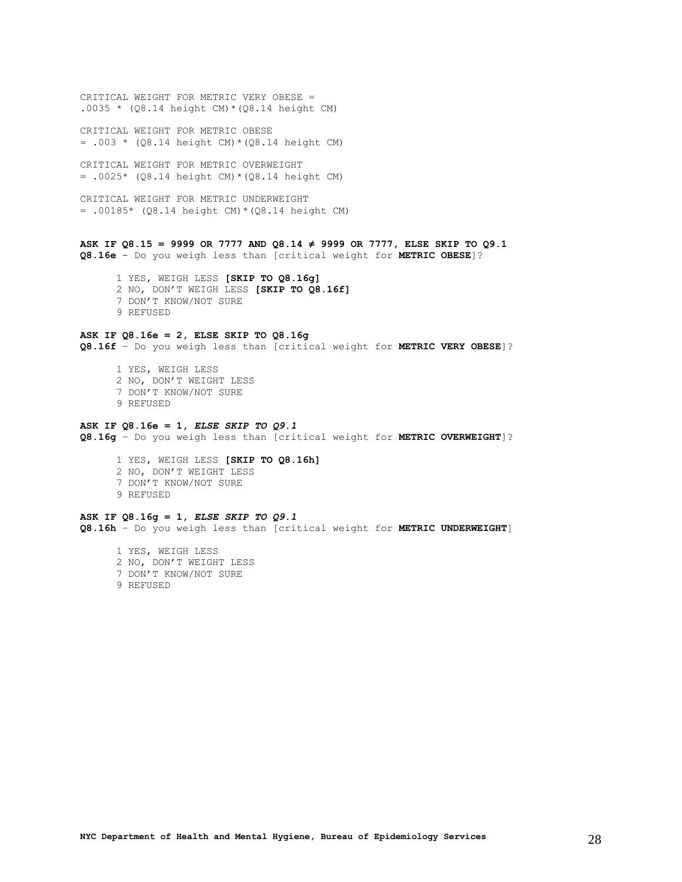CRITICAL WEIGHT FOR METRIC VERY OBESE =
.0035 * (Q8.14 height CM)*(Q8.14 height CM)

CRITICAL WEIGHT FOR METRIC OBESE
= .003 * (Q8.14 height CM)*(Q8.14 height CM)

CRITICAL WEIGHT FOR METRIC OVERWEIGHT
= .0025* (Q8.14 height CM)*(Q8.14 height CM)

CRITICAL WEIGHT FOR METRIC UNDERWEIGHT
= .00185* (Q8.14 height CM)*(Q8.14 height CM)

**ASK IF Q8.15 = 9999 OR 7777 AND Q8.14 ≠ 9999 OR 7777, ELSE SKIP TO Q9.1**
**Q8.16e** - Do you weigh less than [critical weight for **METRIC OBESE**]?

1 YES, WEIGH LESS **[SKIP TO Q8.16g]**
2 NO, DON'T WEIGH LESS **[SKIP TO Q8.16f]**
7 DON'T KNOW/NOT SURE
9 REFUSED

**ASK IF Q8.16e = 2, ELSE SKIP TO Q8.16g**
**Q8.16f** – Do you weigh less than [critical weight for **METRIC VERY OBESE**]?

1 YES, WEIGH LESS
2 NO, DON'T WEIGHT LESS
7 DON'T KNOW/NOT SURE
9 REFUSED

**ASK IF Q8.16e = 1, *ELSE SKIP TO Q9.1***
**Q8.16g** – Do you weigh less than [critical weight for **METRIC OVERWEIGHT**]?

1 YES, WEIGH LESS **[SKIP TO Q8.16h]**
2 NO, DON'T WEIGHT LESS
7 DON'T KNOW/NOT SURE
9 REFUSED

**ASK IF Q8.16g = 1, *ELSE SKIP TO Q9.1***
**Q8.16h** – Do you weigh less than [critical weight for **METRIC UNDERWEIGHT**]

1 YES, WEIGH LESS
2 NO, DON'T WEIGHT LESS
7 DON'T KNOW/NOT SURE
9 REFUSED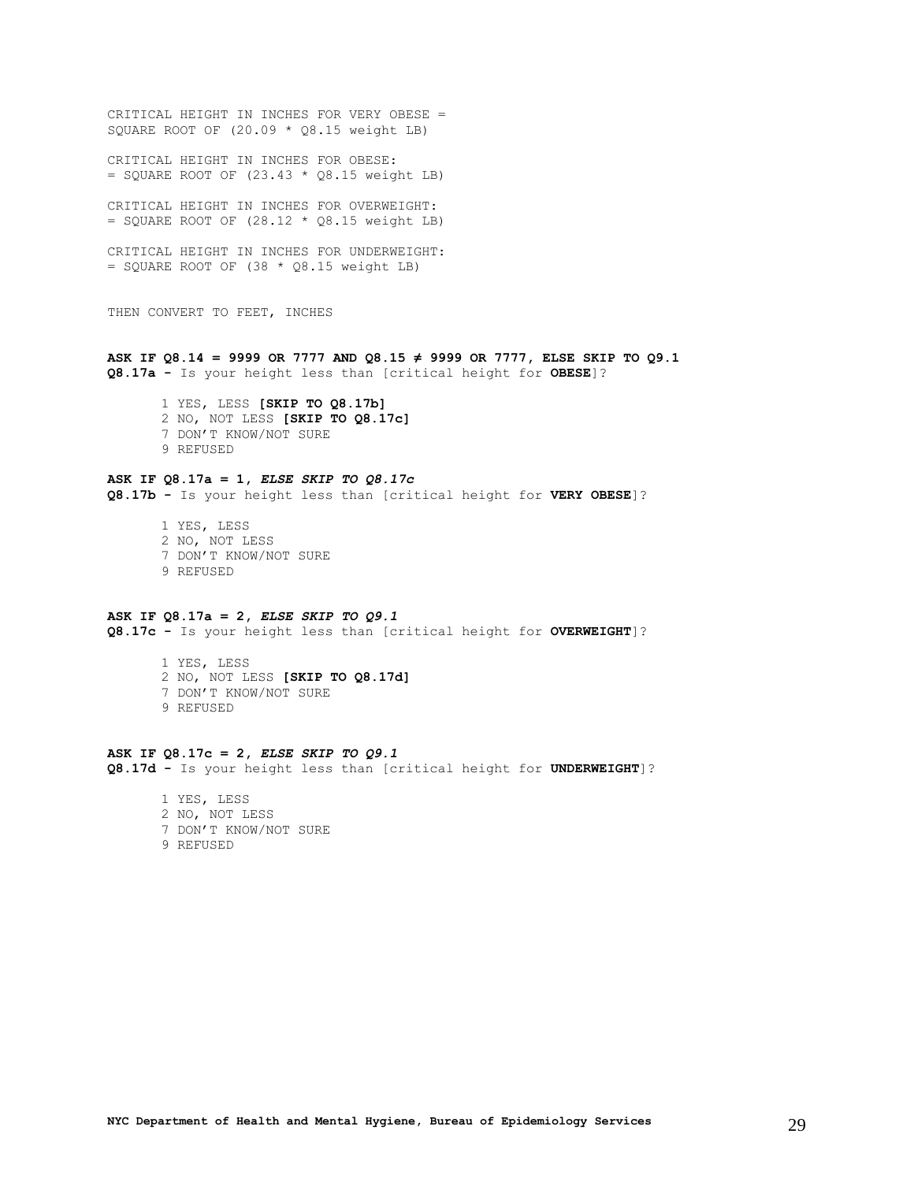CRITICAL HEIGHT IN INCHES FOR VERY OBESE =
SQUARE ROOT OF (20.09 * Q8.15 weight LB)

CRITICAL HEIGHT IN INCHES FOR OBESE:
= SQUARE ROOT OF (23.43 * Q8.15 weight LB)

CRITICAL HEIGHT IN INCHES FOR OVERWEIGHT:
= SQUARE ROOT OF (28.12 * Q8.15 weight LB)

CRITICAL HEIGHT IN INCHES FOR UNDERWEIGHT:
= SQUARE ROOT OF (38 * Q8.15 weight LB)

THEN CONVERT TO FEET, INCHES

**ASK IF Q8.14 = 9999 OR 7777 AND Q8.15 ≠ 9999 OR 7777, ELSE SKIP TO Q9.1**
**Q8.17a -** Is your height less than [critical height for **OBESE**]?

1 YES, LESS **[SKIP TO Q8.17b]**
2 NO, NOT LESS **[SKIP TO Q8.17c]**
7 DON'T KNOW/NOT SURE
9 REFUSED

**ASK IF Q8.17a = 1, *ELSE SKIP TO Q8.17c***
**Q8.17b -** Is your height less than [critical height for **VERY OBESE**]?

1 YES, LESS
2 NO, NOT LESS
7 DON'T KNOW/NOT SURE
9 REFUSED

**ASK IF Q8.17a = 2, *ELSE SKIP TO Q9.1***
**Q8.17c -** Is your height less than [critical height for **OVERWEIGHT**]?

1 YES, LESS
2 NO, NOT LESS **[SKIP TO Q8.17d]**
7 DON'T KNOW/NOT SURE
9 REFUSED

**ASK IF Q8.17c = 2, *ELSE SKIP TO Q9.1***
**Q8.17d -** Is your height less than [critical height for **UNDERWEIGHT**]?

1 YES, LESS
2 NO, NOT LESS
7 DON'T KNOW/NOT SURE
9 REFUSED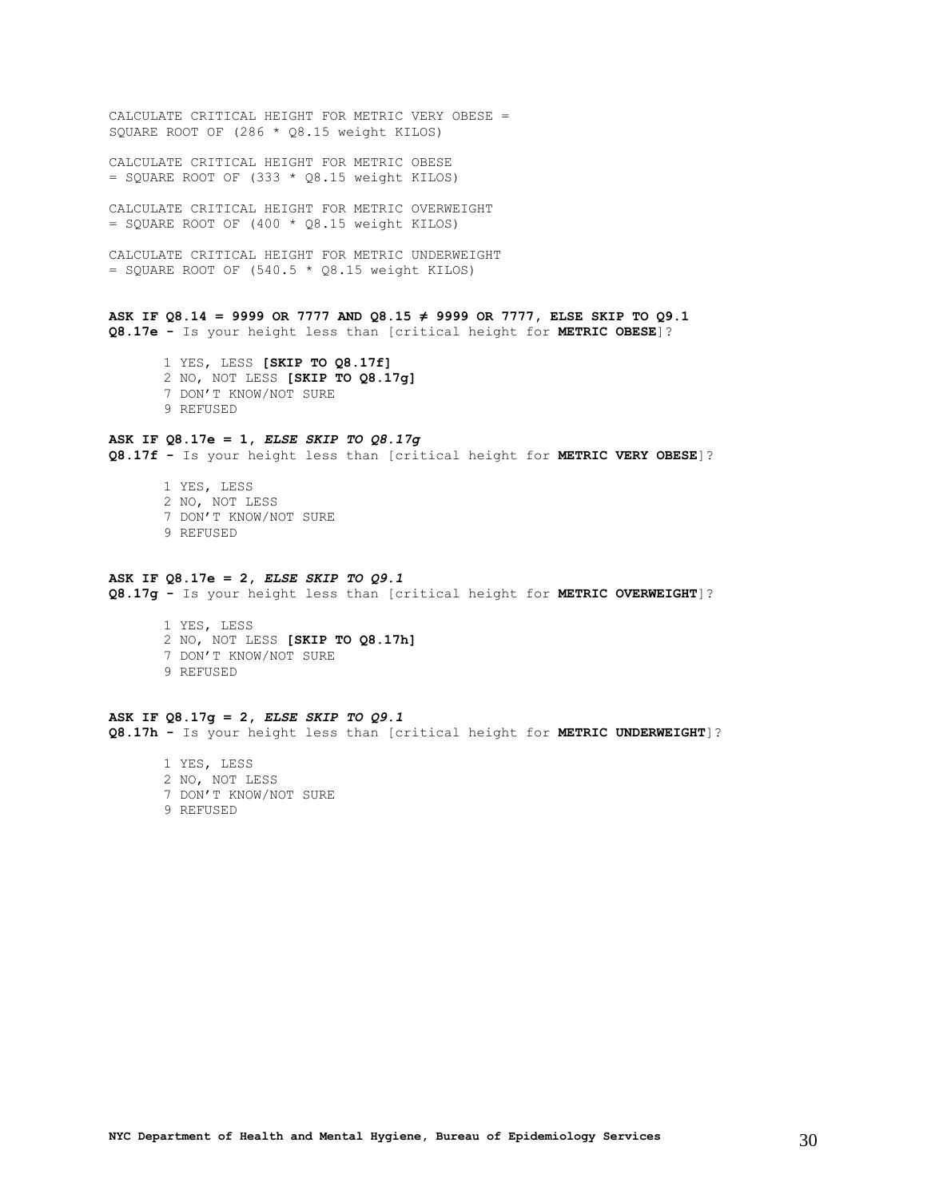CALCULATE CRITICAL HEIGHT FOR METRIC VERY OBESE = SQUARE ROOT OF (286 * Q8.15 weight KILOS)

CALCULATE CRITICAL HEIGHT FOR METRIC OBESE = SQUARE ROOT OF (333 * Q8.15 weight KILOS)

CALCULATE CRITICAL HEIGHT FOR METRIC OVERWEIGHT = SQUARE ROOT OF (400 * Q8.15 weight KILOS)

CALCULATE CRITICAL HEIGHT FOR METRIC UNDERWEIGHT = SQUARE ROOT OF (540.5 * Q8.15 weight KILOS)

**ASK IF Q8.14 = 9999 OR 7777 AND Q8.15 ≠ 9999 OR 7777, ELSE SKIP TO Q9.1**
**Q8.17e -** Is your height less than [critical height for **METRIC OBESE**]?

1 YES, LESS **[SKIP TO Q8.17f]**
2 NO, NOT LESS **[SKIP TO Q8.17g]**
7 DON'T KNOW/NOT SURE
9 REFUSED

**ASK IF Q8.17e = 1, *ELSE SKIP TO Q8.17g***
**Q8.17f -** Is your height less than [critical height for **METRIC VERY OBESE**]?

1 YES, LESS
2 NO, NOT LESS
7 DON'T KNOW/NOT SURE
9 REFUSED

**ASK IF Q8.17e = 2, *ELSE SKIP TO Q9.1***
**Q8.17g -** Is your height less than [critical height for **METRIC OVERWEIGHT**]?

1 YES, LESS
2 NO, NOT LESS **[SKIP TO Q8.17h]**
7 DON'T KNOW/NOT SURE
9 REFUSED

**ASK IF Q8.17g = 2, *ELSE SKIP TO Q9.1***
**Q8.17h -** Is your height less than [critical height for **METRIC UNDERWEIGHT**]?

1 YES, LESS
2 NO, NOT LESS
7 DON'T KNOW/NOT SURE
9 REFUSED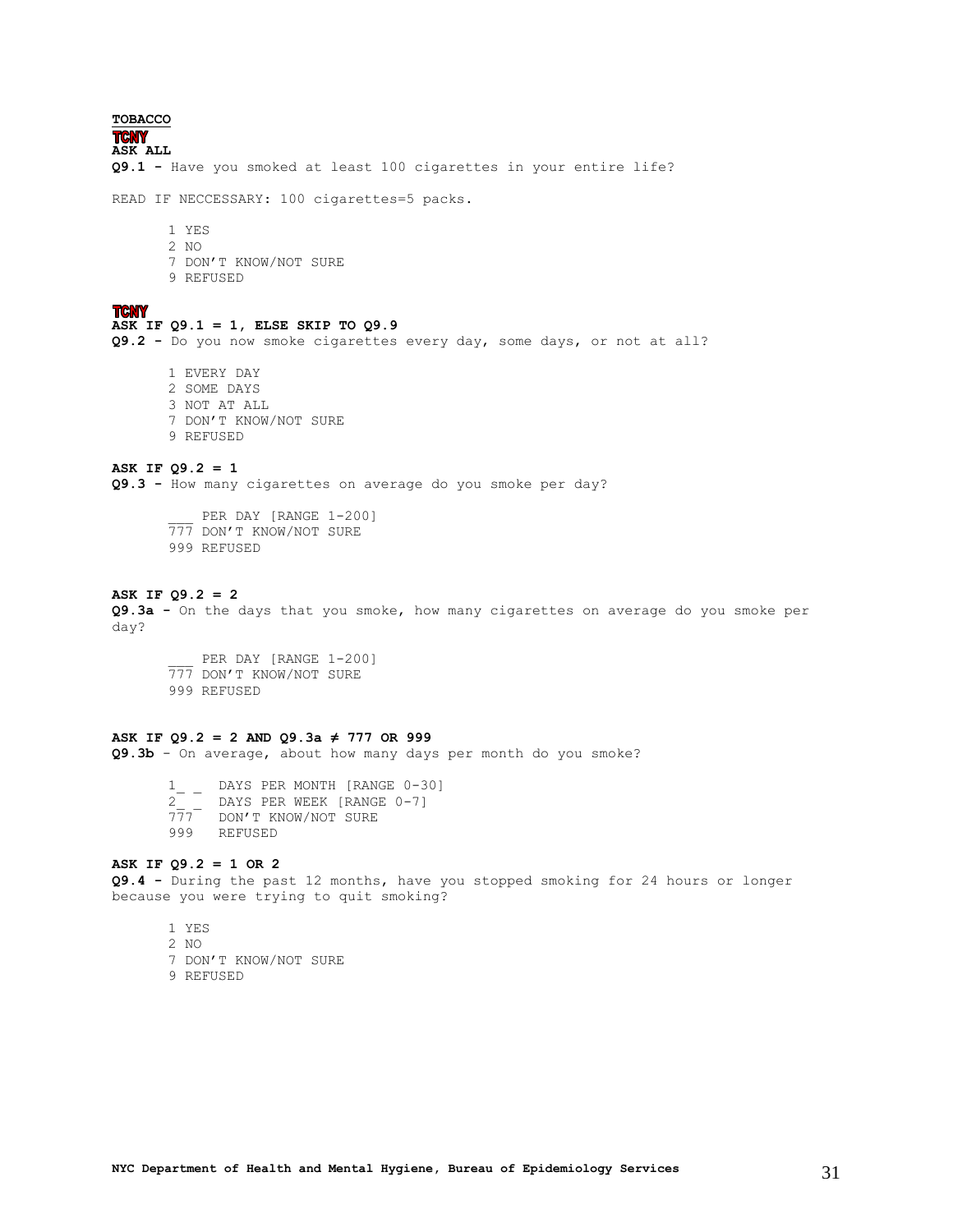**TOBACCO**

**TCNY**

**ASK ALL**

**Q9.1 -** Have you smoked at least 100 cigarettes in your entire life?

READ IF NECCESSARY: 100 cigarettes=5 packs.

1 YES
2 NO
7 DON'T KNOW/NOT SURE
9 REFUSED

**TCNY**

**ASK IF Q9.1 = 1, ELSE SKIP TO Q9.9**

**Q9.2 -** Do you now smoke cigarettes every day, some days, or not at all?

1 EVERY DAY
2 SOME DAYS
3 NOT AT ALL
7 DON'T KNOW/NOT SURE
9 REFUSED

**ASK IF Q9.2 = 1**

**Q9.3 -** How many cigarettes on average do you smoke per day?

___ PER DAY [RANGE 1-200]
777 DON'T KNOW/NOT SURE
999 REFUSED

**ASK IF Q9.2 = 2**

**Q9.3a -** On the days that you smoke, how many cigarettes on average do you smoke per day?

___ PER DAY [RANGE 1-200]
777 DON'T KNOW/NOT SURE
999 REFUSED

**ASK IF Q9.2 = 2 AND Q9.3a ≠ 777 OR 999**

**Q9.3b** - On average, about how many days per month do you smoke?

1_ _ DAYS PER MONTH [RANGE 0-30]
2_ _ DAYS PER WEEK [RANGE 0-7]
777 DON'T KNOW/NOT SURE
999 REFUSED

**ASK IF Q9.2 = 1 OR 2**

**Q9.4 -** During the past 12 months, have you stopped smoking for 24 hours or longer because you were trying to quit smoking?

1 YES
2 NO
7 DON'T KNOW/NOT SURE
9 REFUSED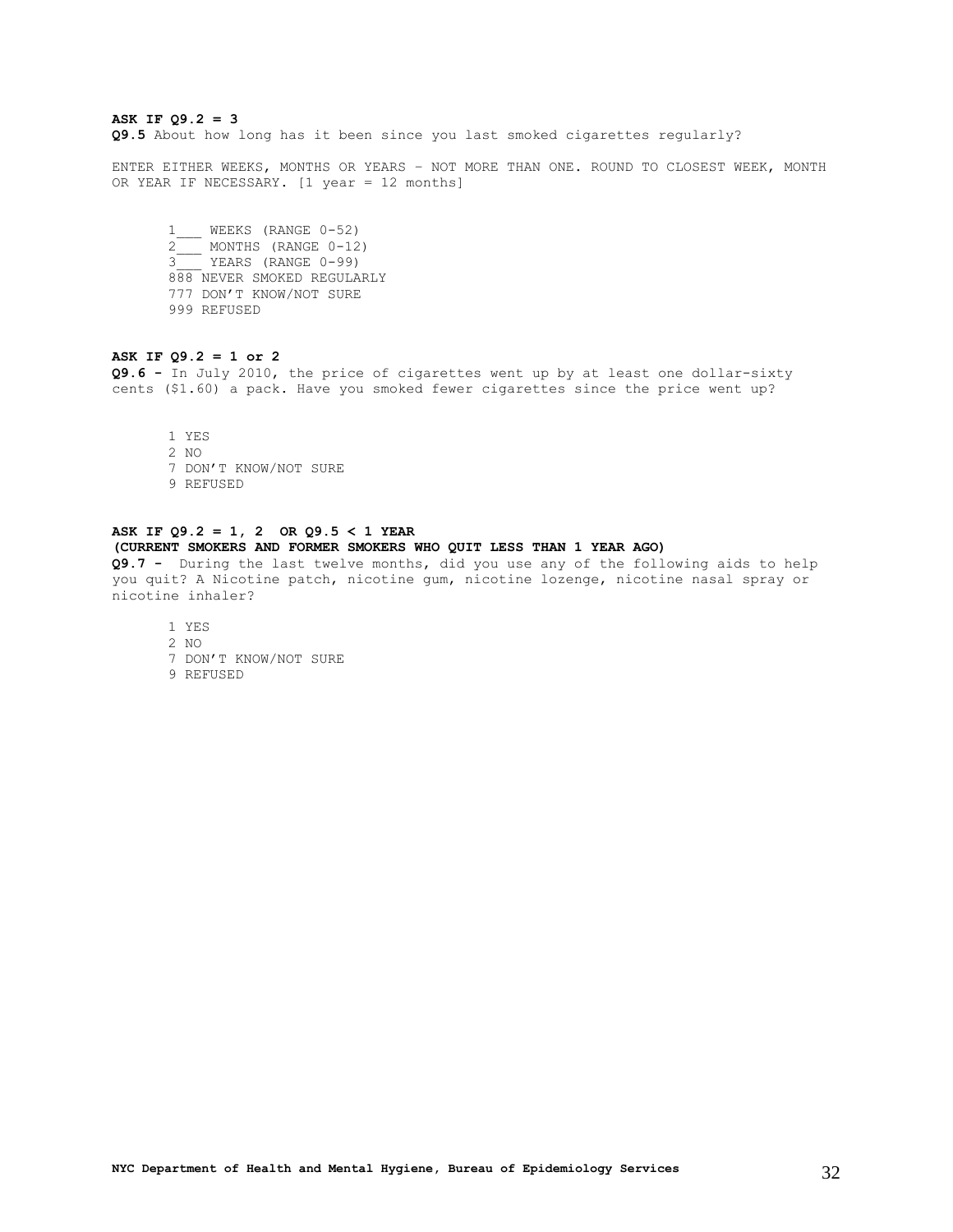**ASK IF Q9.2 = 3**
**Q9.5** About how long has it been since you last smoked cigarettes regularly?

ENTER EITHER WEEKS, MONTHS OR YEARS – NOT MORE THAN ONE. ROUND TO CLOSEST WEEK, MONTH OR YEAR IF NECESSARY. [1 year = 12 months]

1___ WEEKS (RANGE 0-52)
2___ MONTHS (RANGE 0-12)
3___ YEARS (RANGE 0-99)
888 NEVER SMOKED REGULARLY
777 DON'T KNOW/NOT SURE
999 REFUSED

**ASK IF Q9.2 = 1 or 2**
**Q9.6 -** In July 2010, the price of cigarettes went up by at least one dollar-sixty cents ($1.60) a pack. Have you smoked fewer cigarettes since the price went up?

1 YES
2 NO
7 DON'T KNOW/NOT SURE
9 REFUSED

**ASK IF Q9.2 = 1, 2 OR Q9.5 < 1 YEAR**
**(CURRENT SMOKERS AND FORMER SMOKERS WHO QUIT LESS THAN 1 YEAR AGO)**
**Q9.7 -** During the last twelve months, did you use any of the following aids to help you quit? A Nicotine patch, nicotine gum, nicotine lozenge, nicotine nasal spray or nicotine inhaler?

1 YES
2 NO
7 DON'T KNOW/NOT SURE
9 REFUSED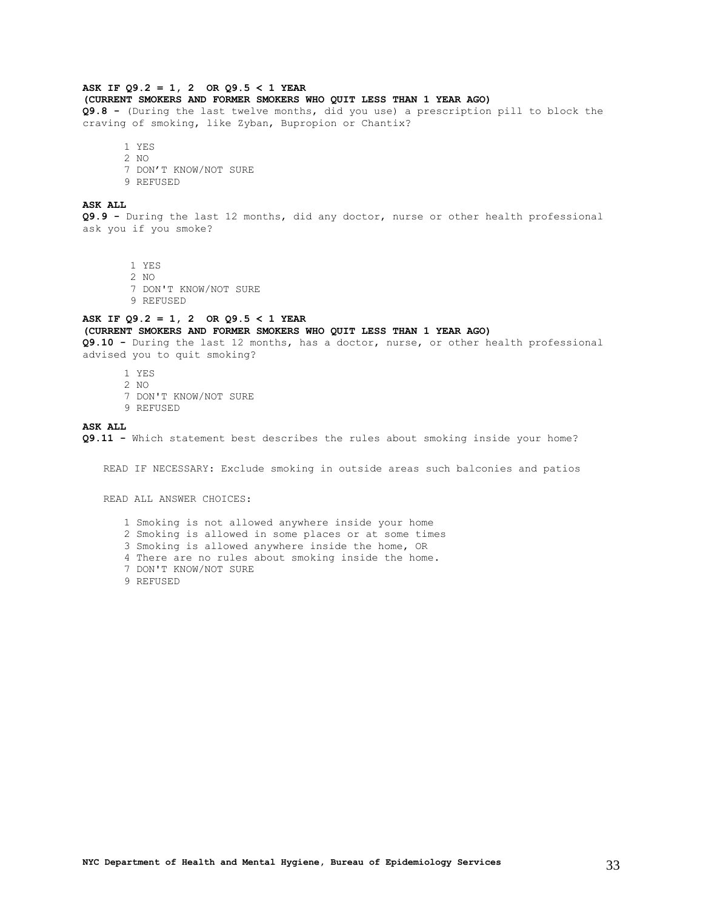**ASK IF Q9.2 = 1, 2 OR Q9.5 < 1 YEAR**
**(CURRENT SMOKERS AND FORMER SMOKERS WHO QUIT LESS THAN 1 YEAR AGO)**
**Q9.8 -** (During the last twelve months, did you use) a prescription pill to block the craving of smoking, like Zyban, Bupropion or Chantix?

1 YES
2 NO
7 DON'T KNOW/NOT SURE
9 REFUSED

**ASK ALL**
**Q9.9 -** During the last 12 months, did any doctor, nurse or other health professional ask you if you smoke?

1 YES
2 NO
7 DON'T KNOW/NOT SURE
9 REFUSED

**ASK IF Q9.2 = 1, 2 OR Q9.5 < 1 YEAR**
**(CURRENT SMOKERS AND FORMER SMOKERS WHO QUIT LESS THAN 1 YEAR AGO)**
**Q9.10 -** During the last 12 months, has a doctor, nurse, or other health professional advised you to quit smoking?

1 YES
2 NO
7 DON'T KNOW/NOT SURE
9 REFUSED

**ASK ALL**
**Q9.11 -** Which statement best describes the rules about smoking inside your home?

READ IF NECESSARY: Exclude smoking in outside areas such balconies and patios

READ ALL ANSWER CHOICES:

1 Smoking is not allowed anywhere inside your home
2 Smoking is allowed in some places or at some times
3 Smoking is allowed anywhere inside the home, OR
4 There are no rules about smoking inside the home.
7 DON'T KNOW/NOT SURE
9 REFUSED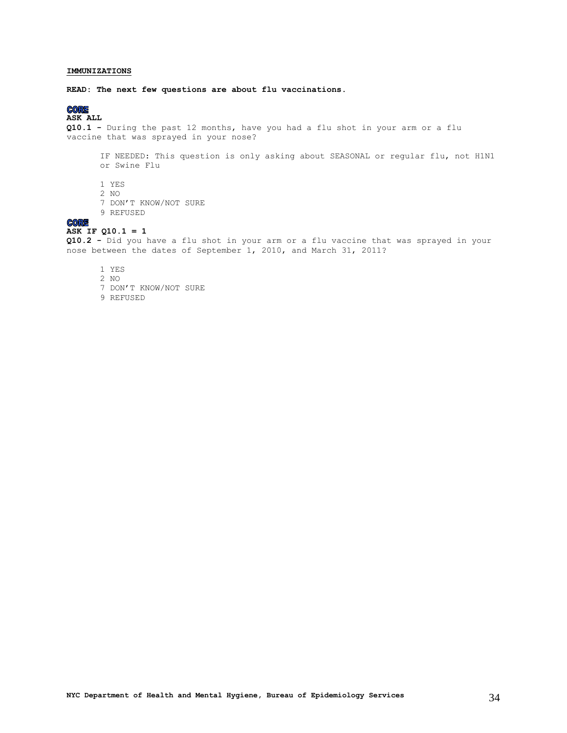**IMMUNIZATIONS**

**READ: The next few questions are about flu vaccinations.**

**CORE**
**ASK ALL**
**Q10.1 -** During the past 12 months, have you had a flu shot in your arm or a flu vaccine that was sprayed in your nose?

IF NEEDED: This question is only asking about SEASONAL or regular flu, not H1N1 or Swine Flu

1 YES
2 NO
7 DON'T KNOW/NOT SURE
9 REFUSED

**CORE**
**ASK IF Q10.1 = 1**
**Q10.2 -** Did you have a flu shot in your arm or a flu vaccine that was sprayed in your nose between the dates of September 1, 2010, and March 31, 2011?

1 YES
2 NO
7 DON'T KNOW/NOT SURE
9 REFUSED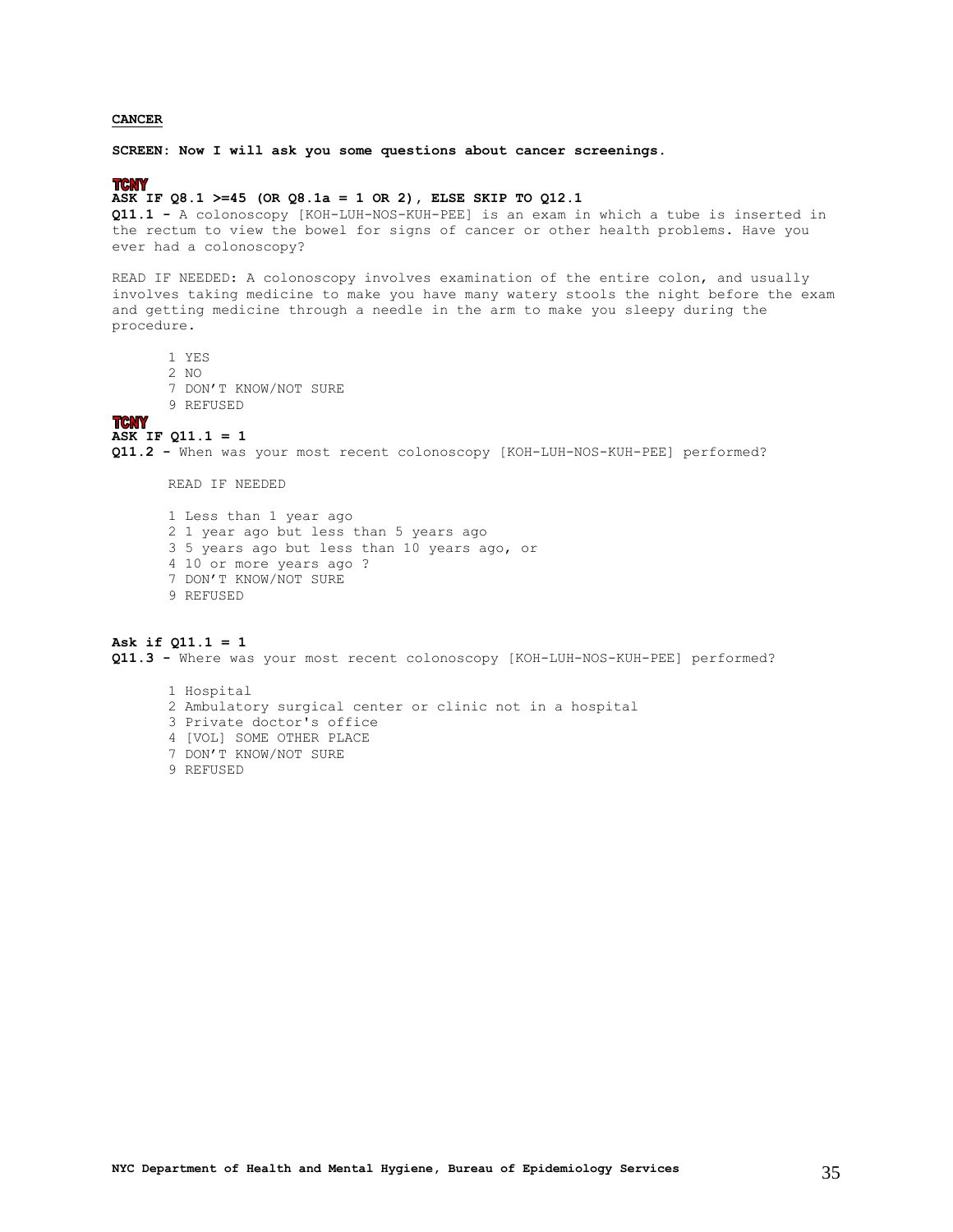**CANCER**

**SCREEN: Now I will ask you some questions about cancer screenings.**

**TCNY**
**ASK IF Q8.1 >=45 (OR Q8.1a = 1 OR 2), ELSE SKIP TO Q12.1**
**Q11.1 -** A colonoscopy [KOH-LUH-NOS-KUH-PEE] is an exam in which a tube is inserted in the rectum to view the bowel for signs of cancer or other health problems. Have you ever had a colonoscopy?

READ IF NEEDED: A colonoscopy involves examination of the entire colon, and usually involves taking medicine to make you have many watery stools the night before the exam and getting medicine through a needle in the arm to make you sleepy during the procedure.

1 YES
2 NO
7 DON'T KNOW/NOT SURE
9 REFUSED

**TCNY**
**ASK IF Q11.1 = 1**
**Q11.2 -** When was your most recent colonoscopy [KOH-LUH-NOS-KUH-PEE] performed?

READ IF NEEDED

1 Less than 1 year ago
2 1 year ago but less than 5 years ago
3 5 years ago but less than 10 years ago, or
4 10 or more years ago ?
7 DON'T KNOW/NOT SURE
9 REFUSED

**Ask if Q11.1 = 1**
**Q11.3 -** Where was your most recent colonoscopy [KOH-LUH-NOS-KUH-PEE] performed?

1 Hospital
2 Ambulatory surgical center or clinic not in a hospital
3 Private doctor's office
4 [VOL] SOME OTHER PLACE
7 DON'T KNOW/NOT SURE
9 REFUSED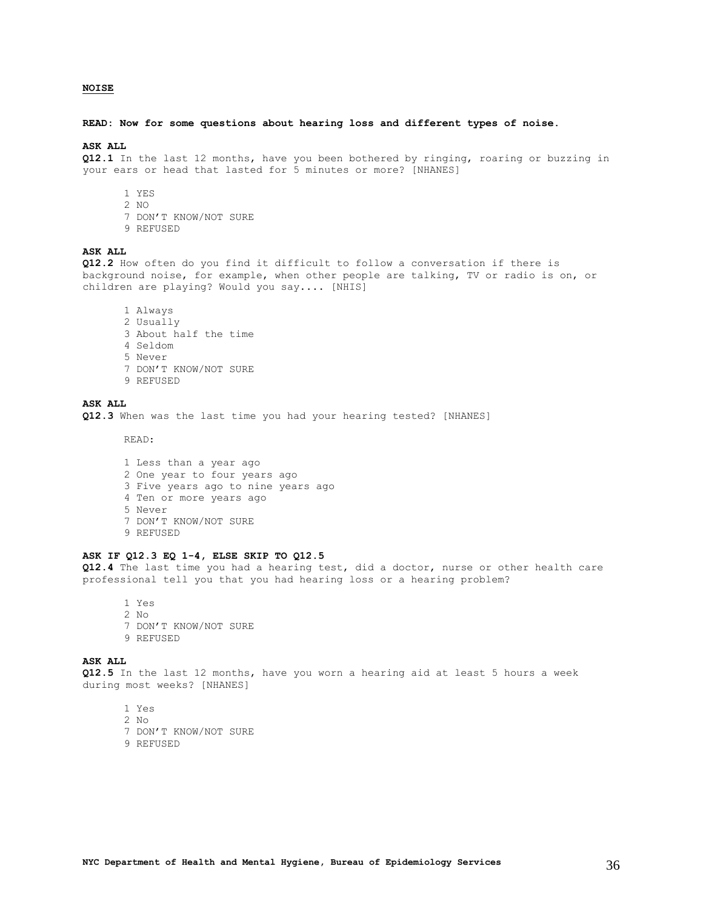## NOISE

**READ: Now for some questions about hearing loss and different types of noise.**

**ASK ALL**

**Q12.1** In the last 12 months, have you been bothered by ringing, roaring or buzzing in your ears or head that lasted for 5 minutes or more? [NHANES]

1 YES
2 NO
7 DON'T KNOW/NOT SURE
9 REFUSED

**ASK ALL**

**Q12.2** How often do you find it difficult to follow a conversation if there is background noise, for example, when other people are talking, TV or radio is on, or children are playing? Would you say.... [NHIS]

1 Always
2 Usually
3 About half the time
4 Seldom
5 Never
7 DON'T KNOW/NOT SURE
9 REFUSED

**ASK ALL**

**Q12.3** When was the last time you had your hearing tested? [NHANES]

READ:

1 Less than a year ago
2 One year to four years ago
3 Five years ago to nine years ago
4 Ten or more years ago
5 Never
7 DON'T KNOW/NOT SURE
9 REFUSED

**ASK IF Q12.3 EQ 1-4, ELSE SKIP TO Q12.5**

**Q12.4** The last time you had a hearing test, did a doctor, nurse or other health care professional tell you that you had hearing loss or a hearing problem?

1 Yes
2 No
7 DON'T KNOW/NOT SURE
9 REFUSED

**ASK ALL**

**Q12.5** In the last 12 months, have you worn a hearing aid at least 5 hours a week during most weeks? [NHANES]

1 Yes
2 No
7 DON'T KNOW/NOT SURE
9 REFUSED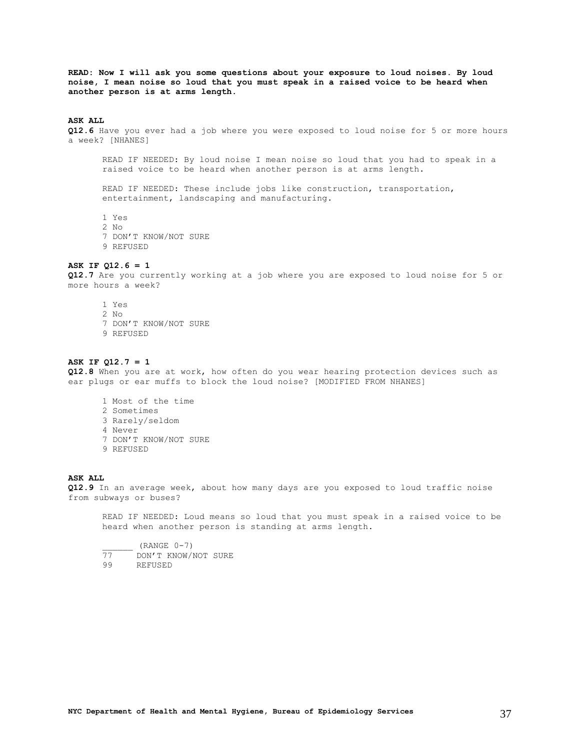**READ: Now I will ask you some questions about your exposure to loud noises. By loud noise, I mean noise so loud that you must speak in a raised voice to be heard when another person is at arms length.**

**ASK ALL**

**Q12.6** Have you ever had a job where you were exposed to loud noise for 5 or more hours a week? [NHANES]

READ IF NEEDED: By loud noise I mean noise so loud that you had to speak in a raised voice to be heard when another person is at arms length.

READ IF NEEDED: These include jobs like construction, transportation, entertainment, landscaping and manufacturing.

1 Yes
2 No
7 DON'T KNOW/NOT SURE
9 REFUSED

**ASK IF Q12.6 = 1**

**Q12.7** Are you currently working at a job where you are exposed to loud noise for 5 or more hours a week?

1 Yes
2 No
7 DON'T KNOW/NOT SURE
9 REFUSED

**ASK IF Q12.7 = 1**

**Q12.8** When you are at work, how often do you wear hearing protection devices such as ear plugs or ear muffs to block the loud noise? [MODIFIED FROM NHANES]

1 Most of the time
2 Sometimes
3 Rarely/seldom
4 Never
7 DON'T KNOW/NOT SURE
9 REFUSED

**ASK ALL**

**Q12.9** In an average week, about how many days are you exposed to loud traffic noise from subways or buses?

READ IF NEEDED: Loud means so loud that you must speak in a raised voice to be heard when another person is standing at arms length.

______ (RANGE 0-7)
77 DON'T KNOW/NOT SURE
99 REFUSED

**NYC Department of Health and Mental Hygiene, Bureau of Epidemiology Services**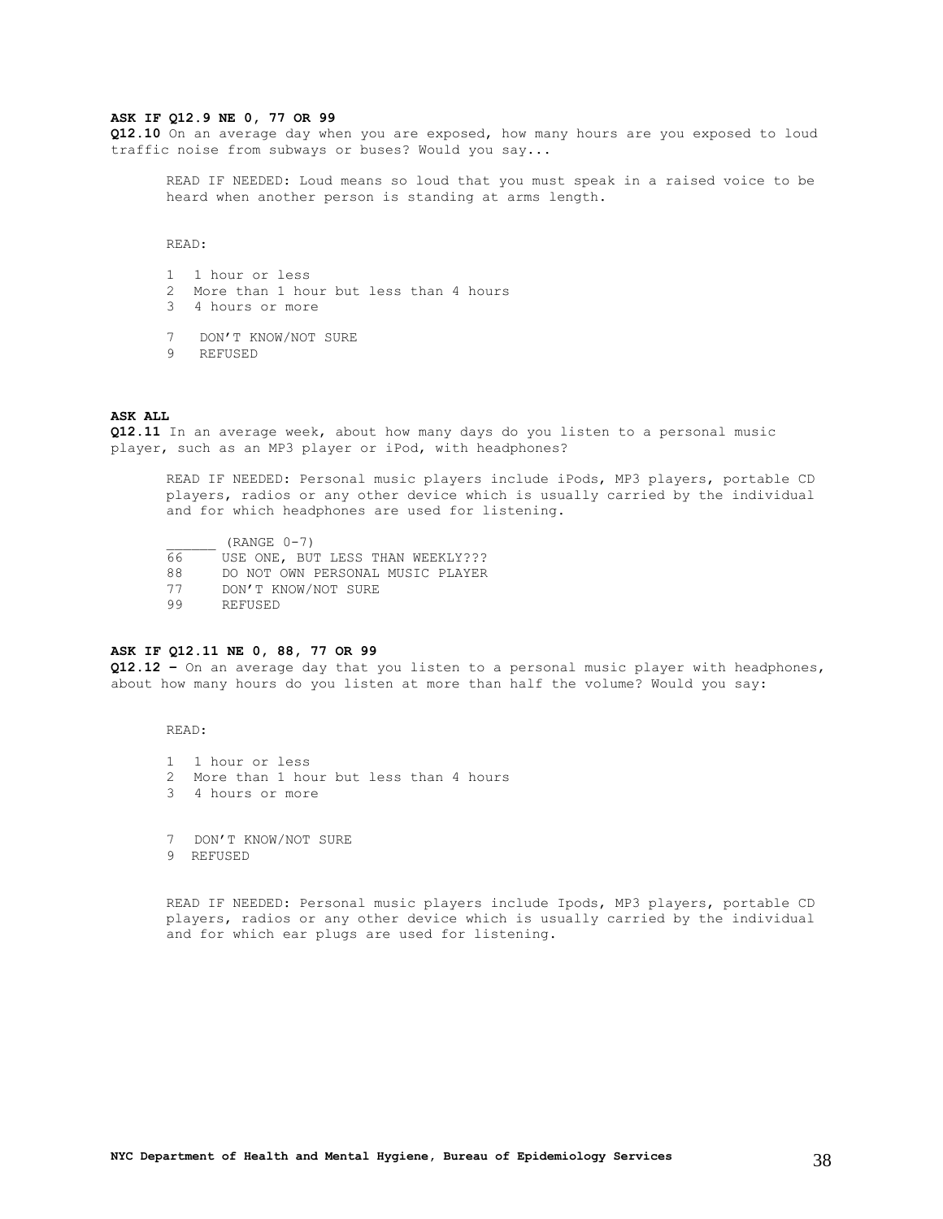**ASK IF Q12.9 NE 0, 77 OR 99**

**Q12.10** On an average day when you are exposed, how many hours are you exposed to loud traffic noise from subways or buses? Would you say...

READ IF NEEDED: Loud means so loud that you must speak in a raised voice to be heard when another person is standing at arms length.

READ:

1 1 hour or less
2 More than 1 hour but less than 4 hours
3 4 hours or more

7 DON'T KNOW/NOT SURE
9 REFUSED

**ASK ALL**

**Q12.11** In an average week, about how many days do you listen to a personal music player, such as an MP3 player or iPod, with headphones?

READ IF NEEDED: Personal music players include iPods, MP3 players, portable CD players, radios or any other device which is usually carried by the individual and for which headphones are used for listening.

______ (RANGE 0-7)
66 USE ONE, BUT LESS THAN WEEKLY???
88 DO NOT OWN PERSONAL MUSIC PLAYER
77 DON'T KNOW/NOT SURE
99 REFUSED

**ASK IF Q12.11 NE 0, 88, 77 OR 99**

**Q12.12 –** On an average day that you listen to a personal music player with headphones, about how many hours do you listen at more than half the volume? Would you say:

READ:

1 1 hour or less
2 More than 1 hour but less than 4 hours
3 4 hours or more

7 DON'T KNOW/NOT SURE
9 REFUSED

READ IF NEEDED: Personal music players include Ipods, MP3 players, portable CD players, radios or any other device which is usually carried by the individual and for which ear plugs are used for listening.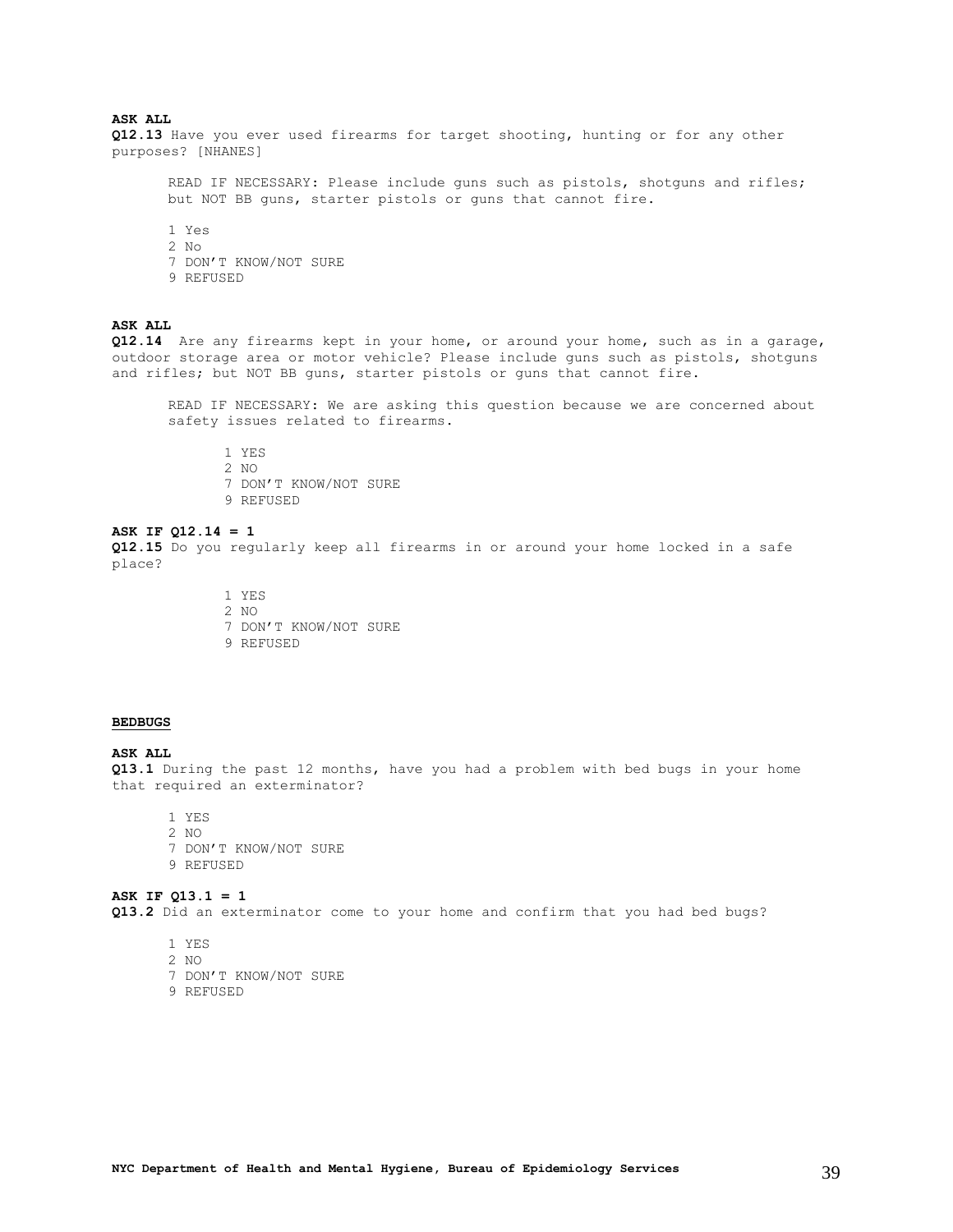**ASK ALL**

**Q12.13** Have you ever used firearms for target shooting, hunting or for any other purposes? [NHANES]

READ IF NECESSARY: Please include guns such as pistols, shotguns and rifles; but NOT BB guns, starter pistols or guns that cannot fire.

1 Yes
2 No
7 DON'T KNOW/NOT SURE
9 REFUSED

**ASK ALL**

**Q12.14** Are any firearms kept in your home, or around your home, such as in a garage, outdoor storage area or motor vehicle? Please include guns such as pistols, shotguns and rifles; but NOT BB guns, starter pistols or guns that cannot fire.

READ IF NECESSARY: We are asking this question because we are concerned about safety issues related to firearms.

1 YES
2 NO
7 DON'T KNOW/NOT SURE
9 REFUSED

**ASK IF Q12.14 = 1**

**Q12.15** Do you regularly keep all firearms in or around your home locked in a safe place?

1 YES
2 NO
7 DON'T KNOW/NOT SURE
9 REFUSED

**BEDBUGS**

**ASK ALL**

**Q13.1** During the past 12 months, have you had a problem with bed bugs in your home that required an exterminator?

1 YES
2 NO
7 DON'T KNOW/NOT SURE
9 REFUSED

**ASK IF Q13.1 = 1**

**Q13.2** Did an exterminator come to your home and confirm that you had bed bugs?

1 YES
2 NO
7 DON'T KNOW/NOT SURE
9 REFUSED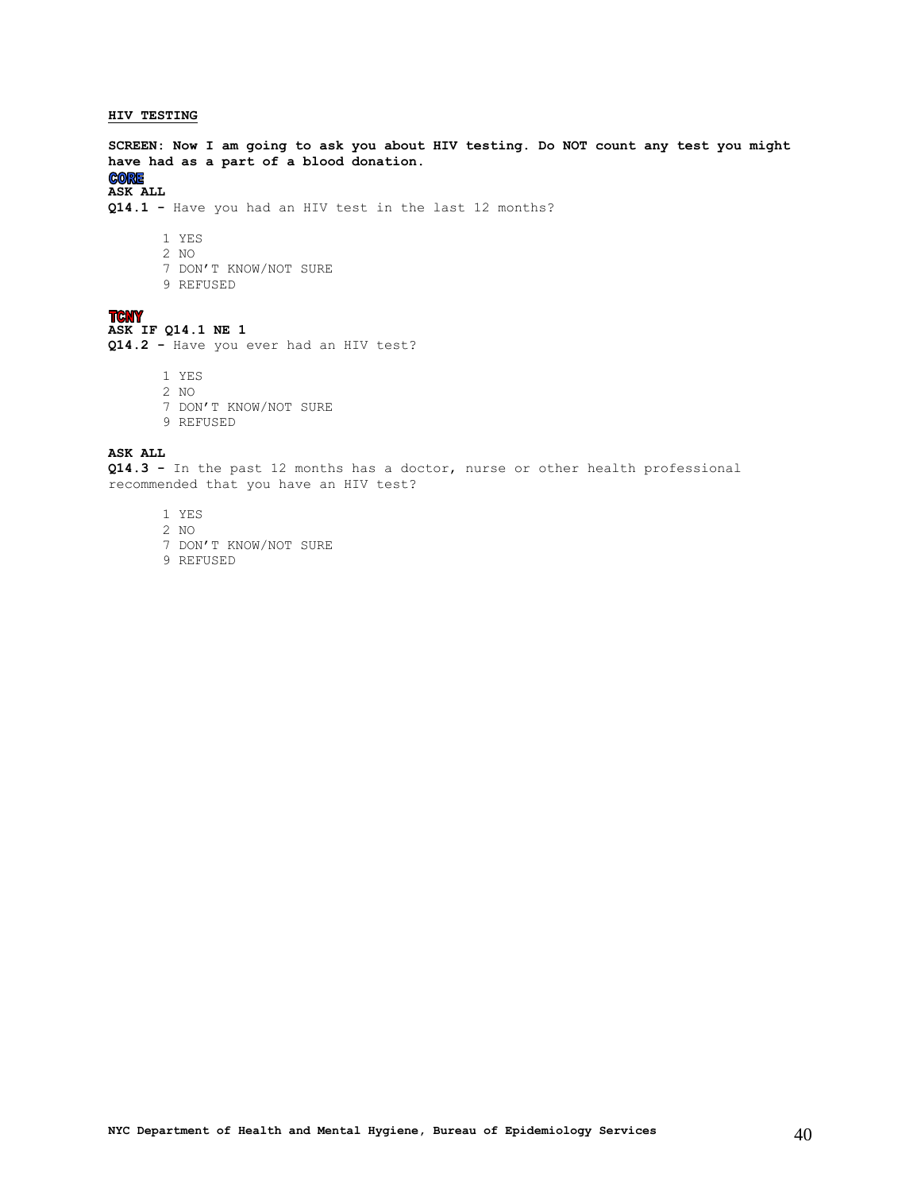**HIV TESTING**

**SCREEN: Now I am going to ask you about HIV testing. Do NOT count any test you might have had as a part of a blood donation.**

**CORE**

**ASK ALL**

**Q14.1 -** Have you had an HIV test in the last 12 months?

1 YES
2 NO
7 DON'T KNOW/NOT SURE
9 REFUSED

**TCNY**

**ASK IF Q14.1 NE 1**

**Q14.2 -** Have you ever had an HIV test?

1 YES
2 NO
7 DON'T KNOW/NOT SURE
9 REFUSED

**ASK ALL**

**Q14.3 -** In the past 12 months has a doctor, nurse or other health professional recommended that you have an HIV test?

1 YES
2 NO
7 DON'T KNOW/NOT SURE
9 REFUSED

**NYC Department of Health and Mental Hygiene, Bureau of Epidemiology Services**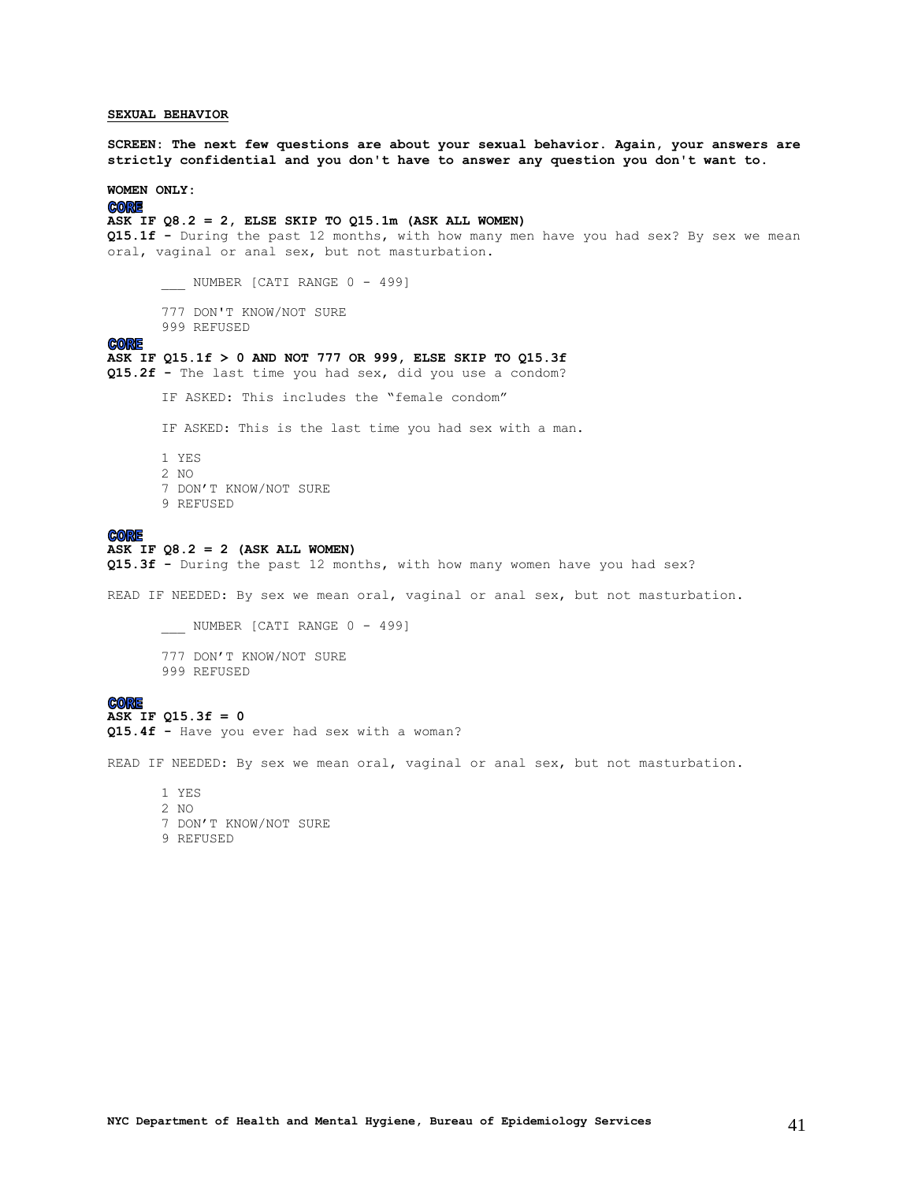**SEXUAL BEHAVIOR**

**SCREEN: The next few questions are about your sexual behavior. Again, your answers are strictly confidential and you don't have to answer any question you don't want to.**

**WOMEN ONLY:**

CORE

**ASK IF Q8.2 = 2, ELSE SKIP TO Q15.1m (ASK ALL WOMEN)**

**Q15.1f -** During the past 12 months, with how many men have you had sex? By sex we mean oral, vaginal or anal sex, but not masturbation.

\_\_\_ NUMBER [CATI RANGE 0 - 499]

777 DON'T KNOW/NOT SURE
999 REFUSED

CORE

**ASK IF Q15.1f > 0 AND NOT 777 OR 999, ELSE SKIP TO Q15.3f**

**Q15.2f -** The last time you had sex, did you use a condom?

IF ASKED: This includes the "female condom"

IF ASKED: This is the last time you had sex with a man.

1 YES
2 NO
7 DON'T KNOW/NOT SURE
9 REFUSED

CORE

**ASK IF Q8.2 = 2 (ASK ALL WOMEN)**

**Q15.3f -** During the past 12 months, with how many women have you had sex?

READ IF NEEDED: By sex we mean oral, vaginal or anal sex, but not masturbation.

\_\_\_ NUMBER [CATI RANGE 0 - 499]

777 DON'T KNOW/NOT SURE
999 REFUSED

CORE

**ASK IF Q15.3f = 0**

**Q15.4f -** Have you ever had sex with a woman?

READ IF NEEDED: By sex we mean oral, vaginal or anal sex, but not masturbation.

1 YES
2 NO
7 DON'T KNOW/NOT SURE
9 REFUSED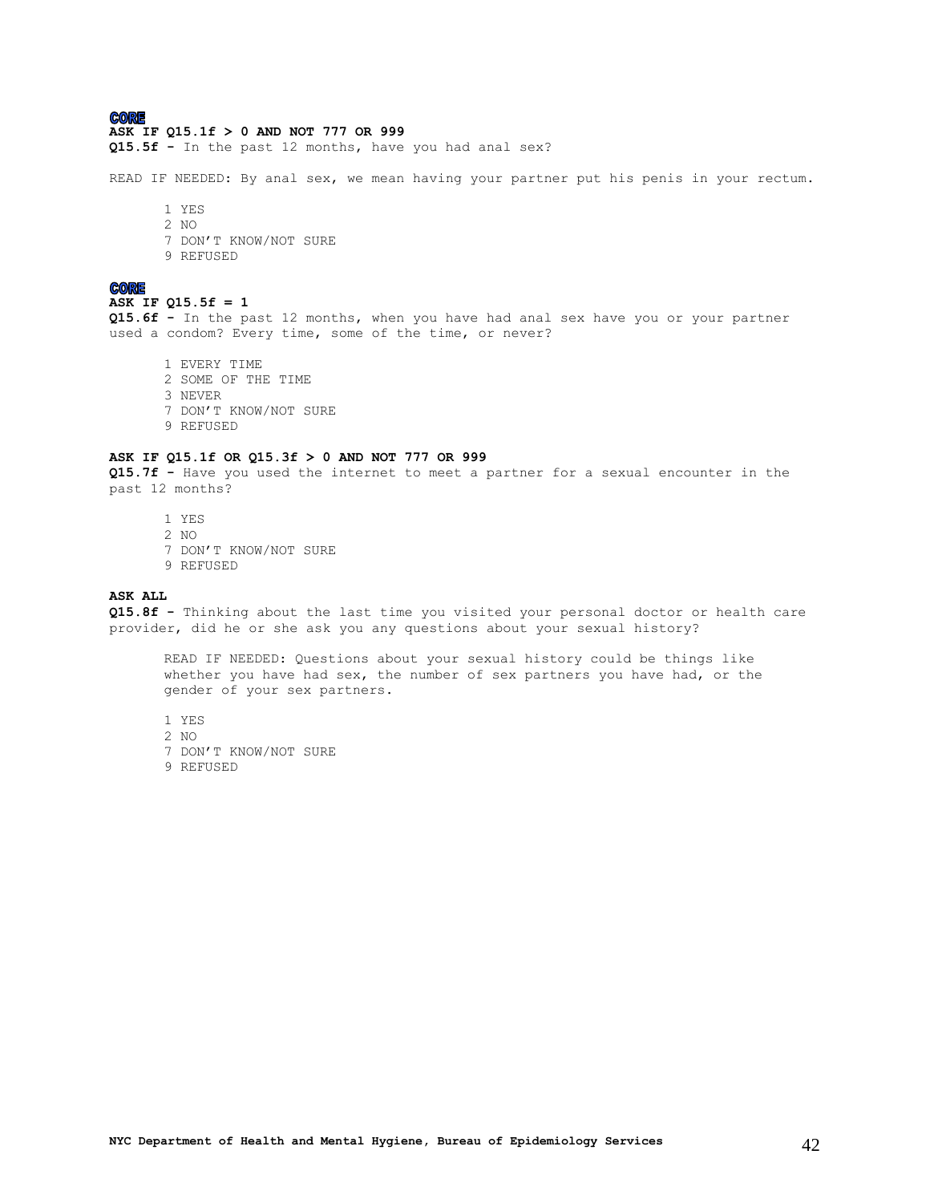**CORE**

**ASK IF Q15.1f > 0 AND NOT 777 OR 999**

**Q15.5f -** In the past 12 months, have you had anal sex?

READ IF NEEDED: By anal sex, we mean having your partner put his penis in your rectum.

1 YES
2 NO
7 DON'T KNOW/NOT SURE
9 REFUSED

**CORE**

**ASK IF Q15.5f = 1**

**Q15.6f -** In the past 12 months, when you have had anal sex have you or your partner used a condom? Every time, some of the time, or never?

1 EVERY TIME
2 SOME OF THE TIME
3 NEVER
7 DON'T KNOW/NOT SURE
9 REFUSED

**ASK IF Q15.1f OR Q15.3f > 0 AND NOT 777 OR 999**

**Q15.7f -** Have you used the internet to meet a partner for a sexual encounter in the past 12 months?

1 YES
2 NO
7 DON'T KNOW/NOT SURE
9 REFUSED

**ASK ALL**

**Q15.8f -** Thinking about the last time you visited your personal doctor or health care provider, did he or she ask you any questions about your sexual history?

READ IF NEEDED: Questions about your sexual history could be things like whether you have had sex, the number of sex partners you have had, or the gender of your sex partners.

1 YES
2 NO
7 DON'T KNOW/NOT SURE
9 REFUSED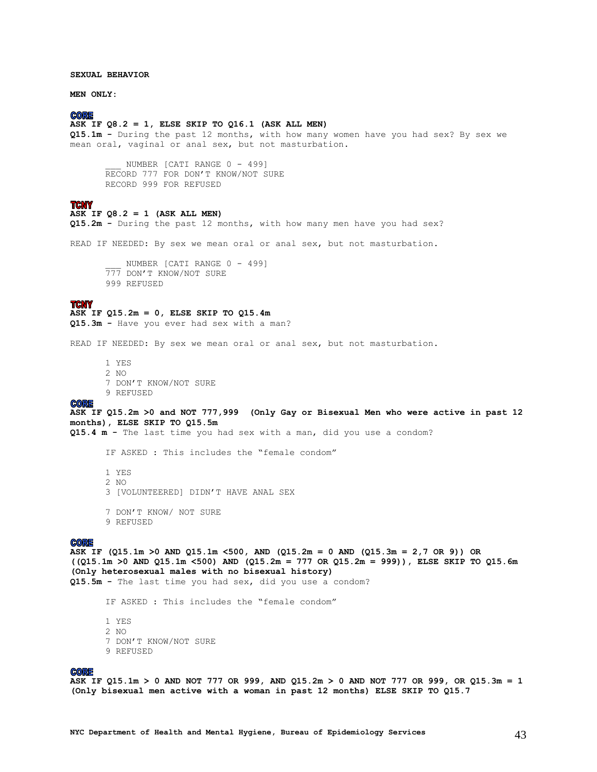**SEXUAL BEHAVIOR**

**MEN ONLY:**

CORE

**ASK IF Q8.2 = 1, ELSE SKIP TO Q16.1 (ASK ALL MEN)**

**Q15.1m -** During the past 12 months, with how many women have you had sex? By sex we mean oral, vaginal or anal sex, but not masturbation.

___ NUMBER [CATI RANGE 0 - 499]
RECORD 777 FOR DON'T KNOW/NOT SURE
RECORD 999 FOR REFUSED

TCNY

**ASK IF Q8.2 = 1 (ASK ALL MEN)**

**Q15.2m -** During the past 12 months, with how many men have you had sex?

READ IF NEEDED: By sex we mean oral or anal sex, but not masturbation.

___ NUMBER [CATI RANGE 0 - 499]
777 DON'T KNOW/NOT SURE
999 REFUSED

TCNY

**ASK IF Q15.2m = 0, ELSE SKIP TO Q15.4m**

**Q15.3m -** Have you ever had sex with a man?

READ IF NEEDED: By sex we mean oral or anal sex, but not masturbation.

1 YES
2 NO
7 DON'T KNOW/NOT SURE
9 REFUSED

CORE

**ASK IF Q15.2m >0 and NOT 777,999 (Only Gay or Bisexual Men who were active in past 12 months), ELSE SKIP TO Q15.5m**

**Q15.4 m -** The last time you had sex with a man, did you use a condom?

IF ASKED : This includes the "female condom"

1 YES
2 NO
3 [VOLUNTEERED] DIDN'T HAVE ANAL SEX

7 DON'T KNOW/ NOT SURE
9 REFUSED

CORE

**ASK IF (Q15.1m >0 AND Q15.1m <500, AND (Q15.2m = 0 AND (Q15.3m = 2,7 OR 9)) OR ((Q15.1m >0 AND Q15.1m <500) AND (Q15.2m = 777 OR Q15.2m = 999)), ELSE SKIP TO Q15.6m (Only heterosexual males with no bisexual history)**

**Q15.5m -** The last time you had sex, did you use a condom?

IF ASKED : This includes the "female condom"

1 YES
2 NO
7 DON'T KNOW/NOT SURE
9 REFUSED

CORE

**ASK IF Q15.1m > 0 AND NOT 777 OR 999, AND Q15.2m > 0 AND NOT 777 OR 999, OR Q15.3m = 1 (Only bisexual men active with a woman in past 12 months) ELSE SKIP TO Q15.7**

**NYC Department of Health and Mental Hygiene, Bureau of Epidemiology Services**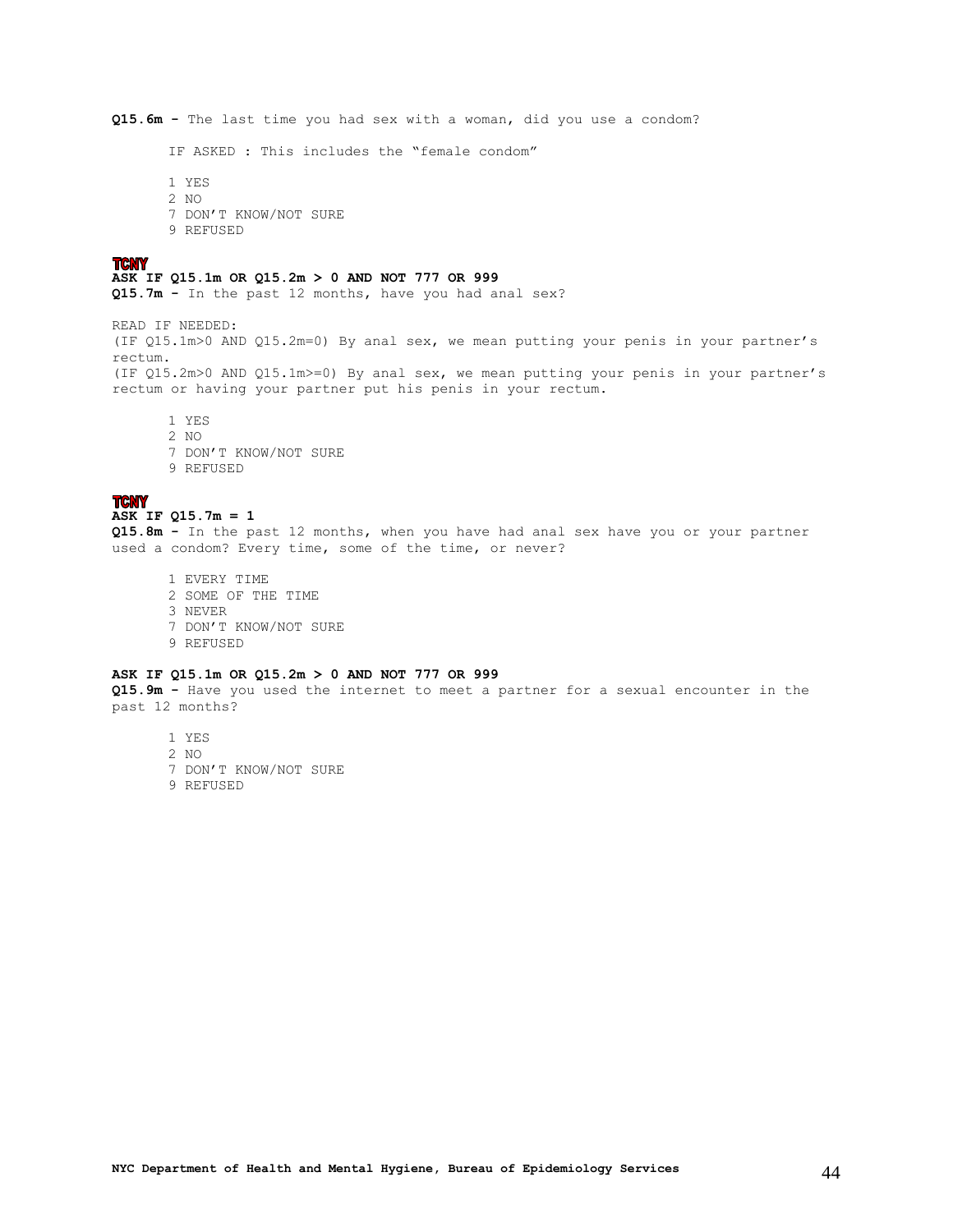**Q15.6m -** The last time you had sex with a woman, did you use a condom?

IF ASKED : This includes the "female condom"

1 YES
2 NO
7 DON'T KNOW/NOT SURE
9 REFUSED

**TCNY**

**ASK IF Q15.1m OR Q15.2m > 0 AND NOT 777 OR 999**

**Q15.7m -** In the past 12 months, have you had anal sex?

READ IF NEEDED:
(IF Q15.1m>0 AND Q15.2m=0) By anal sex, we mean putting your penis in your partner's rectum.
(IF Q15.2m>0 AND Q15.1m>=0) By anal sex, we mean putting your penis in your partner's rectum or having your partner put his penis in your rectum.

1 YES
2 NO
7 DON'T KNOW/NOT SURE
9 REFUSED

**TCNY**

**ASK IF Q15.7m = 1**

**Q15.8m -** In the past 12 months, when you have had anal sex have you or your partner used a condom? Every time, some of the time, or never?

1 EVERY TIME
2 SOME OF THE TIME
3 NEVER
7 DON'T KNOW/NOT SURE
9 REFUSED

**ASK IF Q15.1m OR Q15.2m > 0 AND NOT 777 OR 999**

**Q15.9m -** Have you used the internet to meet a partner for a sexual encounter in the past 12 months?

1 YES
2 NO
7 DON'T KNOW/NOT SURE
9 REFUSED

**NYC Department of Health and Mental Hygiene, Bureau of Epidemiology Services**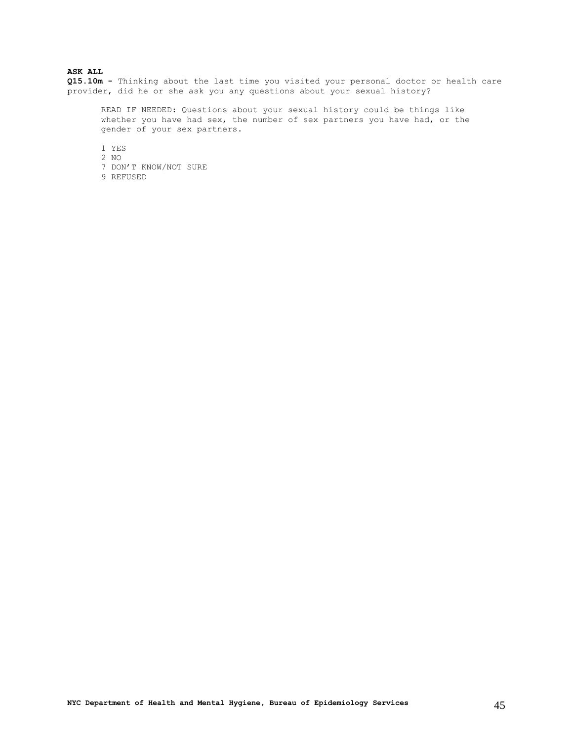**ASK ALL**

**Q15.10m -** Thinking about the last time you visited your personal doctor or health care provider, did he or she ask you any questions about your sexual history?

READ IF NEEDED: Questions about your sexual history could be things like whether you have had sex, the number of sex partners you have had, or the gender of your sex partners.

1 YES
2 NO
7 DON'T KNOW/NOT SURE
9 REFUSED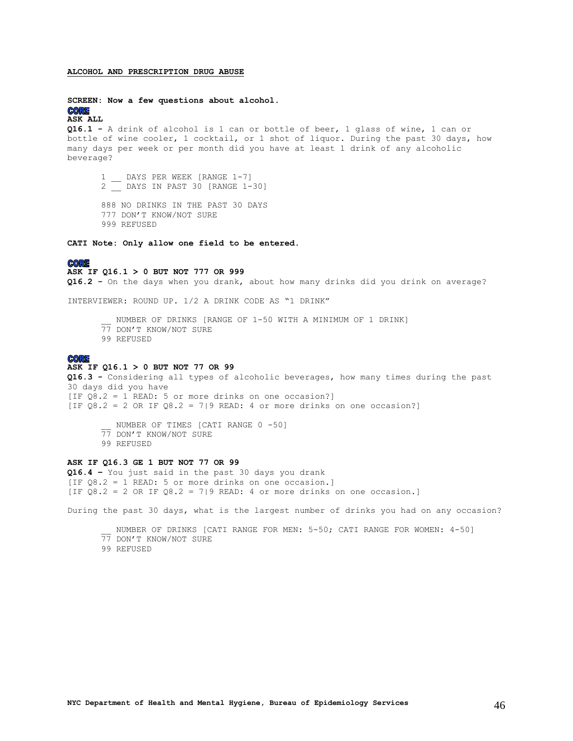**ALCOHOL AND PRESCRIPTION DRUG ABUSE**

**SCREEN: Now a few questions about alcohol.**

**CORE**

**ASK ALL**

**Q16.1 -** A drink of alcohol is 1 can or bottle of beer, 1 glass of wine, 1 can or bottle of wine cooler, 1 cocktail, or 1 shot of liquor. During the past 30 days, how many days per week or per month did you have at least 1 drink of any alcoholic beverage?

1 __ DAYS PER WEEK [RANGE 1-7]
2 __ DAYS IN PAST 30 [RANGE 1-30]

888 NO DRINKS IN THE PAST 30 DAYS
777 DON'T KNOW/NOT SURE
999 REFUSED

**CATI Note: Only allow one field to be entered.**

**CORE**

**ASK IF Q16.1 > 0 BUT NOT 777 OR 999**

**Q16.2 -** On the days when you drank, about how many drinks did you drink on average?

INTERVIEWER: ROUND UP. 1/2 A DRINK CODE AS "1 DRINK"

__ NUMBER OF DRINKS [RANGE OF 1-50 WITH A MINIMUM OF 1 DRINK]
77 DON'T KNOW/NOT SURE
99 REFUSED

**CORE**

**ASK IF Q16.1 > 0 BUT NOT 77 OR 99**

**Q16.3 -** Considering all types of alcoholic beverages, how many times during the past 30 days did you have
[IF Q8.2 = 1 READ: 5 or more drinks on one occasion?]
[IF Q8.2 = 2 OR IF Q8.2 = 7|9 READ: 4 or more drinks on one occasion?]

__ NUMBER OF TIMES [CATI RANGE 0 -50]
77 DON'T KNOW/NOT SURE
99 REFUSED

**ASK IF Q16.3 GE 1 BUT NOT 77 OR 99**

**Q16.4 –** You just said in the past 30 days you drank
[IF Q8.2 = 1 READ: 5 or more drinks on one occasion.]
[IF Q8.2 = 2 OR IF Q8.2 = 7|9 READ: 4 or more drinks on one occasion.]

During the past 30 days, what is the largest number of drinks you had on any occasion?

__ NUMBER OF DRINKS [CATI RANGE FOR MEN: 5-50; CATI RANGE FOR WOMEN: 4-50]
77 DON'T KNOW/NOT SURE
99 REFUSED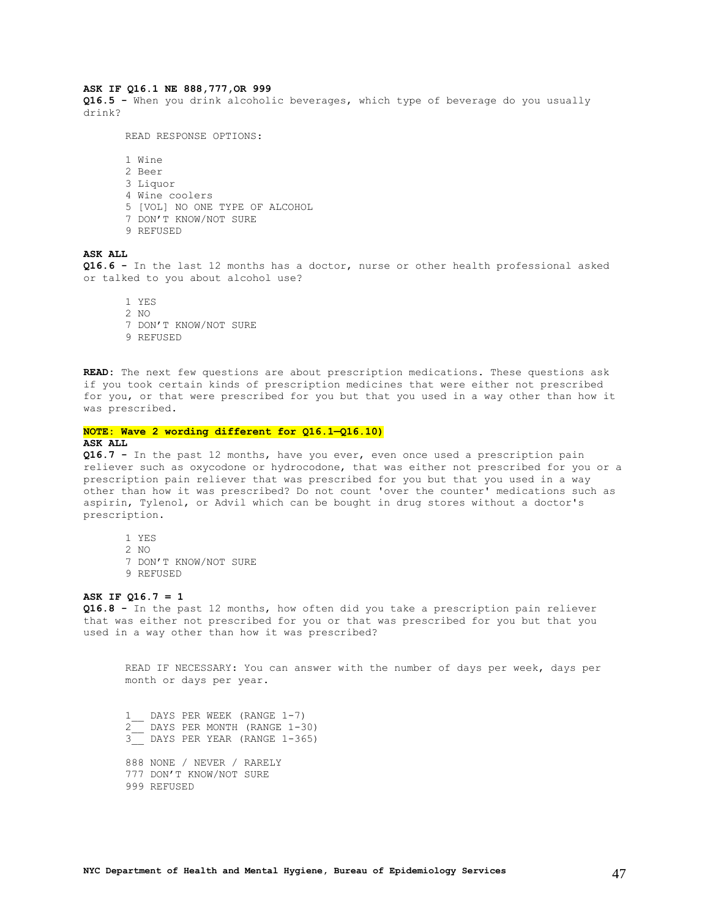**ASK IF Q16.1 NE 888,777,OR 999**

**Q16.5 -** When you drink alcoholic beverages, which type of beverage do you usually drink?

READ RESPONSE OPTIONS:

1 Wine
2 Beer
3 Liquor
4 Wine coolers
5 [VOL] NO ONE TYPE OF ALCOHOL
7 DON'T KNOW/NOT SURE
9 REFUSED

**ASK ALL**

**Q16.6 -** In the last 12 months has a doctor, nurse or other health professional asked or talked to you about alcohol use?

1 YES
2 NO
7 DON'T KNOW/NOT SURE
9 REFUSED

**READ:** The next few questions are about prescription medications. These questions ask if you took certain kinds of prescription medicines that were either not prescribed for you, or that were prescribed for you but that you used in a way other than how it was prescribed.

**NOTE: Wave 2 wording different for Q16.1—Q16.10)**

**ASK ALL**

**Q16.7 -** In the past 12 months, have you ever, even once used a prescription pain reliever such as oxycodone or hydrocodone, that was either not prescribed for you or a prescription pain reliever that was prescribed for you but that you used in a way other than how it was prescribed? Do not count 'over the counter' medications such as aspirin, Tylenol, or Advil which can be bought in drug stores without a doctor's prescription.

1 YES
2 NO
7 DON'T KNOW/NOT SURE
9 REFUSED

**ASK IF Q16.7 = 1**

**Q16.8 -** In the past 12 months, how often did you take a prescription pain reliever that was either not prescribed for you or that was prescribed for you but that you used in a way other than how it was prescribed?

READ IF NECESSARY: You can answer with the number of days per week, days per month or days per year.

1__ DAYS PER WEEK (RANGE 1-7)
2__ DAYS PER MONTH (RANGE 1-30)
3__ DAYS PER YEAR (RANGE 1-365)

888 NONE / NEVER / RARELY
777 DON'T KNOW/NOT SURE
999 REFUSED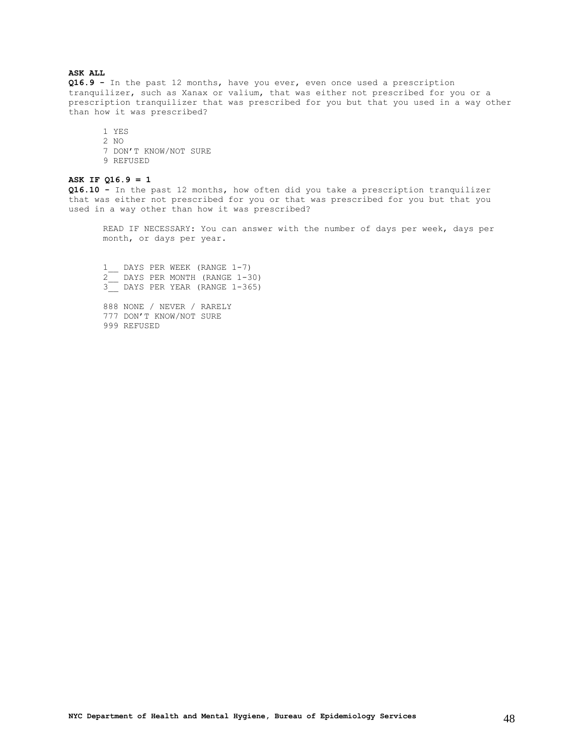**ASK ALL**

**Q16.9 -** In the past 12 months, have you ever, even once used a prescription tranquilizer, such as Xanax or valium, that was either not prescribed for you or a prescription tranquilizer that was prescribed for you but that you used in a way other than how it was prescribed?

1 YES
2 NO
7 DON'T KNOW/NOT SURE
9 REFUSED

**ASK IF Q16.9 = 1**

**Q16.10 -** In the past 12 months, how often did you take a prescription tranquilizer that was either not prescribed for you or that was prescribed for you but that you used in a way other than how it was prescribed?

READ IF NECESSARY: You can answer with the number of days per week, days per month, or days per year.

1__ DAYS PER WEEK (RANGE 1-7)
2__ DAYS PER MONTH (RANGE 1-30)
3__ DAYS PER YEAR (RANGE 1-365)

888 NONE / NEVER / RARELY
777 DON'T KNOW/NOT SURE
999 REFUSED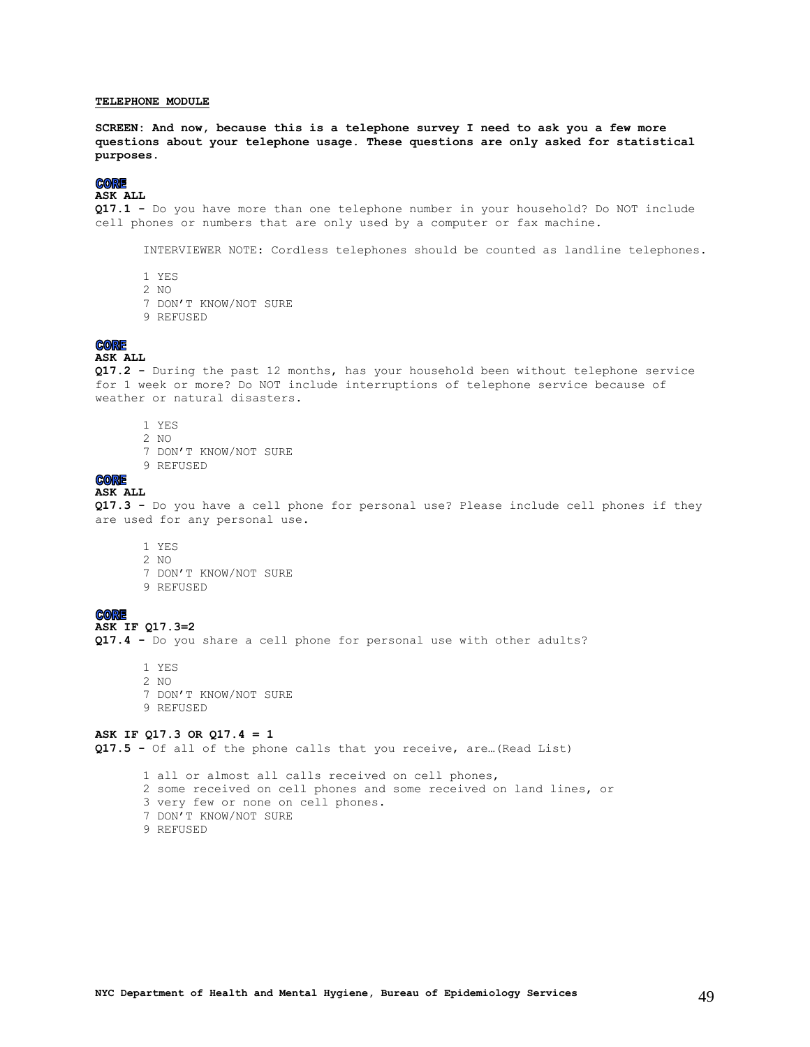**TELEPHONE MODULE**

**SCREEN: And now, because this is a telephone survey I need to ask you a few more questions about your telephone usage. These questions are only asked for statistical purposes.**

**CORE**

**ASK ALL**

**Q17.1 -** Do you have more than one telephone number in your household? Do NOT include cell phones or numbers that are only used by a computer or fax machine.

INTERVIEWER NOTE: Cordless telephones should be counted as landline telephones.

1 YES
2 NO
7 DON'T KNOW/NOT SURE
9 REFUSED

**CORE**

**ASK ALL**

**Q17.2 -** During the past 12 months, has your household been without telephone service for 1 week or more? Do NOT include interruptions of telephone service because of weather or natural disasters.

1 YES
2 NO
7 DON'T KNOW/NOT SURE
9 REFUSED

**CORE**

**ASK ALL**

**Q17.3 -** Do you have a cell phone for personal use? Please include cell phones if they are used for any personal use.

1 YES
2 NO
7 DON'T KNOW/NOT SURE
9 REFUSED

**CORE**

**ASK IF Q17.3=2**

**Q17.4 -** Do you share a cell phone for personal use with other adults?

1 YES
2 NO
7 DON'T KNOW/NOT SURE
9 REFUSED

**ASK IF Q17.3 OR Q17.4 = 1**

**Q17.5 -** Of all of the phone calls that you receive, are…(Read List)

1 all or almost all calls received on cell phones,
2 some received on cell phones and some received on land lines, or
3 very few or none on cell phones.
7 DON'T KNOW/NOT SURE
9 REFUSED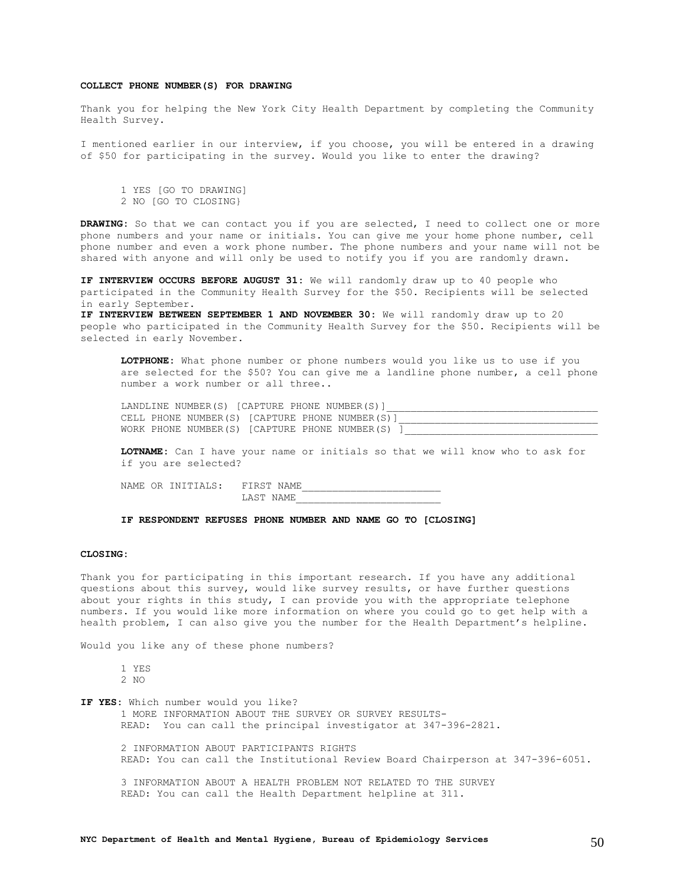**COLLECT PHONE NUMBER(S) FOR DRAWING**

Thank you for helping the New York City Health Department by completing the Community Health Survey.

I mentioned earlier in our interview, if you choose, you will be entered in a drawing of $50 for participating in the survey. Would you like to enter the drawing?

1 YES [GO TO DRAWING]
2 NO [GO TO CLOSING}

**DRAWING:** So that we can contact you if you are selected, I need to collect one or more phone numbers and your name or initials. You can give me your home phone number, cell phone number and even a work phone number. The phone numbers and your name will not be shared with anyone and will only be used to notify you if you are randomly drawn.

**IF INTERVIEW OCCURS BEFORE AUGUST 31:** We will randomly draw up to 40 people who participated in the Community Health Survey for the $50. Recipients will be selected in early September.
**IF INTERVIEW BETWEEN SEPTEMBER 1 AND NOVEMBER 30:** We will randomly draw up to 20 people who participated in the Community Health Survey for the $50. Recipients will be selected in early November.

**LOTPHONE:** What phone number or phone numbers would you like us to use if you are selected for the $50? You can give me a landline phone number, a cell phone number a work number or all three..

LANDLINE NUMBER(S) [CAPTURE PHONE NUMBER(S)]___________________________________
CELL PHONE NUMBER(S) [CAPTURE PHONE NUMBER(S)]_________________________________
WORK PHONE NUMBER(S) [CAPTURE PHONE NUMBER(S) ]________________________________

**LOTNAME:** Can I have your name or initials so that we will know who to ask for if you are selected?

NAME OR INITIALS: FIRST NAME_______________________
LAST NAME________________________

**IF RESPONDENT REFUSES PHONE NUMBER AND NAME GO TO [CLOSING]**

**CLOSING:**

Thank you for participating in this important research. If you have any additional questions about this survey, would like survey results, or have further questions about your rights in this study, I can provide you with the appropriate telephone numbers. If you would like more information on where you could go to get help with a health problem, I can also give you the number for the Health Department's helpline.

Would you like any of these phone numbers?

1 YES
2 NO

**IF YES**: Which number would you like?

1 MORE INFORMATION ABOUT THE SURVEY OR SURVEY RESULTS-
READ: You can call the principal investigator at 347-396-2821.

2 INFORMATION ABOUT PARTICIPANTS RIGHTS
READ: You can call the Institutional Review Board Chairperson at 347-396-6051.

3 INFORMATION ABOUT A HEALTH PROBLEM NOT RELATED TO THE SURVEY
READ: You can call the Health Department helpline at 311.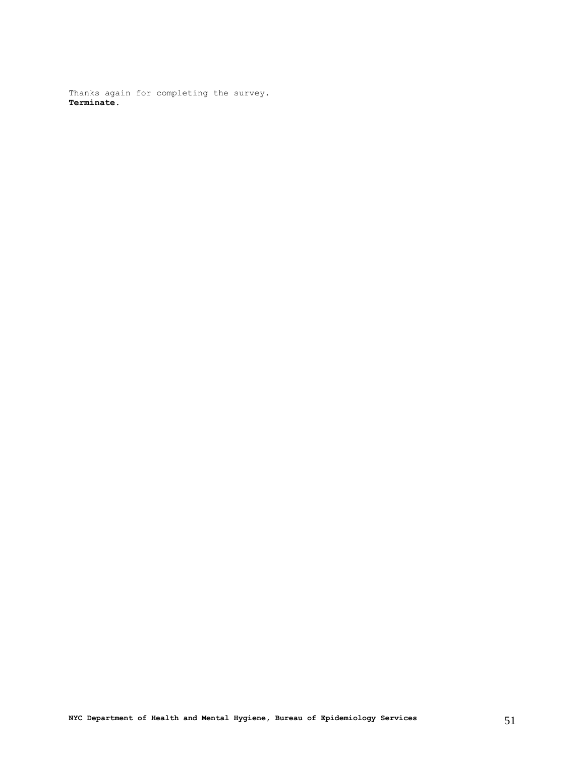Thanks again for completing the survey.
**Terminate.**